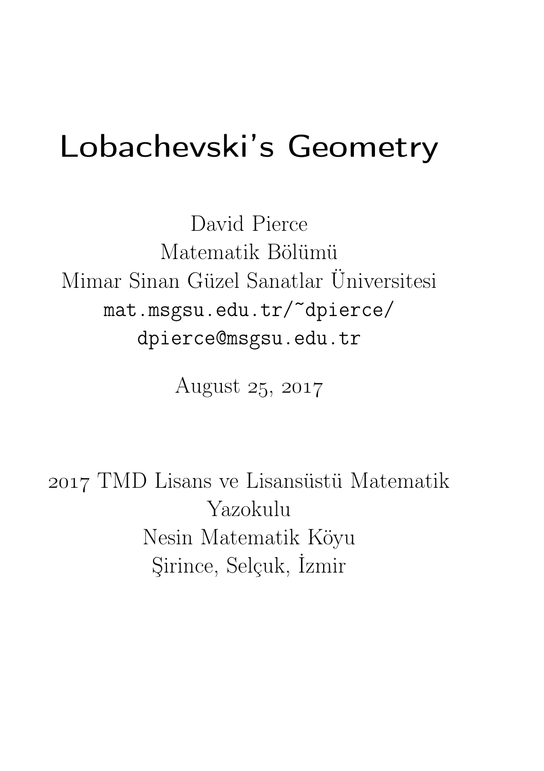# Lobachevski's Geometry

David Pierce
Matematik Bölümü
Mimar Sinan Güzel Sanatlar Üniversitesi
mat.msgsu.edu.tr/~dpierce/
dpierce@msgsu.edu.tr

August 25, 2017

2017 TMD Lisans ve Lisansüstü Matematik Yazokulu
Nesin Matematik Köyu
Şirince, Selçuk, İzmir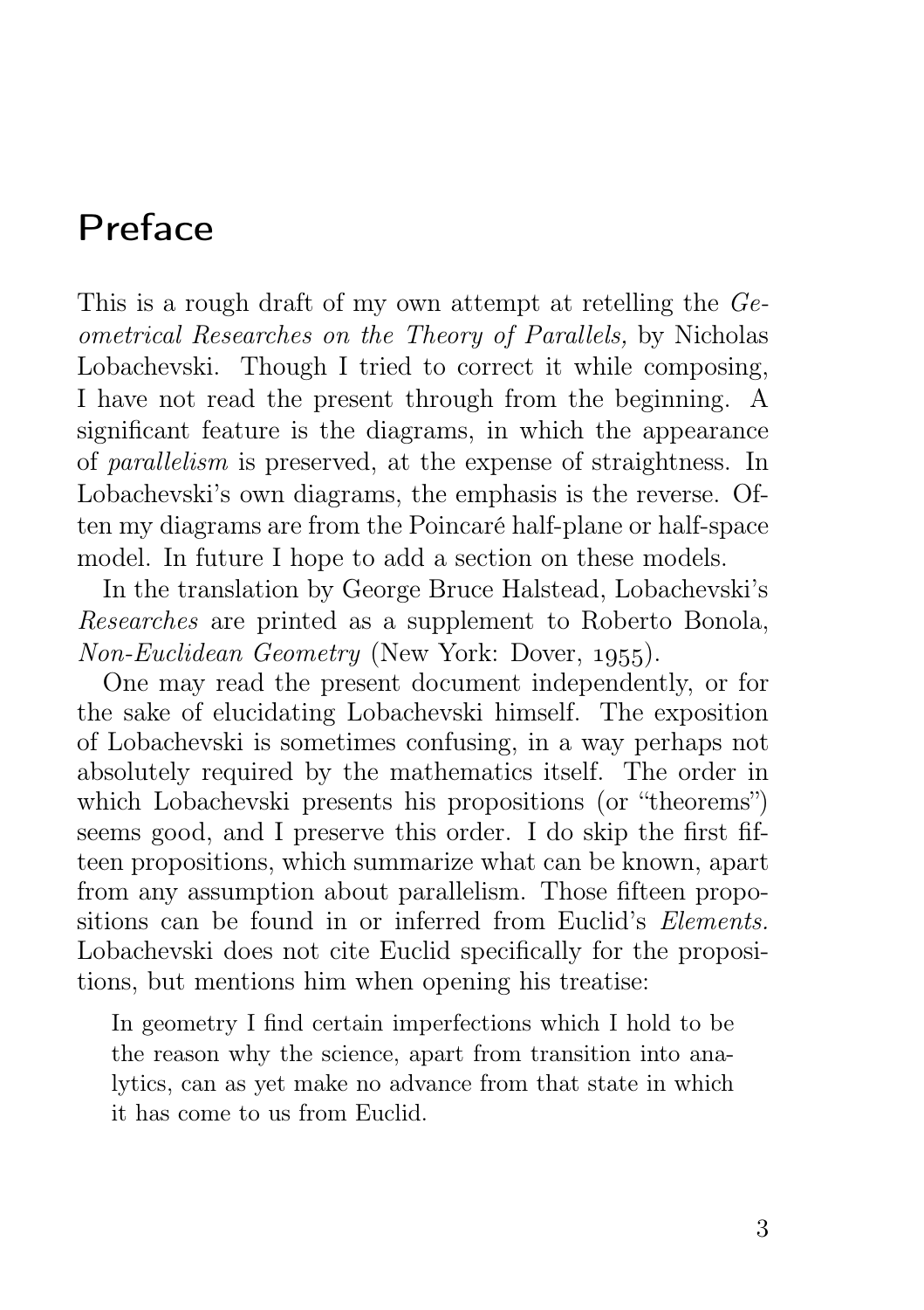# Preface

This is a rough draft of my own attempt at retelling the *Geometrical Researches on the Theory of Parallels,* by Nicholas Lobachevski. Though I tried to correct it while composing, I have not read the present through from the beginning. A significant feature is the diagrams, in which the appearance of *parallelism* is preserved, at the expense of straightness. In Lobachevski's own diagrams, the emphasis is the reverse. Often my diagrams are from the Poincaré half-plane or half-space model. In future I hope to add a section on these models.

In the translation by George Bruce Halstead, Lobachevski's *Researches* are printed as a supplement to Roberto Bonola, *Non-Euclidean Geometry* (New York: Dover, 1955).

One may read the present document independently, or for the sake of elucidating Lobachevski himself. The exposition of Lobachevski is sometimes confusing, in a way perhaps not absolutely required by the mathematics itself. The order in which Lobachevski presents his propositions (or "theorems") seems good, and I preserve this order. I do skip the first fifteen propositions, which summarize what can be known, apart from any assumption about parallelism. Those fifteen propositions can be found in or inferred from Euclid's *Elements.* Lobachevski does not cite Euclid specifically for the propositions, but mentions him when opening his treatise:

> In geometry I find certain imperfections which I hold to be the reason why the science, apart from transition into analytics, can as yet make no advance from that state in which it has come to us from Euclid.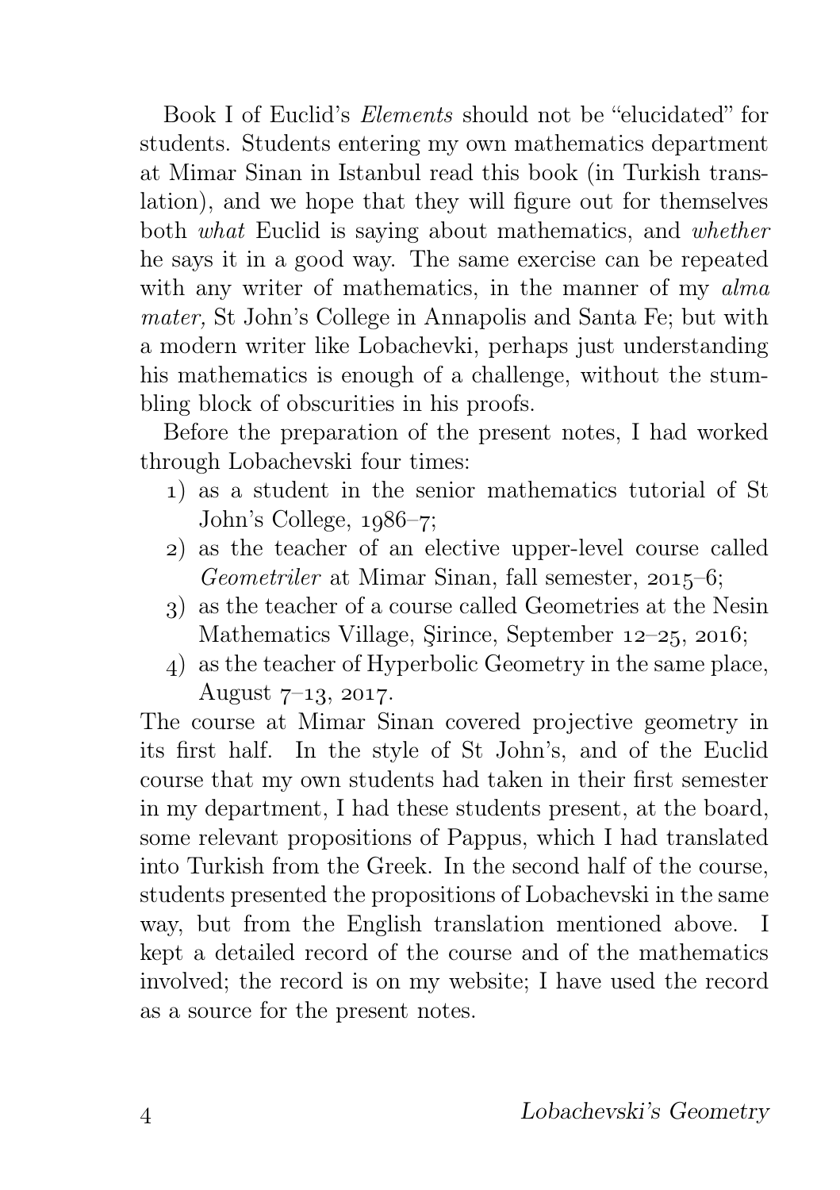Book I of Euclid's *Elements* should not be "elucidated" for students. Students entering my own mathematics department at Mimar Sinan in Istanbul read this book (in Turkish translation), and we hope that they will figure out for themselves both *what* Euclid is saying about mathematics, and *whether* he says it in a good way. The same exercise can be repeated with any writer of mathematics, in the manner of my *alma mater,* St John's College in Annapolis and Santa Fe; but with a modern writer like Lobachevki, perhaps just understanding his mathematics is enough of a challenge, without the stumbling block of obscurities in his proofs.

Before the preparation of the present notes, I had worked through Lobachevski four times:

1) as a student in the senior mathematics tutorial of St John's College, 1986–7;
2) as the teacher of an elective upper-level course called *Geometriler* at Mimar Sinan, fall semester, 2015–6;
3) as the teacher of a course called Geometries at the Nesin Mathematics Village, Şirince, September 12–25, 2016;
4) as the teacher of Hyperbolic Geometry in the same place, August 7–13, 2017.

The course at Mimar Sinan covered projective geometry in its first half. In the style of St John's, and of the Euclid course that my own students had taken in their first semester in my department, I had these students present, at the board, some relevant propositions of Pappus, which I had translated into Turkish from the Greek. In the second half of the course, students presented the propositions of Lobachevski in the same way, but from the English translation mentioned above. I kept a detailed record of the course and of the mathematics involved; the record is on my website; I have used the record as a source for the present notes.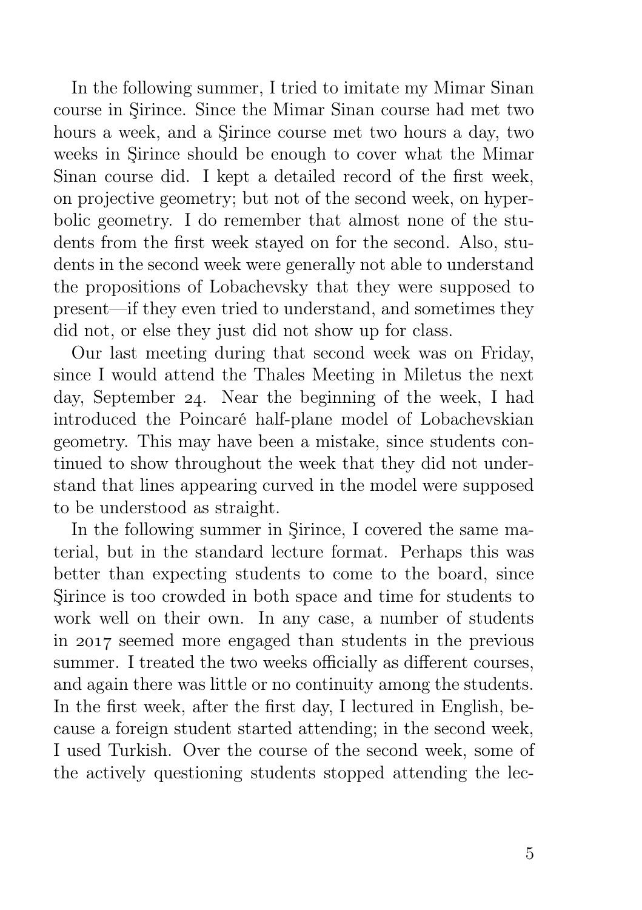In the following summer, I tried to imitate my Mimar Sinan course in Şirince. Since the Mimar Sinan course had met two hours a week, and a Şirince course met two hours a day, two weeks in Şirince should be enough to cover what the Mimar Sinan course did. I kept a detailed record of the first week, on projective geometry; but not of the second week, on hyperbolic geometry. I do remember that almost none of the students from the first week stayed on for the second. Also, students in the second week were generally not able to understand the propositions of Lobachevsky that they were supposed to present—if they even tried to understand, and sometimes they did not, or else they just did not show up for class.

Our last meeting during that second week was on Friday, since I would attend the Thales Meeting in Miletus the next day, September 24. Near the beginning of the week, I had introduced the Poincaré half-plane model of Lobachevskian geometry. This may have been a mistake, since students continued to show throughout the week that they did not understand that lines appearing curved in the model were supposed to be understood as straight.

In the following summer in Şirince, I covered the same material, but in the standard lecture format. Perhaps this was better than expecting students to come to the board, since Şirince is too crowded in both space and time for students to work well on their own. In any case, a number of students in 2017 seemed more engaged than students in the previous summer. I treated the two weeks officially as different courses, and again there was little or no continuity among the students. In the first week, after the first day, I lectured in English, because a foreign student started attending; in the second week, I used Turkish. Over the course of the second week, some of the actively questioning students stopped attending the lec-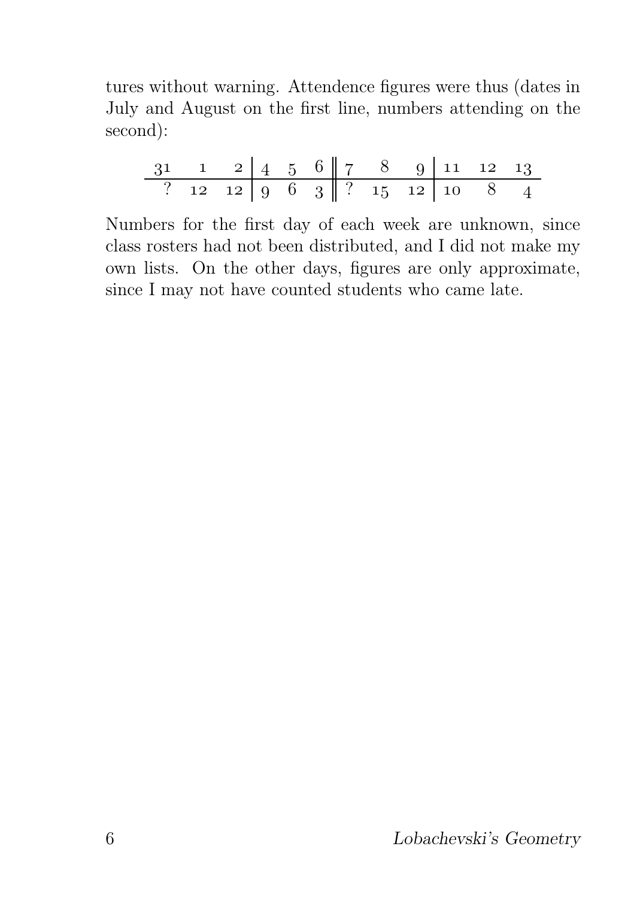tures without warning. Attendence figures were thus (dates in July and August on the first line, numbers attending on the second):

| 31 | 1 | 2 | 4 | 5 | 6 | 7 | 8 | 9 | 11 | 12 | 13 |
|---|---|---|---|---|---|---|---|---|---|---|---|
| ? | 12 | 12 | 9 | 6 | 3 | ? | 15 | 12 | 10 | 8 | 4 |

Numbers for the first day of each week are unknown, since class rosters had not been distributed, and I did not make my own lists. On the other days, figures are only approximate, since I may not have counted students who came late.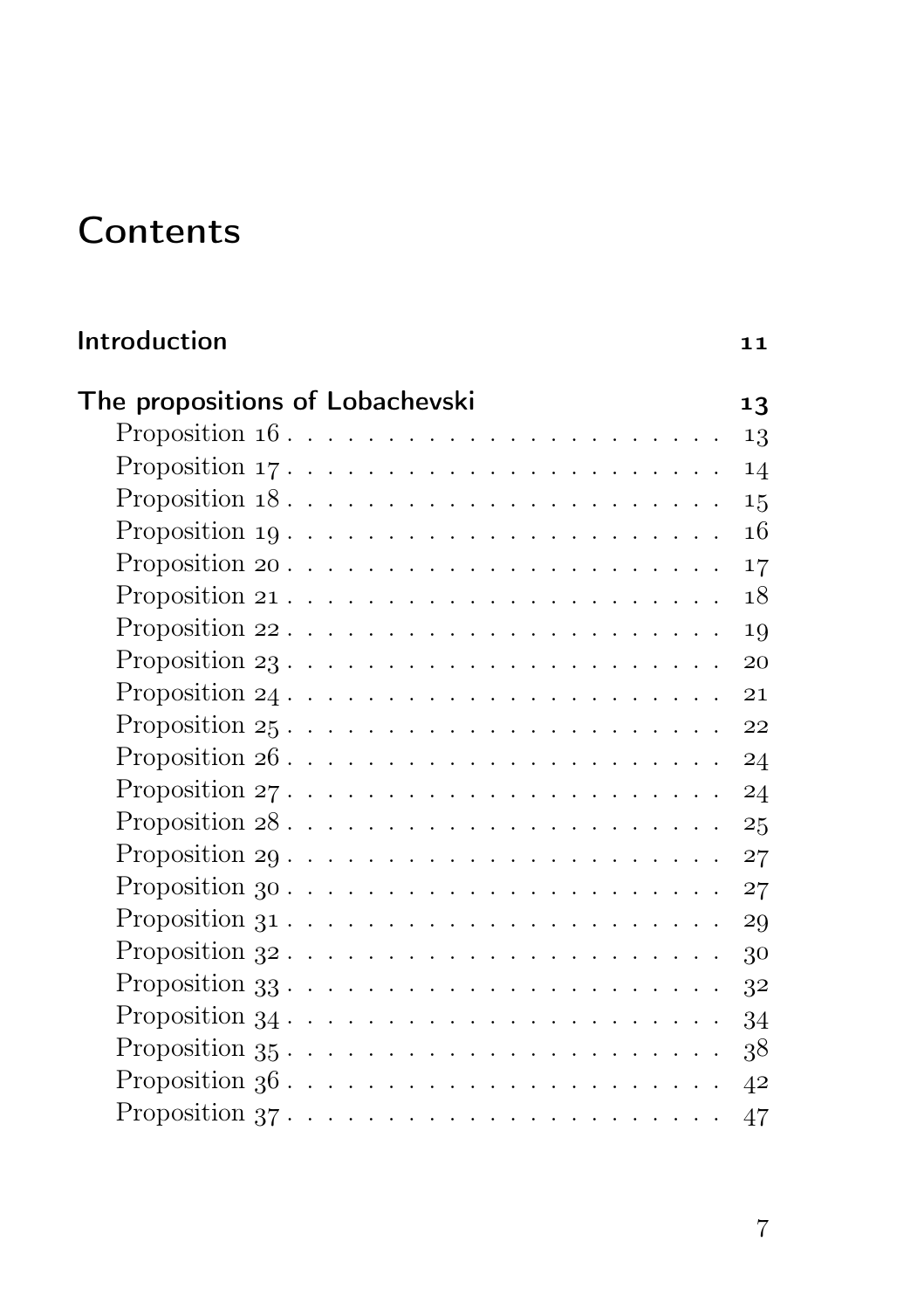# Contents

**Introduction** 11

**The propositions of Lobachevski** 13

- Proposition 16 . . . . . . . . . . . . . . . . . . . . . . . 13
- Proposition 17 . . . . . . . . . . . . . . . . . . . . . . . 14
- Proposition 18 . . . . . . . . . . . . . . . . . . . . . . . 15
- Proposition 19 . . . . . . . . . . . . . . . . . . . . . . . 16
- Proposition 20 . . . . . . . . . . . . . . . . . . . . . . . 17
- Proposition 21 . . . . . . . . . . . . . . . . . . . . . . . 18
- Proposition 22 . . . . . . . . . . . . . . . . . . . . . . . 19
- Proposition 23 . . . . . . . . . . . . . . . . . . . . . . . 20
- Proposition 24 . . . . . . . . . . . . . . . . . . . . . . . 21
- Proposition 25 . . . . . . . . . . . . . . . . . . . . . . . 22
- Proposition 26 . . . . . . . . . . . . . . . . . . . . . . . 24
- Proposition 27 . . . . . . . . . . . . . . . . . . . . . . . 24
- Proposition 28 . . . . . . . . . . . . . . . . . . . . . . . 25
- Proposition 29 . . . . . . . . . . . . . . . . . . . . . . . 27
- Proposition 30 . . . . . . . . . . . . . . . . . . . . . . . 27
- Proposition 31 . . . . . . . . . . . . . . . . . . . . . . . 29
- Proposition 32 . . . . . . . . . . . . . . . . . . . . . . . 30
- Proposition 33 . . . . . . . . . . . . . . . . . . . . . . . 32
- Proposition 34 . . . . . . . . . . . . . . . . . . . . . . . 34
- Proposition 35 . . . . . . . . . . . . . . . . . . . . . . . 38
- Proposition 36 . . . . . . . . . . . . . . . . . . . . . . . 42
- Proposition 37 . . . . . . . . . . . . . . . . . . . . . . . 47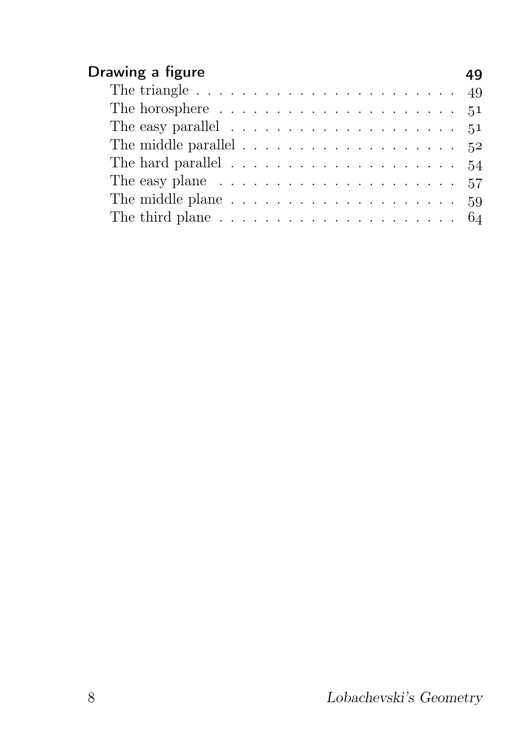## Drawing a figure — 49

- The triangle . . . . . . . . . . . . . . . . . . . . . . 49
- The horosphere . . . . . . . . . . . . . . . . . . . . . 51
- The easy parallel . . . . . . . . . . . . . . . . . . . . 51
- The middle parallel . . . . . . . . . . . . . . . . . . . 52
- The hard parallel . . . . . . . . . . . . . . . . . . . . 54
- The easy plane . . . . . . . . . . . . . . . . . . . . . 57
- The middle plane . . . . . . . . . . . . . . . . . . . . 59
- The third plane . . . . . . . . . . . . . . . . . . . . . 64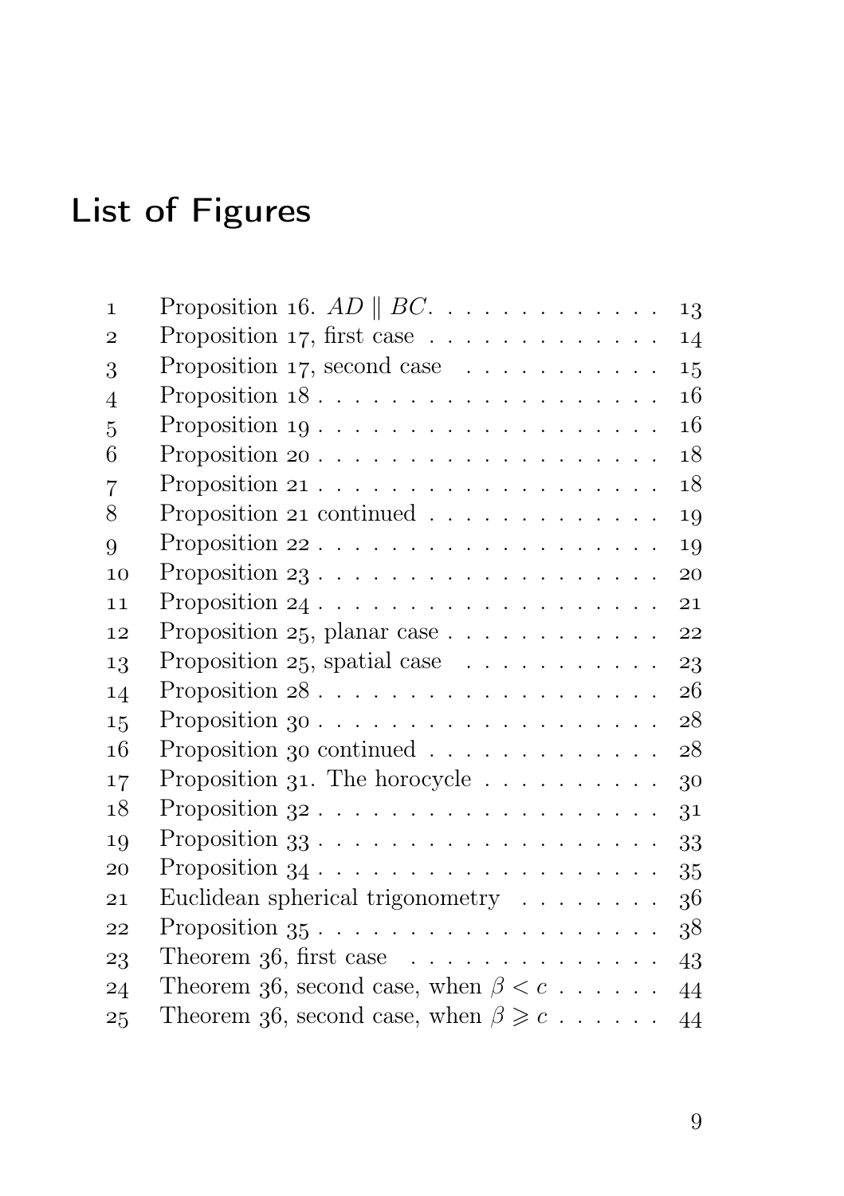# List of Figures

| | | |
|---|---|---|
| 1 | Proposition 16. $AD \parallel BC$. | 13 |
| 2 | Proposition 17, first case | 14 |
| 3 | Proposition 17, second case | 15 |
| 4 | Proposition 18 | 16 |
| 5 | Proposition 19 | 16 |
| 6 | Proposition 20 | 18 |
| 7 | Proposition 21 | 18 |
| 8 | Proposition 21 continued | 19 |
| 9 | Proposition 22 | 19 |
| 10 | Proposition 23 | 20 |
| 11 | Proposition 24 | 21 |
| 12 | Proposition 25, planar case | 22 |
| 13 | Proposition 25, spatial case | 23 |
| 14 | Proposition 28 | 26 |
| 15 | Proposition 30 | 28 |
| 16 | Proposition 30 continued | 28 |
| 17 | Proposition 31. The horocycle | 30 |
| 18 | Proposition 32 | 31 |
| 19 | Proposition 33 | 33 |
| 20 | Proposition 34 | 35 |
| 21 | Euclidean spherical trigonometry | 36 |
| 22 | Proposition 35 | 38 |
| 23 | Theorem 36, first case | 43 |
| 24 | Theorem 36, second case, when $\beta < c$ | 44 |
| 25 | Theorem 36, second case, when $\beta \geqslant c$ | 44 |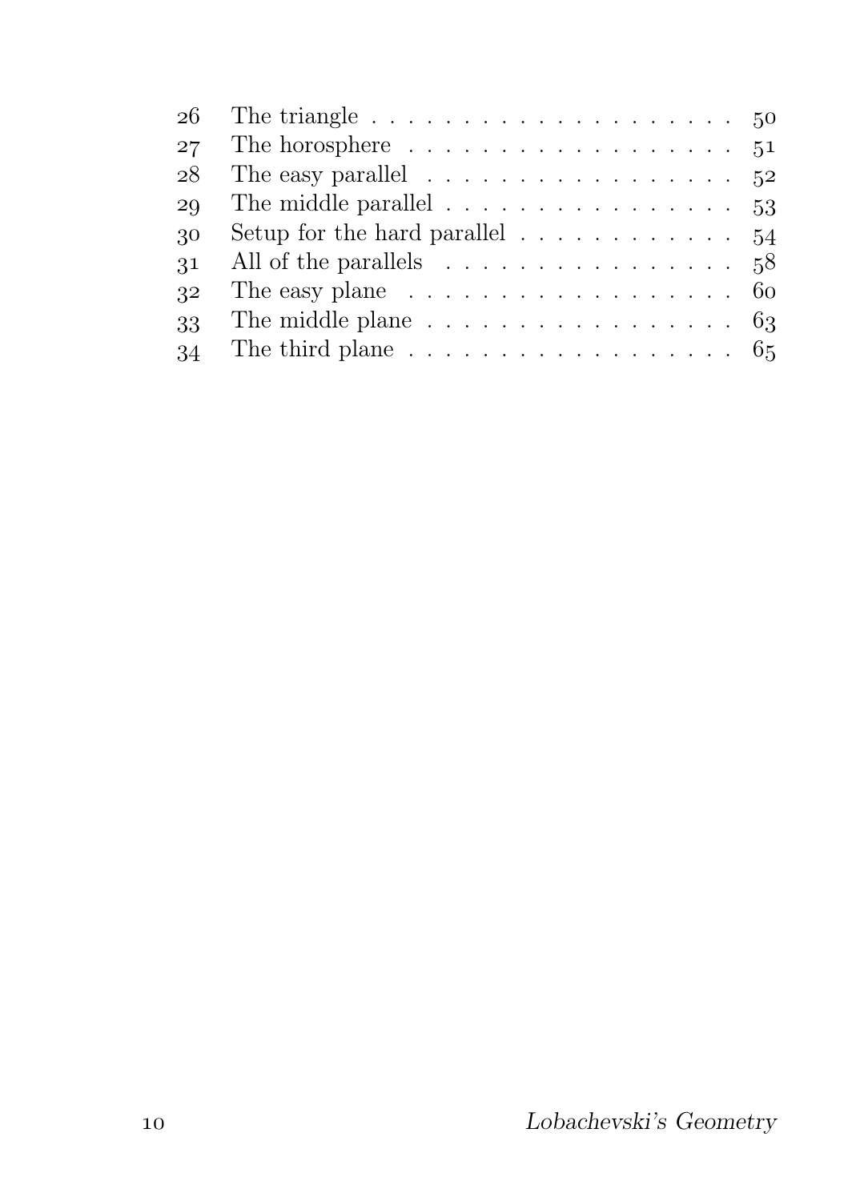| | | |
|---|---|---|
| 26 | The triangle | 50 |
| 27 | The horosphere | 51 |
| 28 | The easy parallel | 52 |
| 29 | The middle parallel | 53 |
| 30 | Setup for the hard parallel | 54 |
| 31 | All of the parallels | 58 |
| 32 | The easy plane | 60 |
| 33 | The middle plane | 63 |
| 34 | The third plane | 65 |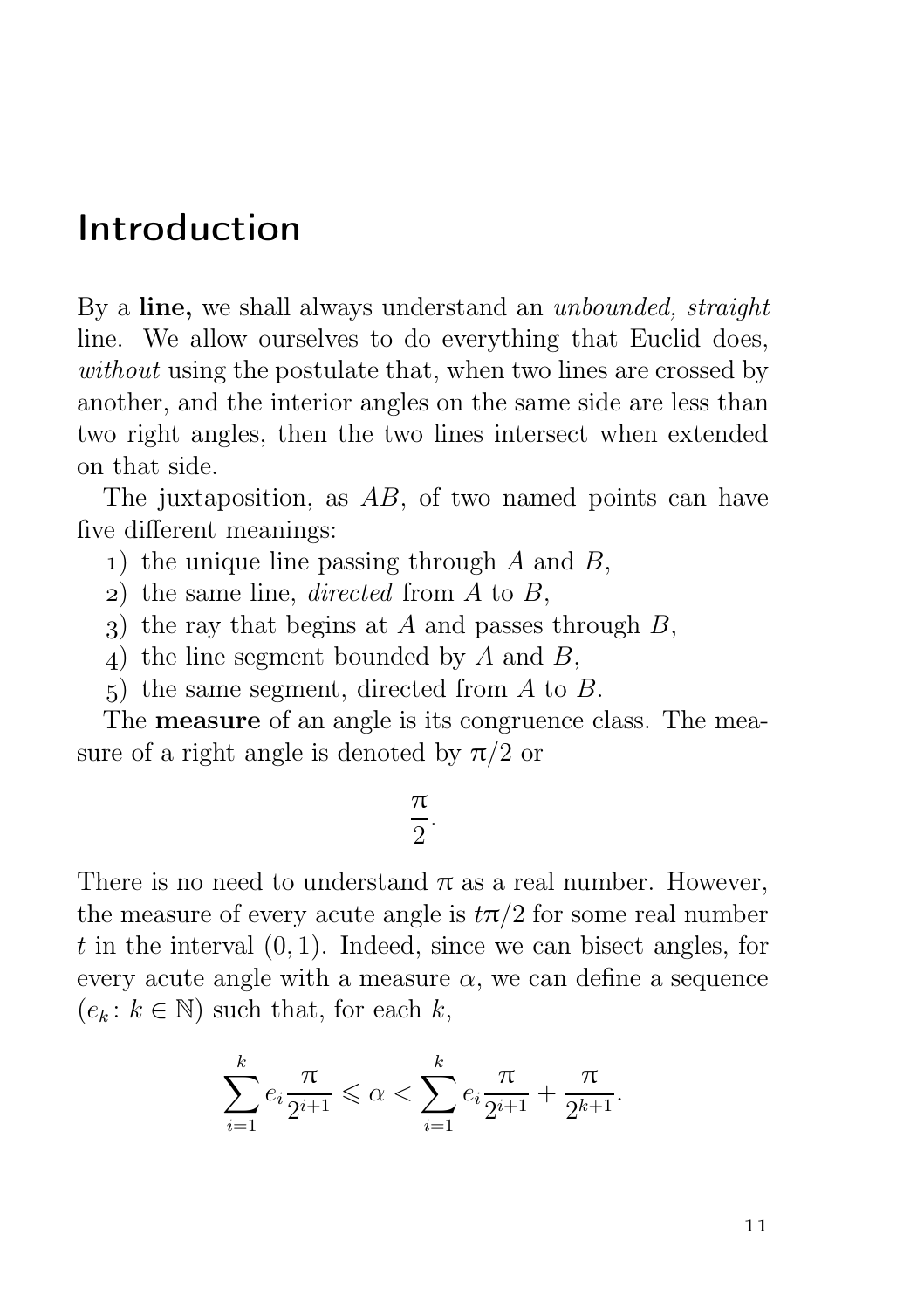# Introduction

By a **line,** we shall always understand an *unbounded, straight* line. We allow ourselves to do everything that Euclid does, *without* using the postulate that, when two lines are crossed by another, and the interior angles on the same side are less than two right angles, then the two lines intersect when extended on that side.

The juxtaposition, as $AB$, of two named points can have five different meanings:

1) the unique line passing through $A$ and $B$,
2) the same line, *directed* from $A$ to $B$,
3) the ray that begins at $A$ and passes through $B$,
4) the line segment bounded by $A$ and $B$,
5) the same segment, directed from $A$ to $B$.

The **measure** of an angle is its congruence class. The measure of a right angle is denoted by $\pi/2$ or

$$\frac{\pi}{2}.$$

There is no need to understand $\pi$ as a real number. However, the measure of every acute angle is $t\pi/2$ for some real number $t$ in the interval $(0, 1)$. Indeed, since we can bisect angles, for every acute angle with a measure $\alpha$, we can define a sequence $(e_k \colon k \in \mathbb{N})$ such that, for each $k$,

$$\sum_{i=1}^{k} e_i \frac{\pi}{2^{i+1}} \leqslant \alpha < \sum_{i=1}^{k} e_i \frac{\pi}{2^{i+1}} + \frac{\pi}{2^{k+1}}.$$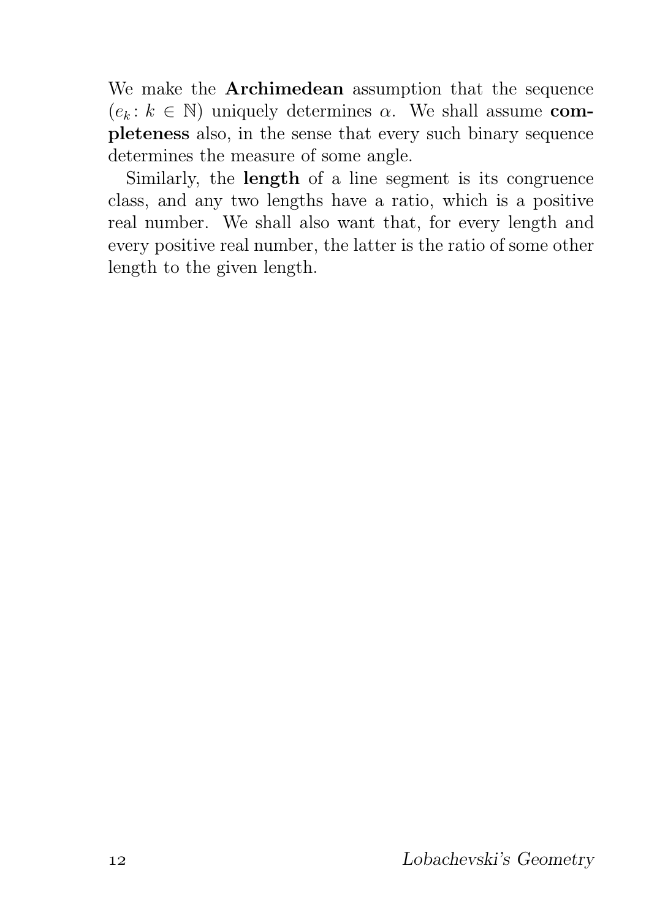We make the **Archimedean** assumption that the sequence $(e_k : k \in \mathbb{N})$ uniquely determines $\alpha$. We shall assume **completeness** also, in the sense that every such binary sequence determines the measure of some angle.

Similarly, the **length** of a line segment is its congruence class, and any two lengths have a ratio, which is a positive real number. We shall also want that, for every length and every positive real number, the latter is the ratio of some other length to the given length.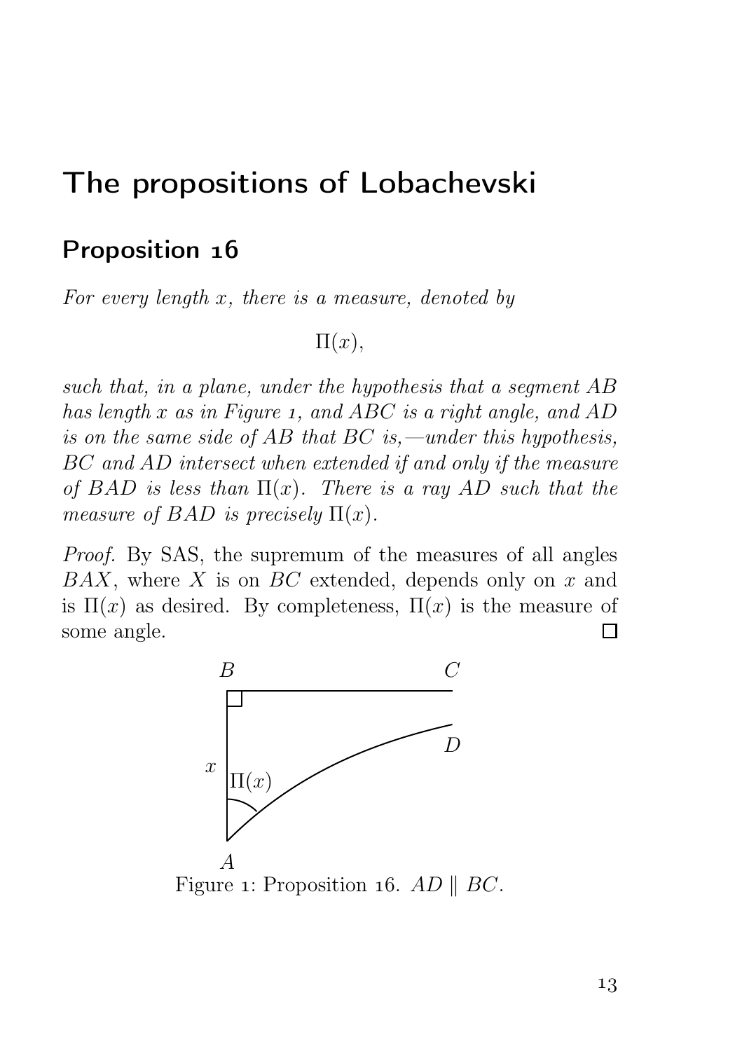# The propositions of Lobachevski

## Proposition 16

*For every length $x$, there is a measure, denoted by*

$$\Pi(x),$$

*such that, in a plane, under the hypothesis that a segment $AB$ has length $x$ as in Figure 1, and $ABC$ is a right angle, and $AD$ is on the same side of $AB$ that $BC$ is,—under this hypothesis, $BC$ and $AD$ intersect when extended if and only if the measure of $BAD$ is less than $\Pi(x)$. There is a ray $AD$ such that the measure of $BAD$ is precisely $\Pi(x)$.*

*Proof.* By SAS, the supremum of the measures of all angles $BAX$, where $X$ is on $BC$ extended, depends only on $x$ and is $\Pi(x)$ as desired. By completeness, $\Pi(x)$ is the measure of some angle. □

Figure 1: Proposition 16. $AD \parallel BC$.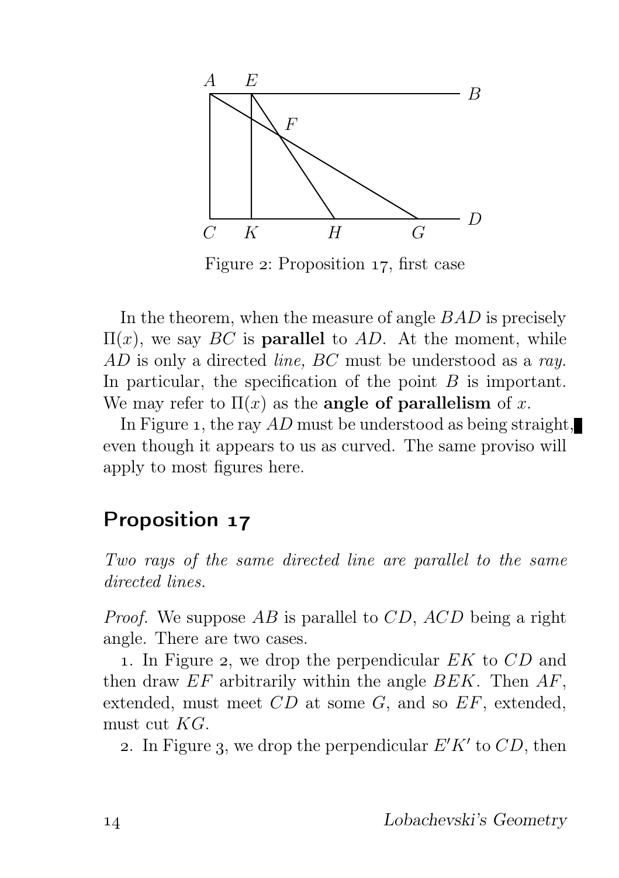Figure 2: Proposition 17, first case

In the theorem, when the measure of angle $BAD$ is precisely $\Pi(x)$, we say $BC$ is **parallel** to $AD$. At the moment, while $AD$ is only a directed *line*, $BC$ must be understood as a *ray*. In particular, the specification of the point $B$ is important. We may refer to $\Pi(x)$ as the **angle of parallelism** of $x$.

In Figure 1, the ray $AD$ must be understood as being straight, even though it appears to us as curved. The same proviso will apply to most figures here.

## Proposition 17

*Two rays of the same directed line are parallel to the same directed lines.*

*Proof.* We suppose $AB$ is parallel to $CD$, $ACD$ being a right angle. There are two cases.

1. In Figure 2, we drop the perpendicular $EK$ to $CD$ and then draw $EF$ arbitrarily within the angle $BEK$. Then $AF$, extended, must meet $CD$ at some $G$, and so $EF$, extended, must cut $KG$.

2. In Figure 3, we drop the perpendicular $E'K'$ to $CD$, then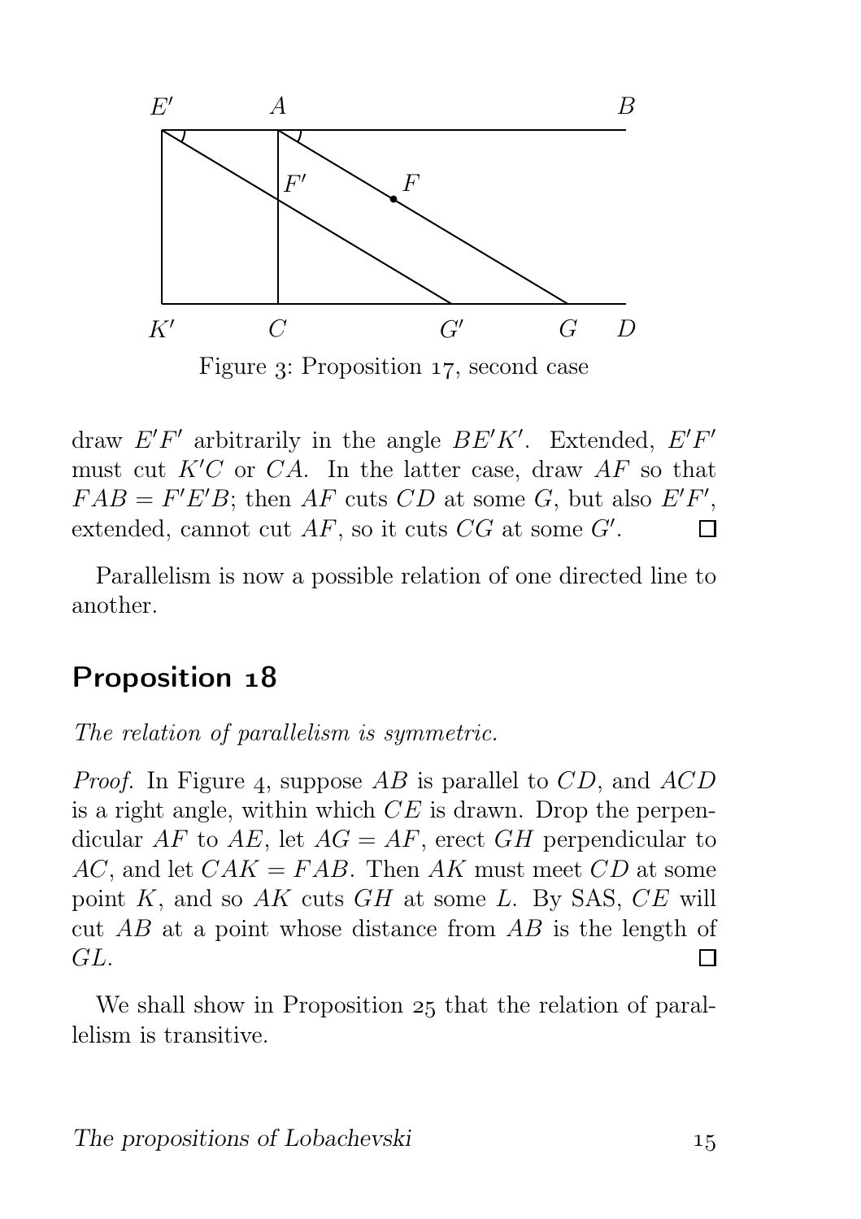Figure 3: Proposition 17, second case

draw $E'F'$ arbitrarily in the angle $BE'K'$. Extended, $E'F'$ must cut $K'C$ or $CA$. In the latter case, draw $AF$ so that $FAB = F'E'B$; then $AF$ cuts $CD$ at some $G$, but also $E'F'$, extended, cannot cut $AF$, so it cuts $CG$ at some $G'$. □

Parallelism is now a possible relation of one directed line to another.

## Proposition 18

*The relation of parallelism is symmetric.*

*Proof.* In Figure 4, suppose $AB$ is parallel to $CD$, and $ACD$ is a right angle, within which $CE$ is drawn. Drop the perpendicular $AF$ to $AE$, let $AG = AF$, erect $GH$ perpendicular to $AC$, and let $CAK = FAB$. Then $AK$ must meet $CD$ at some point $K$, and so $AK$ cuts $GH$ at some $L$. By SAS, $CE$ will cut $AB$ at a point whose distance from $AB$ is the length of $GL$. □

We shall show in Proposition 25 that the relation of parallelism is transitive.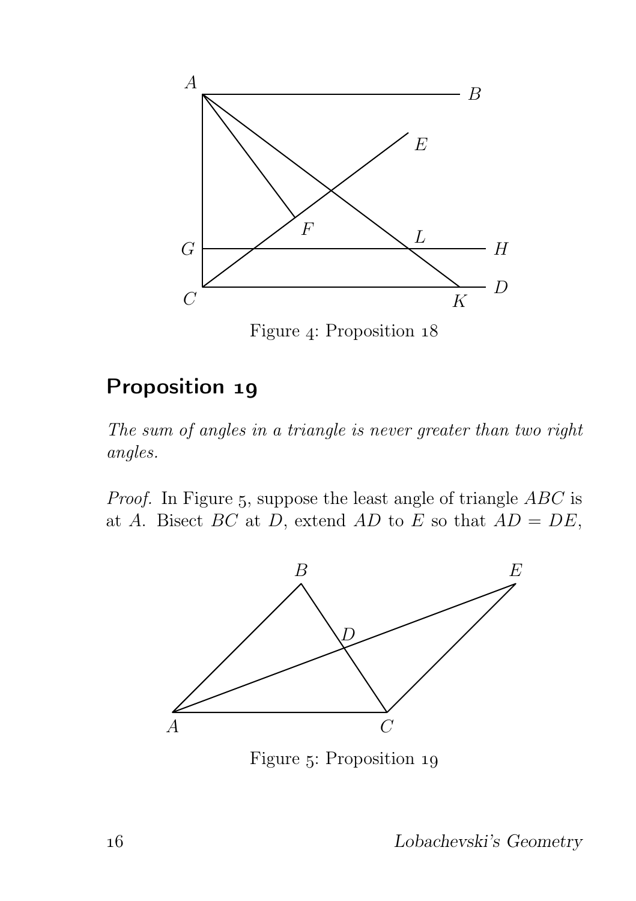Figure 4: Proposition 18

## Proposition 19

*The sum of angles in a triangle is never greater than two right angles.*

*Proof.* In Figure 5, suppose the least angle of triangle $ABC$ is at $A$. Bisect $BC$ at $D$, extend $AD$ to $E$ so that $AD = DE$,

Figure 5: Proposition 19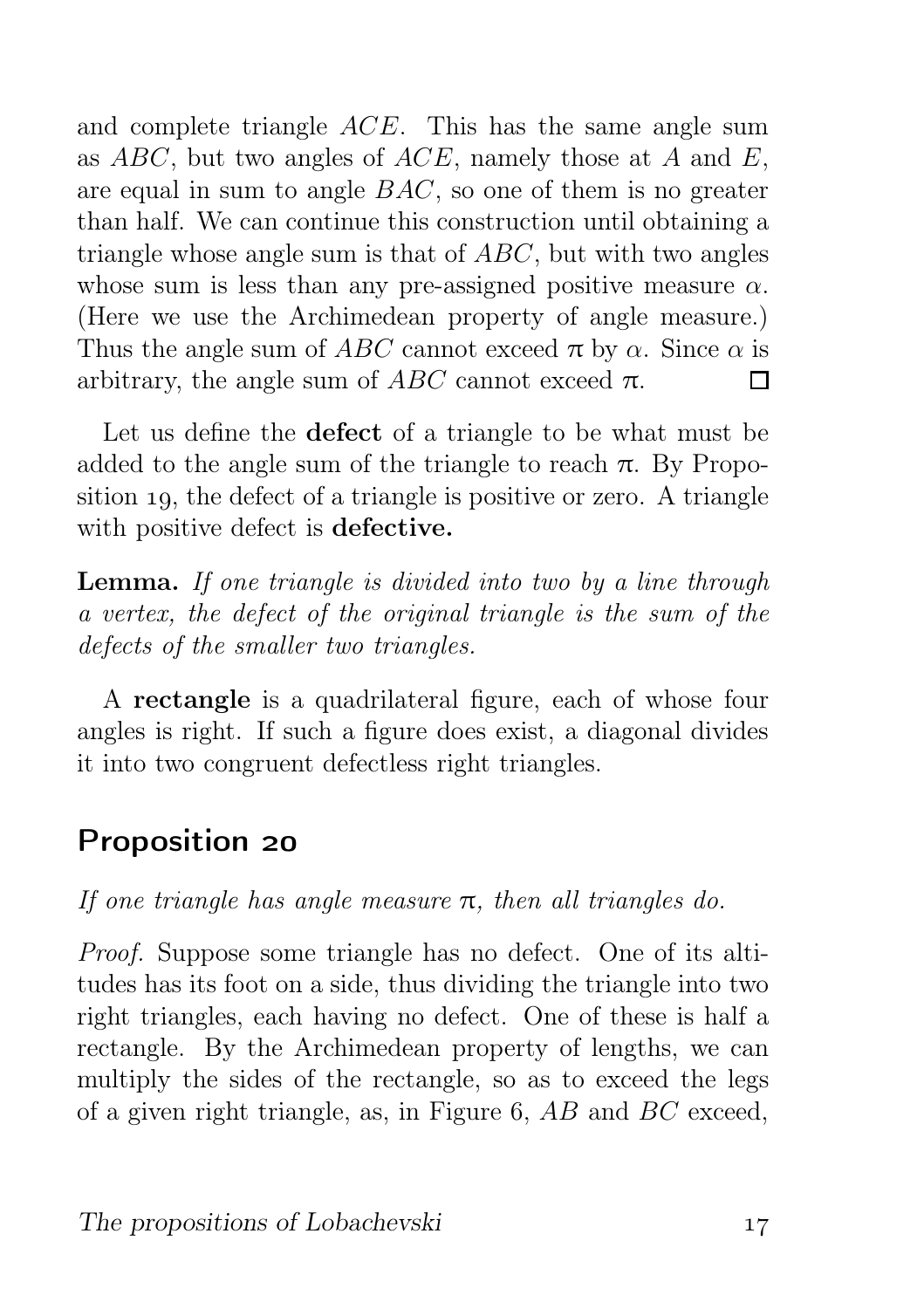and complete triangle $ACE$. This has the same angle sum as $ABC$, but two angles of $ACE$, namely those at $A$ and $E$, are equal in sum to angle $BAC$, so one of them is no greater than half. We can continue this construction until obtaining a triangle whose angle sum is that of $ABC$, but with two angles whose sum is less than any pre-assigned positive measure $\alpha$. (Here we use the Archimedean property of angle measure.) Thus the angle sum of $ABC$ cannot exceed $\pi$ by $\alpha$. Since $\alpha$ is arbitrary, the angle sum of $ABC$ cannot exceed $\pi$. □

Let us define the **defect** of a triangle to be what must be added to the angle sum of the triangle to reach $\pi$. By Proposition 19, the defect of a triangle is positive or zero. A triangle with positive defect is **defective.**

**Lemma.** *If one triangle is divided into two by a line through a vertex, the defect of the original triangle is the sum of the defects of the smaller two triangles.*

A **rectangle** is a quadrilateral figure, each of whose four angles is right. If such a figure does exist, a diagonal divides it into two congruent defectless right triangles.

## Proposition 20

*If one triangle has angle measure $\pi$, then all triangles do.*

*Proof.* Suppose some triangle has no defect. One of its altitudes has its foot on a side, thus dividing the triangle into two right triangles, each having no defect. One of these is half a rectangle. By the Archimedean property of lengths, we can multiply the sides of the rectangle, so as to exceed the legs of a given right triangle, as, in Figure 6, $AB$ and $BC$ exceed,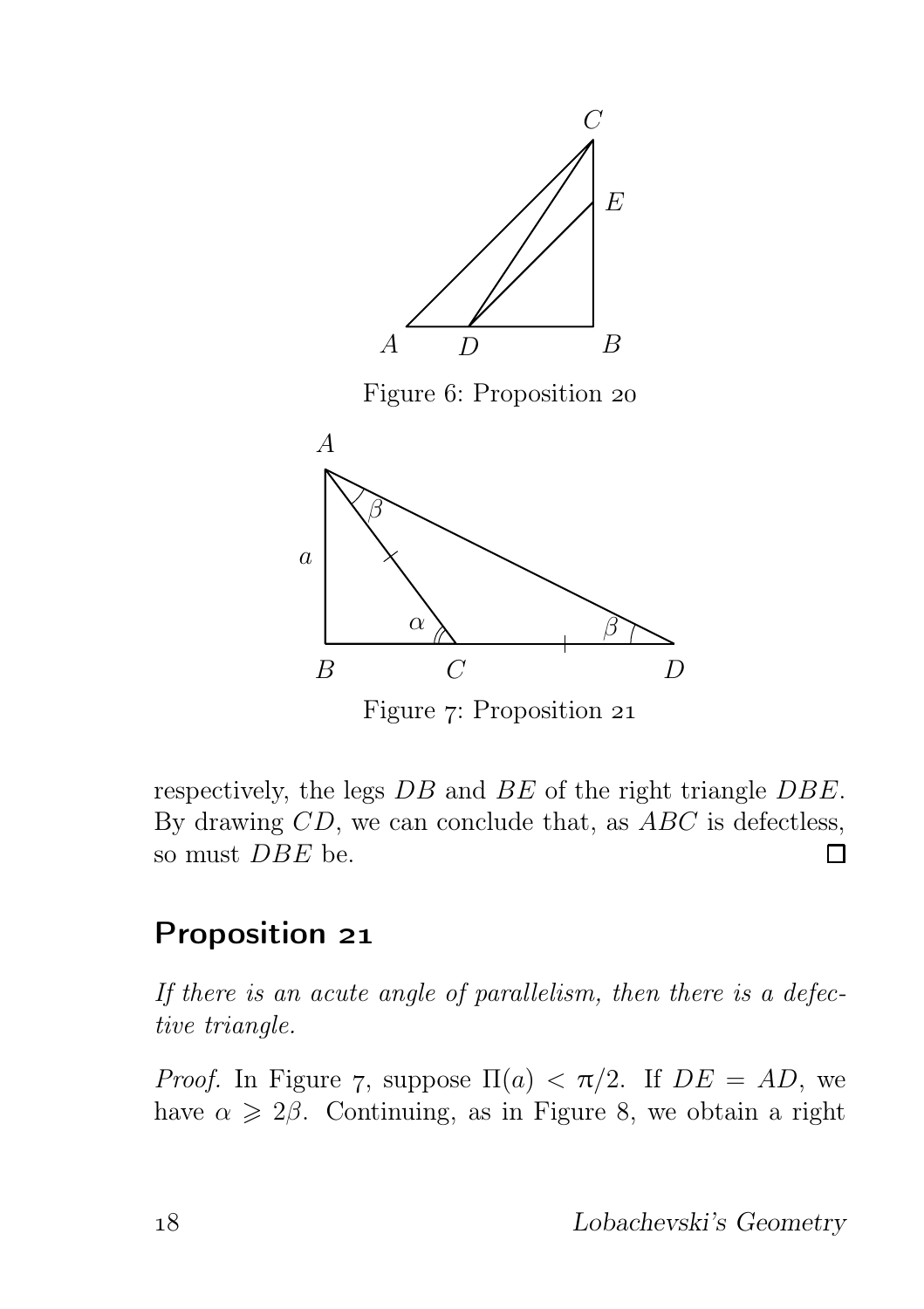Figure 6: Proposition 20

Figure 7: Proposition 21

respectively, the legs $DB$ and $BE$ of the right triangle $DBE$. By drawing $CD$, we can conclude that, as $ABC$ is defectless, so must $DBE$ be. □

## Proposition 21

*If there is an acute angle of parallelism, then there is a defective triangle.*

*Proof.* In Figure 7, suppose $\Pi(a) < \pi/2$. If $DE = AD$, we have $\alpha \geqslant 2\beta$. Continuing, as in Figure 8, we obtain a right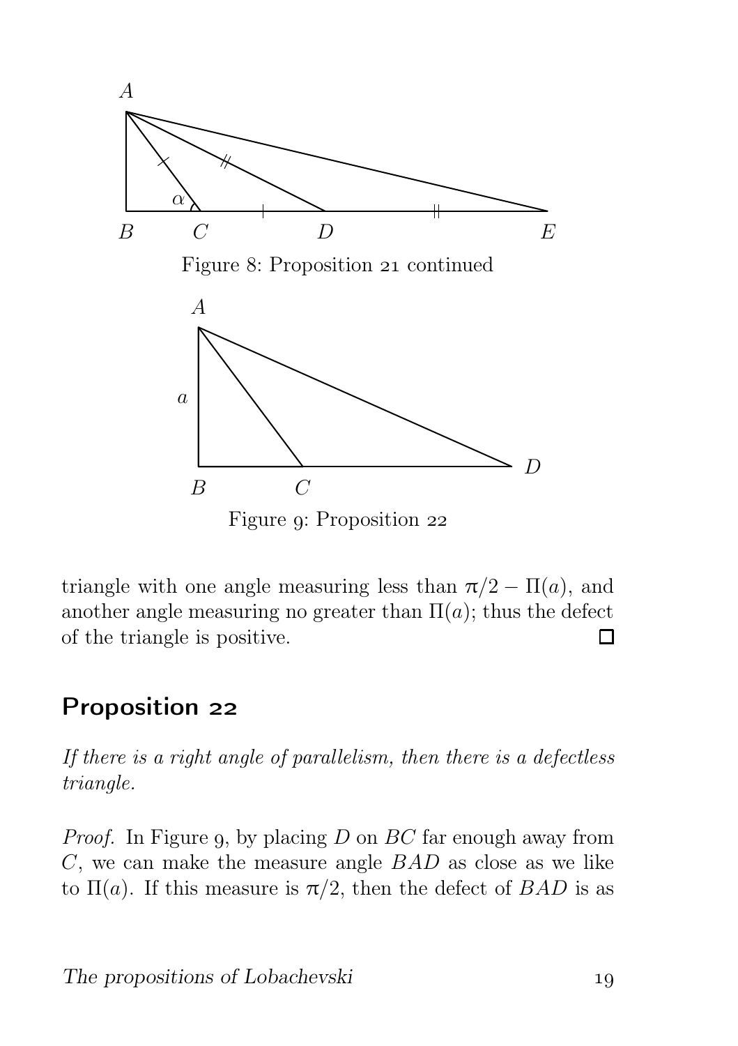Figure 8: Proposition 21 continued

Figure 9: Proposition 22

triangle with one angle measuring less than $\pi/2 - \Pi(a)$, and another angle measuring no greater than $\Pi(a)$; thus the defect of the triangle is positive. □

## Proposition 22

*If there is a right angle of parallelism, then there is a defectless triangle.*

*Proof.* In Figure 9, by placing $D$ on $BC$ far enough away from $C$, we can make the measure angle $BAD$ as close as we like to $\Pi(a)$. If this measure is $\pi/2$, then the defect of $BAD$ is as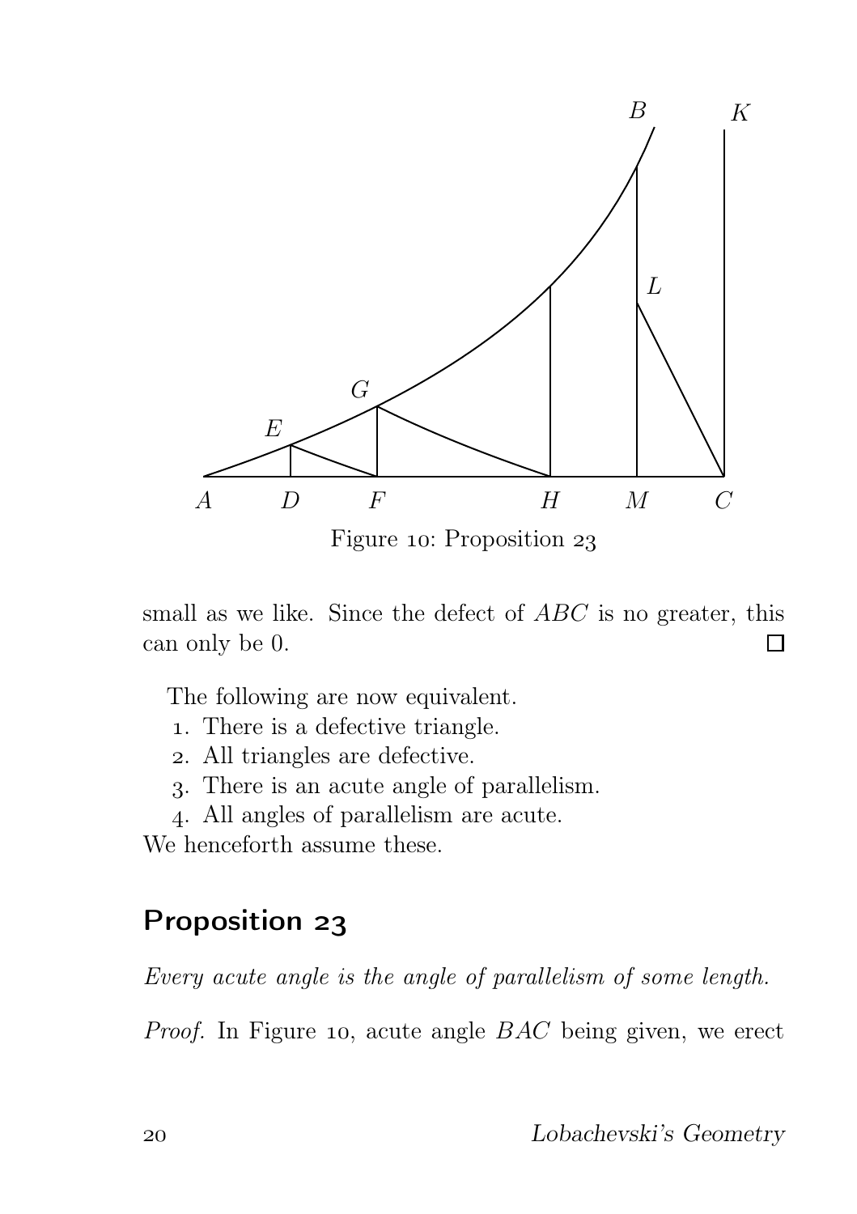Figure 10: Proposition 23

small as we like. Since the defect of $ABC$ is no greater, this can only be 0. □

The following are now equivalent.

1. There is a defective triangle.
2. All triangles are defective.
3. There is an acute angle of parallelism.
4. All angles of parallelism are acute.

We henceforth assume these.

## Proposition 23

*Every acute angle is the angle of parallelism of some length.*

*Proof.* In Figure 10, acute angle $BAC$ being given, we erect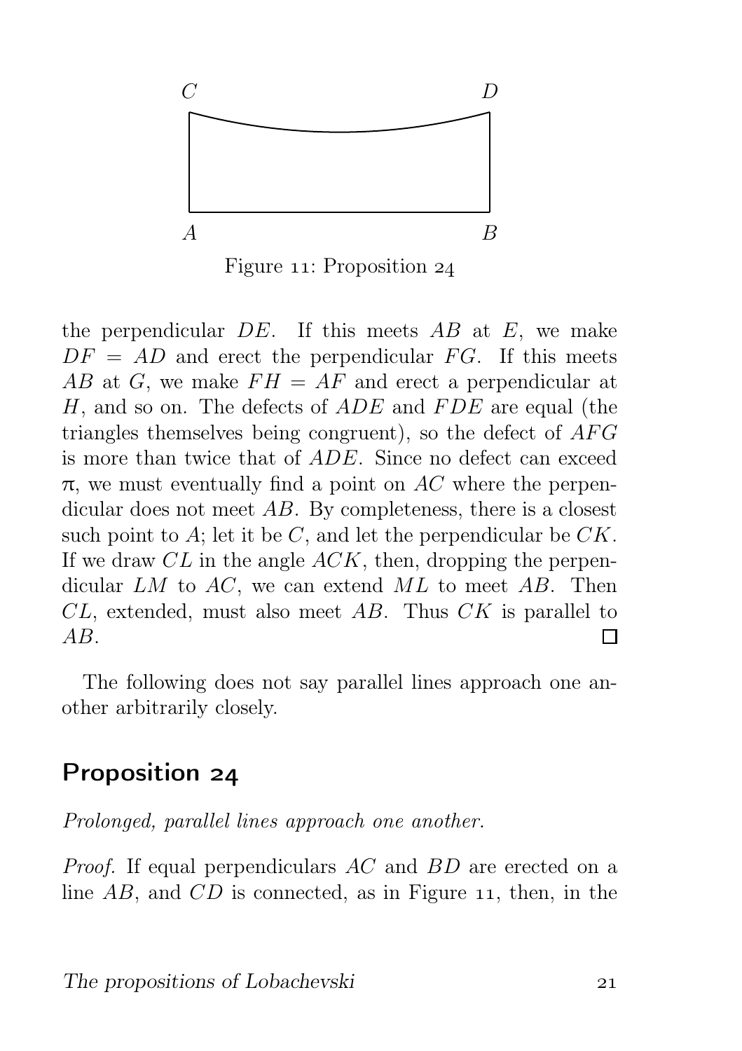Figure 11: Proposition 24

the perpendicular $DE$. If this meets $AB$ at $E$, we make $DF = AD$ and erect the perpendicular $FG$. If this meets $AB$ at $G$, we make $FH = AF$ and erect a perpendicular at $H$, and so on. The defects of $ADE$ and $FDE$ are equal (the triangles themselves being congruent), so the defect of $AFG$ is more than twice that of $ADE$. Since no defect can exceed $\pi$, we must eventually find a point on $AC$ where the perpendicular does not meet $AB$. By completeness, there is a closest such point to $A$; let it be $C$, and let the perpendicular be $CK$. If we draw $CL$ in the angle $ACK$, then, dropping the perpendicular $LM$ to $AC$, we can extend $ML$ to meet $AB$. Then $CL$, extended, must also meet $AB$. Thus $CK$ is parallel to $AB$. □

The following does not say parallel lines approach one another arbitrarily closely.

## Proposition 24

*Prolonged, parallel lines approach one another.*

*Proof.* If equal perpendiculars $AC$ and $BD$ are erected on a line $AB$, and $CD$ is connected, as in Figure 11, then, in the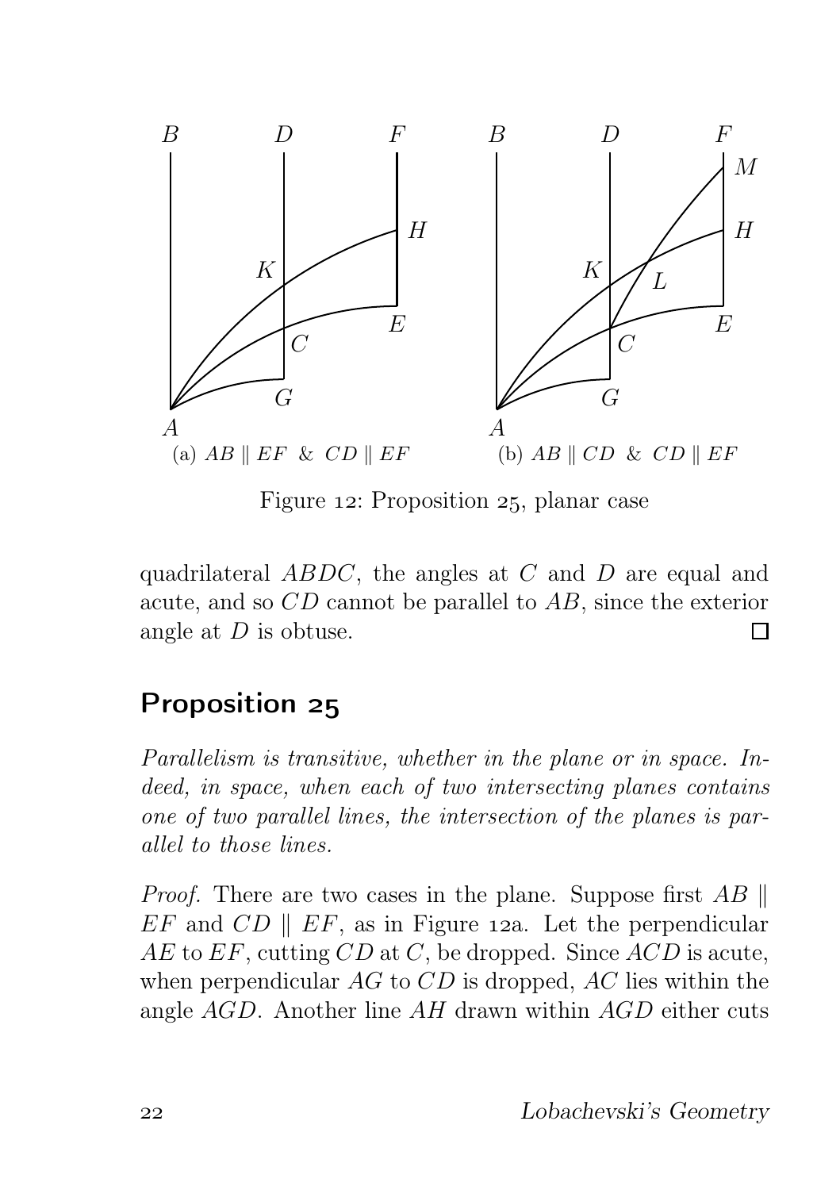(a) $AB \parallel EF$ & $CD \parallel EF$

(b) $AB \parallel CD$ & $CD \parallel EF$

Figure 12: Proposition 25, planar case

quadrilateral $ABDC$, the angles at $C$ and $D$ are equal and acute, and so $CD$ cannot be parallel to $AB$, since the exterior angle at $D$ is obtuse. □

## Proposition 25

*Parallelism is transitive, whether in the plane or in space. Indeed, in space, when each of two intersecting planes contains one of two parallel lines, the intersection of the planes is parallel to those lines.*

*Proof.* There are two cases in the plane. Suppose first $AB \parallel EF$ and $CD \parallel EF$, as in Figure 12a. Let the perpendicular $AE$ to $EF$, cutting $CD$ at $C$, be dropped. Since $ACD$ is acute, when perpendicular $AG$ to $CD$ is dropped, $AC$ lies within the angle $AGD$. Another line $AH$ drawn within $AGD$ either cuts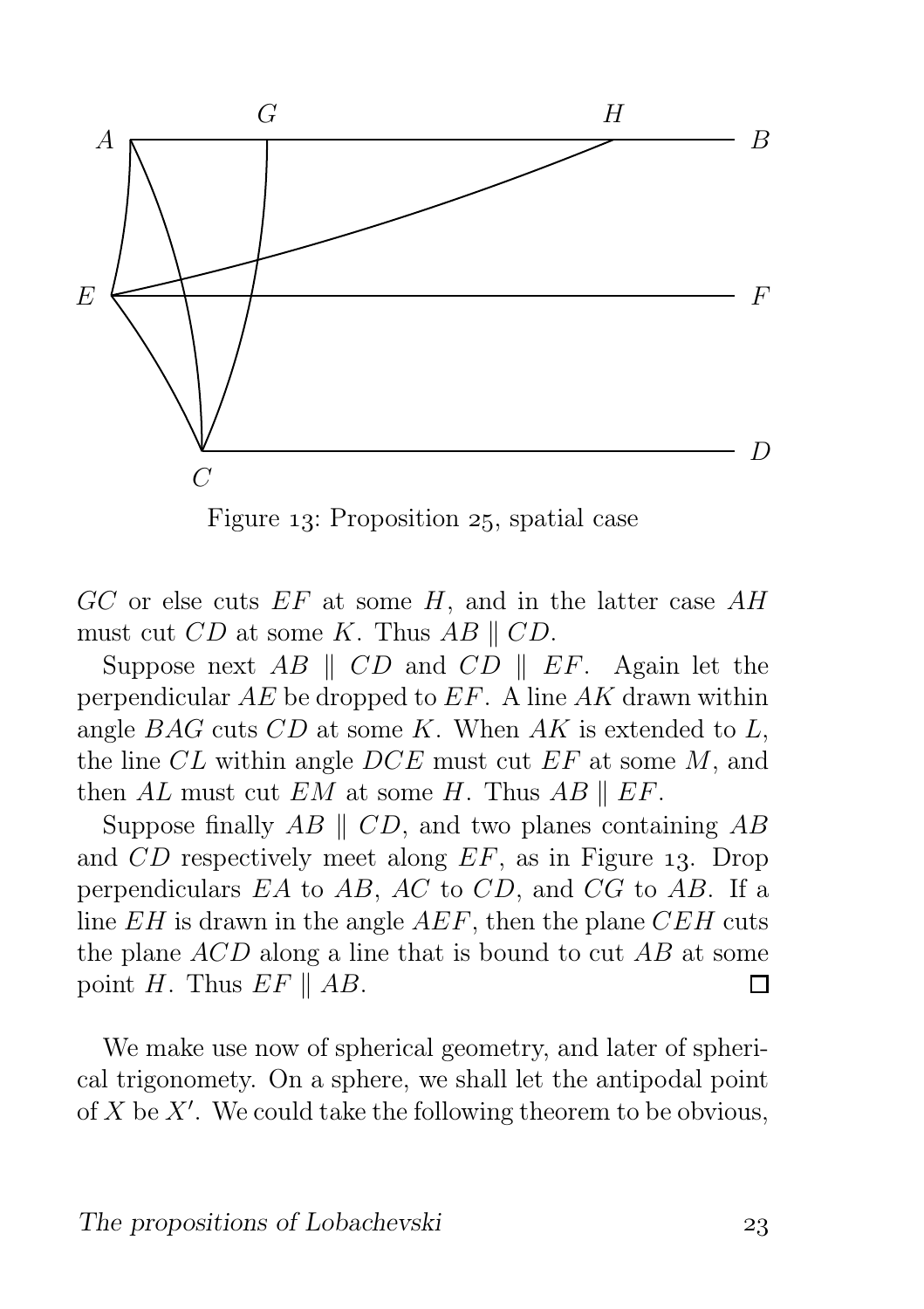Figure 13: Proposition 25, spatial case

$GC$ or else cuts $EF$ at some $H$, and in the latter case $AH$ must cut $CD$ at some $K$. Thus $AB \parallel CD$.

Suppose next $AB \parallel CD$ and $CD \parallel EF$. Again let the perpendicular $AE$ be dropped to $EF$. A line $AK$ drawn within angle $BAG$ cuts $CD$ at some $K$. When $AK$ is extended to $L$, the line $CL$ within angle $DCE$ must cut $EF$ at some $M$, and then $AL$ must cut $EM$ at some $H$. Thus $AB \parallel EF$.

Suppose finally $AB \parallel CD$, and two planes containing $AB$ and $CD$ respectively meet along $EF$, as in Figure 13. Drop perpendiculars $EA$ to $AB$, $AC$ to $CD$, and $CG$ to $AB$. If a line $EH$ is drawn in the angle $AEF$, then the plane $CEH$ cuts the plane $ACD$ along a line that is bound to cut $AB$ at some point $H$. Thus $EF \parallel AB$. □

We make use now of spherical geometry, and later of spherical trigonometry. On a sphere, we shall let the antipodal point of $X$ be $X'$. We could take the following theorem to be obvious,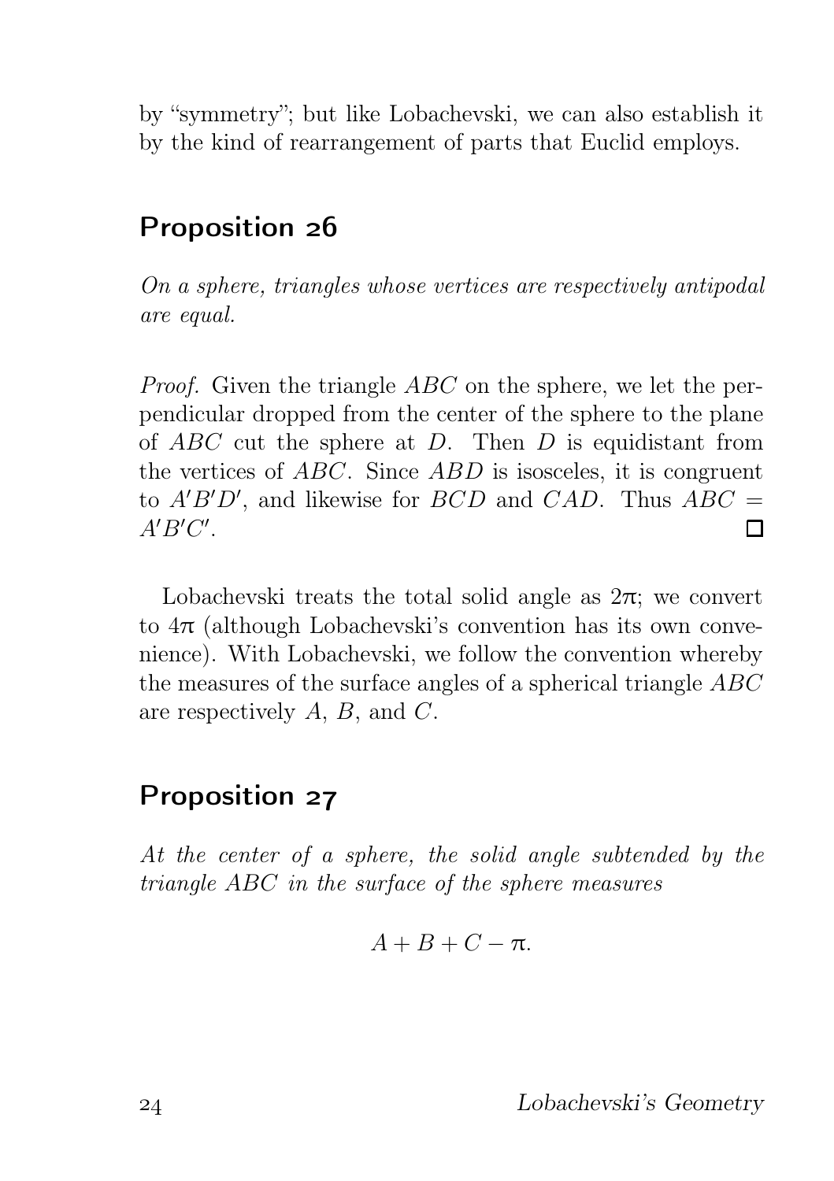by "symmetry"; but like Lobachevski, we can also establish it by the kind of rearrangement of parts that Euclid employs.

## Proposition 26

*On a sphere, triangles whose vertices are respectively antipodal are equal.*

*Proof.* Given the triangle $ABC$ on the sphere, we let the perpendicular dropped from the center of the sphere to the plane of $ABC$ cut the sphere at $D$. Then $D$ is equidistant from the vertices of $ABC$. Since $ABD$ is isosceles, it is congruent to $A'B'D'$, and likewise for $BCD$ and $CAD$. Thus $ABC = A'B'C'$. □

Lobachevski treats the total solid angle as $2\pi$; we convert to $4\pi$ (although Lobachevski's convention has its own convenience). With Lobachevski, we follow the convention whereby the measures of the surface angles of a spherical triangle $ABC$ are respectively $A$, $B$, and $C$.

## Proposition 27

*At the center of a sphere, the solid angle subtended by the triangle $ABC$ in the surface of the sphere measures*

$$A + B + C - \pi.$$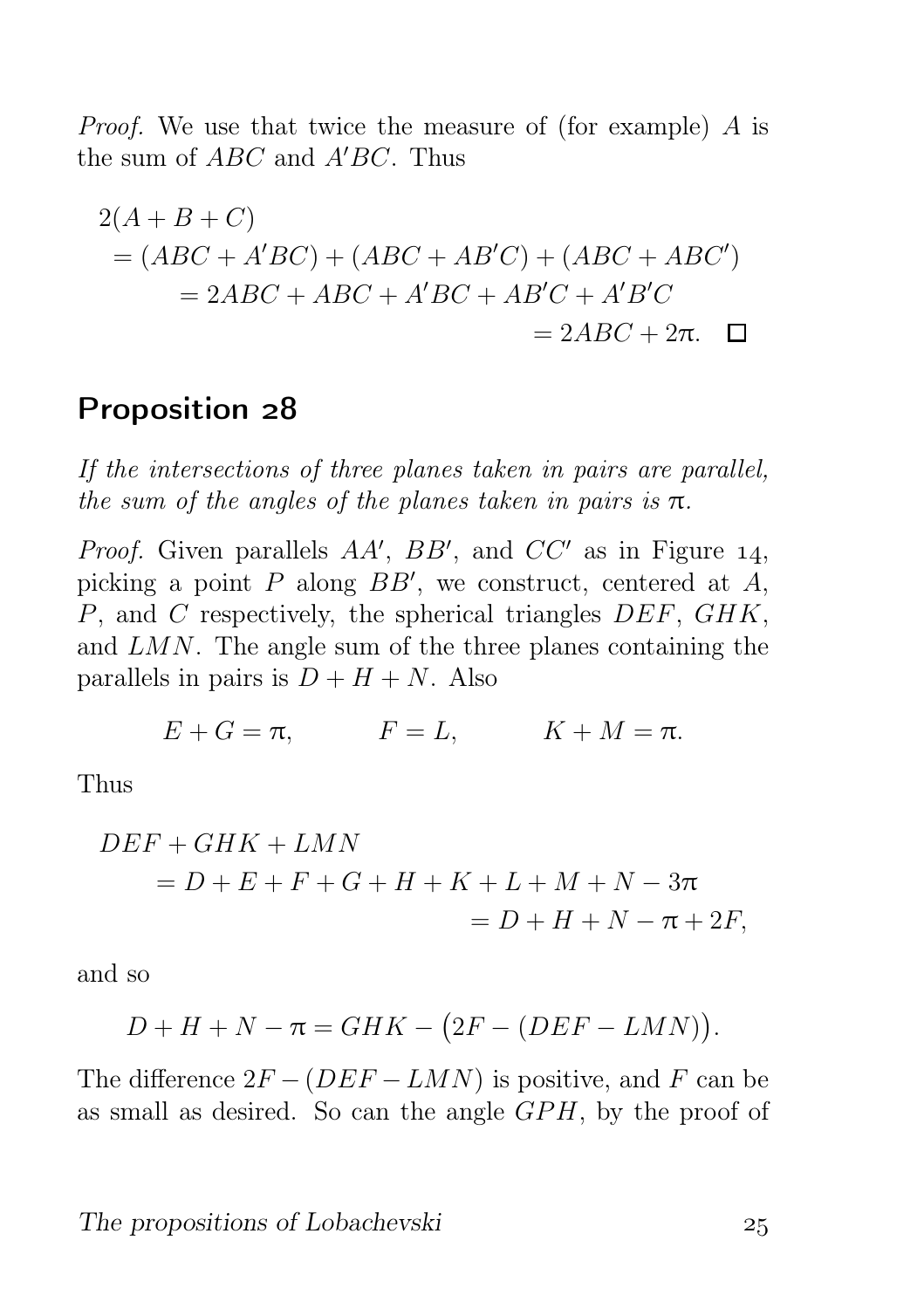*Proof.* We use that twice the measure of (for example) $A$ is the sum of $ABC$ and $A'BC$. Thus

$$\begin{aligned} &2(A+B+C) \\ &\quad = (ABC + A'BC) + (ABC + AB'C) + (ABC + ABC') \\ &\qquad = 2ABC + ABC + A'BC + AB'C + A'B'C \\ &\qquad\qquad = 2ABC + 2\pi. \quad \square \end{aligned}$$

## Proposition 28

*If the intersections of three planes taken in pairs are parallel, the sum of the angles of the planes taken in pairs is* $\pi$.

*Proof.* Given parallels $AA'$, $BB'$, and $CC'$ as in Figure 14, picking a point $P$ along $BB'$, we construct, centered at $A$, $P$, and $C$ respectively, the spherical triangles $DEF$, $GHK$, and $LMN$. The angle sum of the three planes containing the parallels in pairs is $D + H + N$. Also

$$E + G = \pi, \qquad F = L, \qquad K + M = \pi.$$

Thus

$$\begin{aligned} &DEF + GHK + LMN \\ &\quad = D + E + F + G + H + K + L + M + N - 3\pi \\ &\qquad = D + H + N - \pi + 2F, \end{aligned}$$

and so

$$D + H + N - \pi = GHK - \big(2F - (DEF - LMN)\big).$$

The difference $2F - (DEF - LMN)$ is positive, and $F$ can be as small as desired. So can the angle $GPH$, by the proof of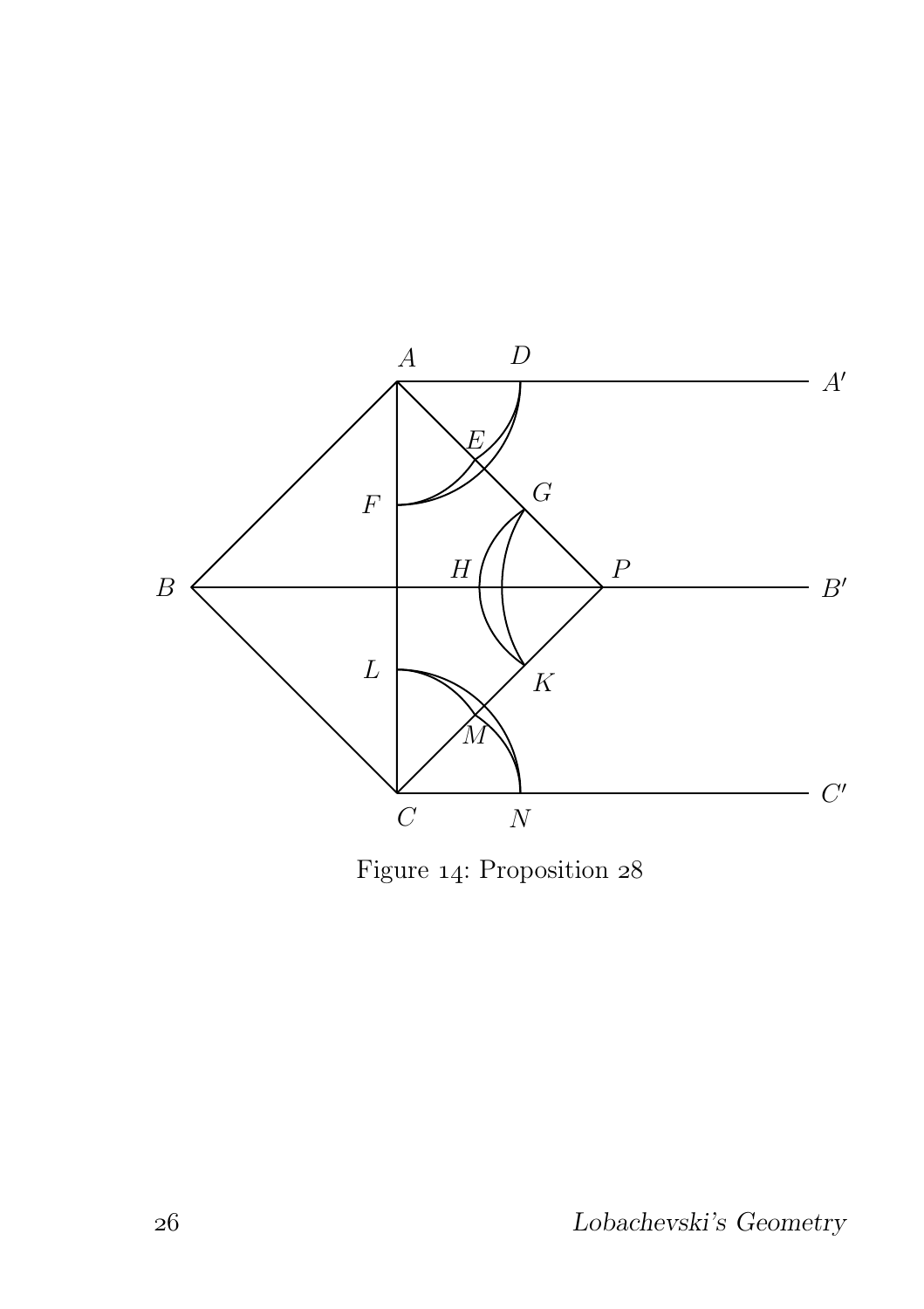Figure 14: Proposition 28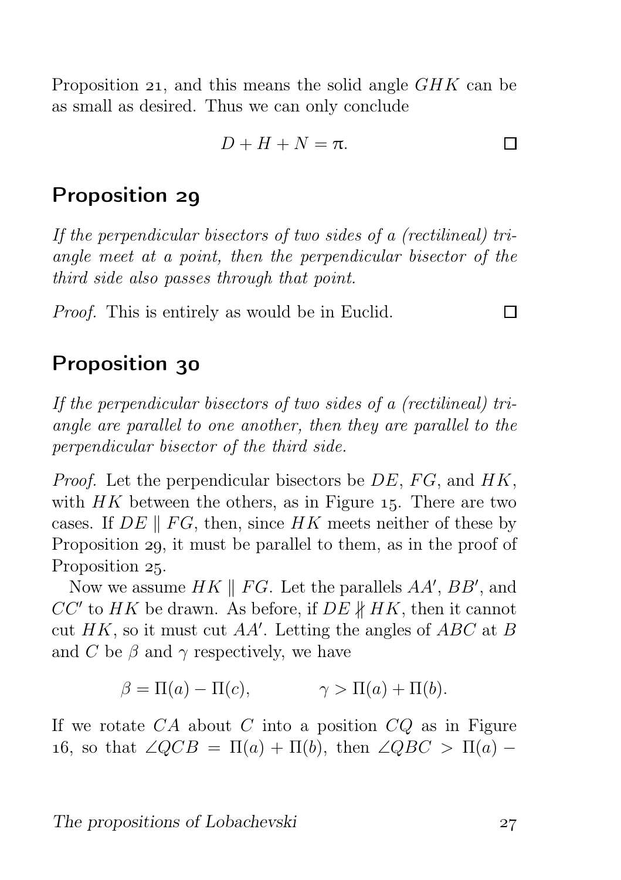Proposition 21, and this means the solid angle $GHK$ can be as small as desired. Thus we can only conclude

$$D + H + N = \pi. \qquad \square$$

## Proposition 29

*If the perpendicular bisectors of two sides of a (rectilineal) triangle meet at a point, then the perpendicular bisector of the third side also passes through that point.*

*Proof.* This is entirely as would be in Euclid. $\square$

## Proposition 30

*If the perpendicular bisectors of two sides of a (rectilineal) triangle are parallel to one another, then they are parallel to the perpendicular bisector of the third side.*

*Proof.* Let the perpendicular bisectors be $DE$, $FG$, and $HK$, with $HK$ between the others, as in Figure 15. There are two cases. If $DE \parallel FG$, then, since $HK$ meets neither of these by Proposition 29, it must be parallel to them, as in the proof of Proposition 25.

Now we assume $HK \parallel FG$. Let the parallels $AA'$, $BB'$, and $CC'$ to $HK$ be drawn. As before, if $DE \nparallel HK$, then it cannot cut $HK$, so it must cut $AA'$. Letting the angles of $ABC$ at $B$ and $C$ be $\beta$ and $\gamma$ respectively, we have

$$\beta = \Pi(a) - \Pi(c), \qquad \gamma > \Pi(a) + \Pi(b).$$

If we rotate $CA$ about $C$ into a position $CQ$ as in Figure 16, so that $\angle QCB = \Pi(a) + \Pi(b)$, then $\angle QBC > \Pi(a) -$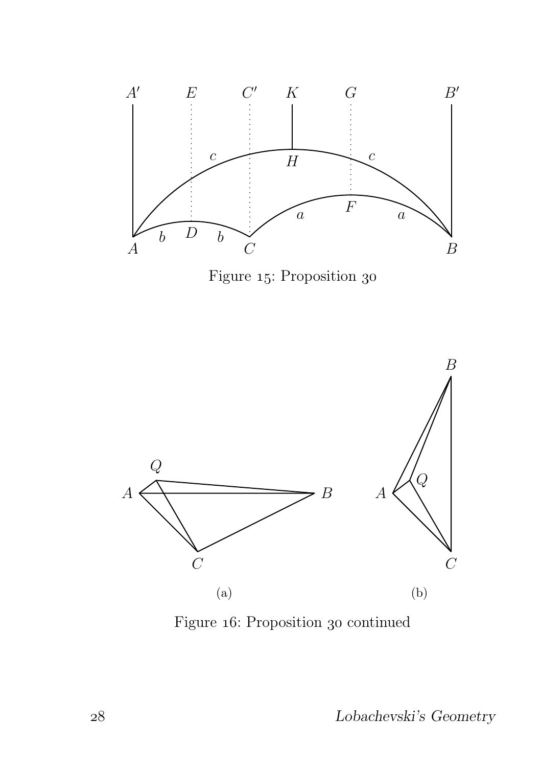Figure 15: Proposition 30

Figure 16: Proposition 30 continued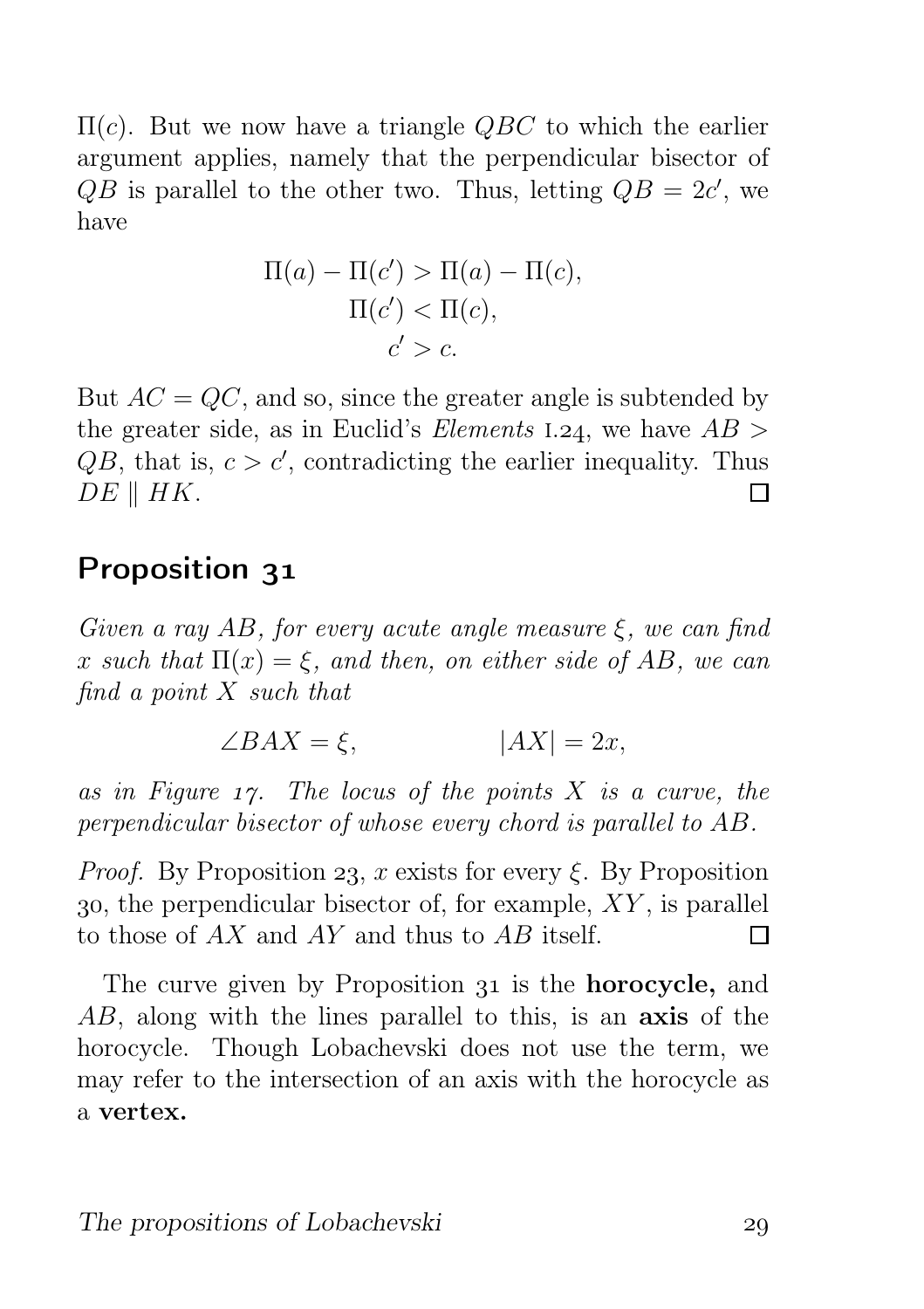$\Pi(c)$. But we now have a triangle $QBC$ to which the earlier argument applies, namely that the perpendicular bisector of $QB$ is parallel to the other two. Thus, letting $QB = 2c'$, we have

$$\begin{aligned} \Pi(a) - \Pi(c') &> \Pi(a) - \Pi(c), \\ \Pi(c') &< \Pi(c), \\ c' &> c. \end{aligned}$$

But $AC = QC$, and so, since the greater angle is subtended by the greater side, as in Euclid's *Elements* I.24, we have $AB > QB$, that is, $c > c'$, contradicting the earlier inequality. Thus $DE \parallel HK$. □

## Proposition 31

*Given a ray $AB$, for every acute angle measure $\xi$, we can find $x$ such that $\Pi(x) = \xi$, and then, on either side of $AB$, we can find a point $X$ such that*

$$\angle BAX = \xi, \qquad\qquad |AX| = 2x,$$

*as in Figure 17. The locus of the points $X$ is a curve, the perpendicular bisector of whose every chord is parallel to $AB$.*

*Proof.* By Proposition 23, $x$ exists for every $\xi$. By Proposition 30, the perpendicular bisector of, for example, $XY$, is parallel to those of $AX$ and $AY$ and thus to $AB$ itself. □

The curve given by Proposition 31 is the **horocycle,** and $AB$, along with the lines parallel to this, is an **axis** of the horocycle. Though Lobachevski does not use the term, we may refer to the intersection of an axis with the horocycle as a **vertex.**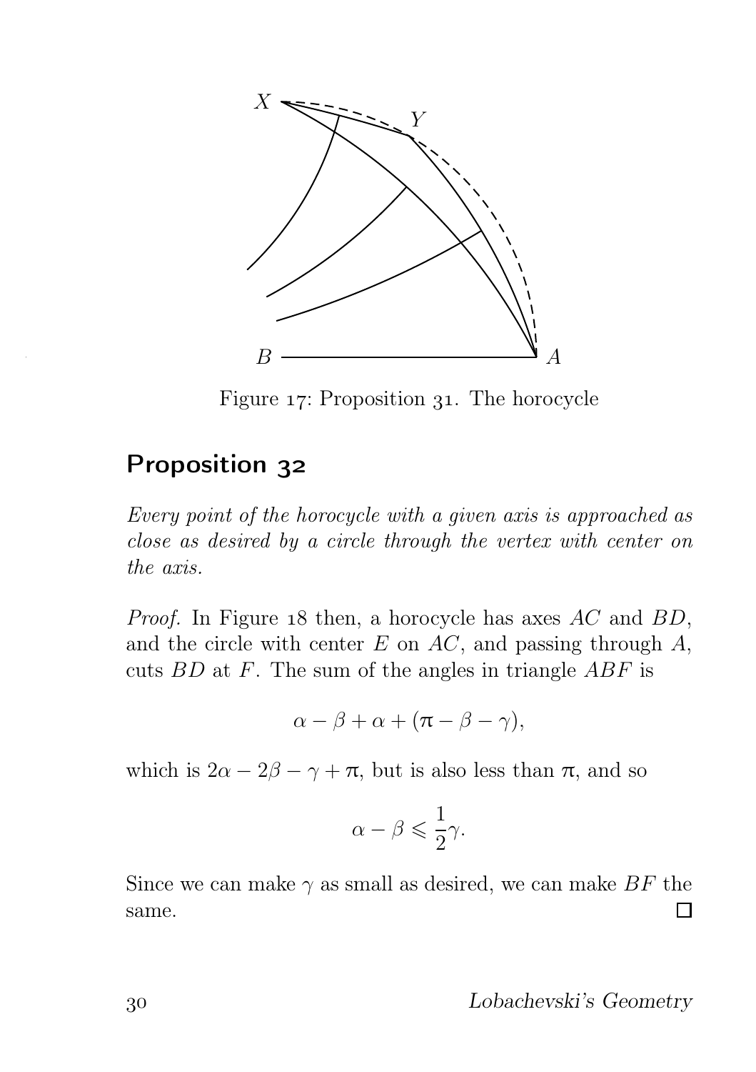Figure 17: Proposition 31. The horocycle

## Proposition 32

*Every point of the horocycle with a given axis is approached as close as desired by a circle through the vertex with center on the axis.*

*Proof.* In Figure 18 then, a horocycle has axes $AC$ and $BD$, and the circle with center $E$ on $AC$, and passing through $A$, cuts $BD$ at $F$. The sum of the angles in triangle $ABF$ is

$$\alpha - \beta + \alpha + (\pi - \beta - \gamma),$$

which is $2\alpha - 2\beta - \gamma + \pi$, but is also less than $\pi$, and so

$$\alpha - \beta \leqslant \frac{1}{2}\gamma.$$

Since we can make $\gamma$ as small as desired, we can make $BF$ the same. □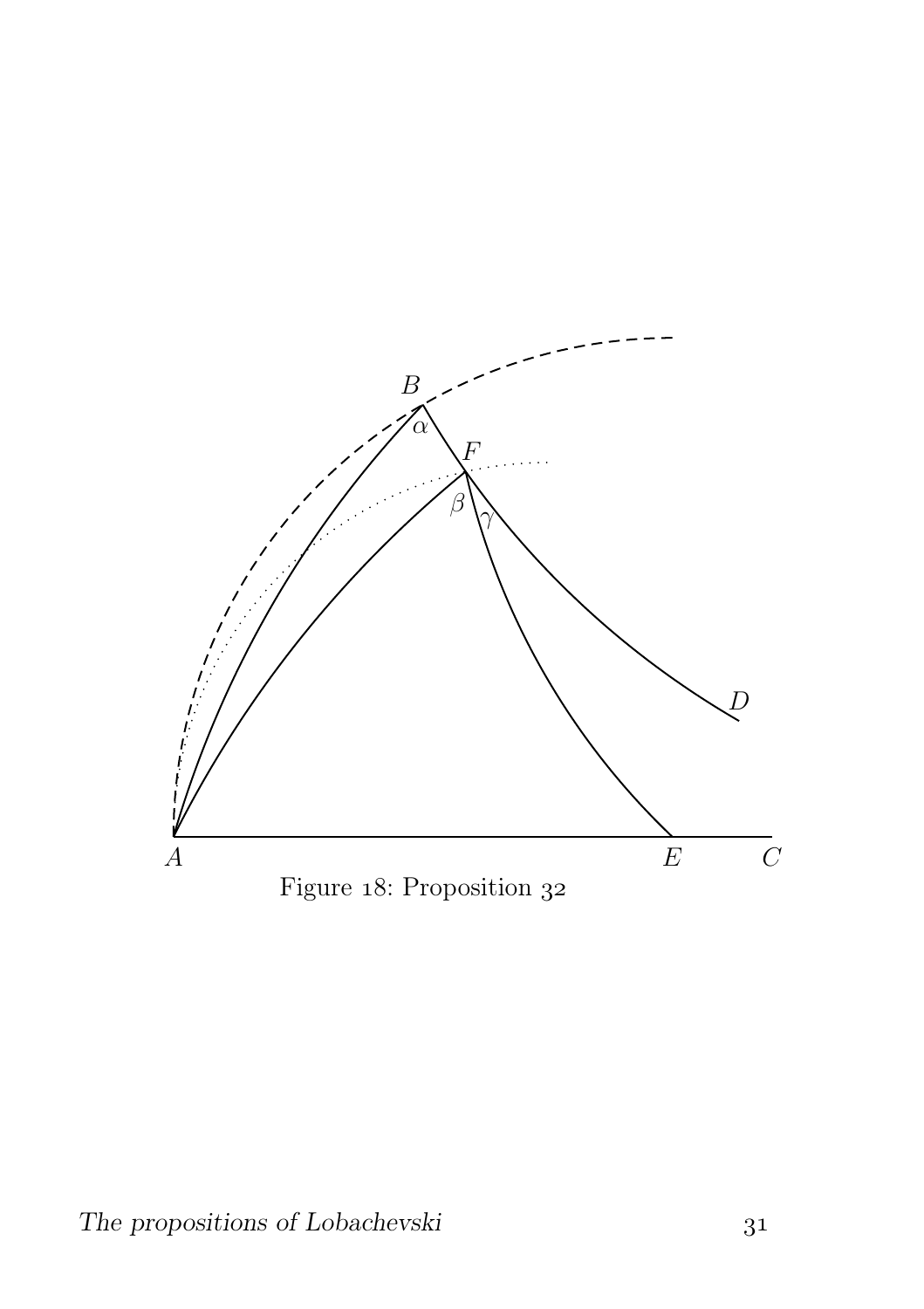Figure 18: Proposition 32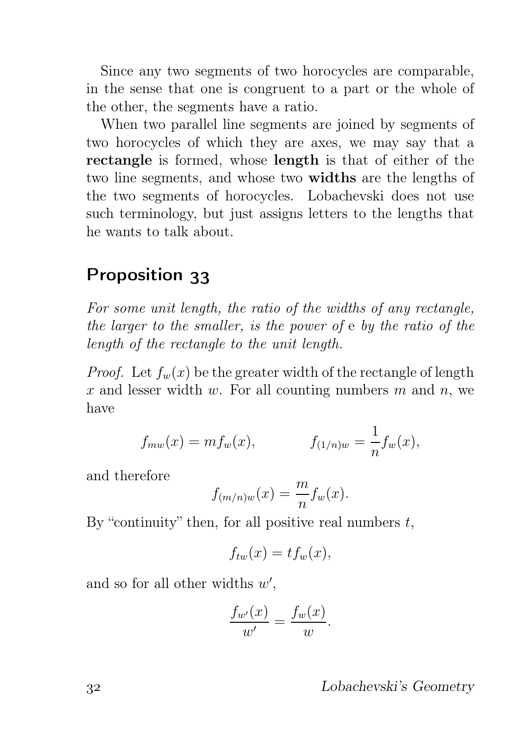Since any two segments of two horocycles are comparable, in the sense that one is congruent to a part or the whole of the other, the segments have a ratio.

When two parallel line segments are joined by segments of two horocycles of which they are axes, we may say that a **rectangle** is formed, whose **length** is that of either of the two line segments, and whose two **widths** are the lengths of the two segments of horocycles. Lobachevski does not use such terminology, but just assigns letters to the lengths that he wants to talk about.

## Proposition 33

*For some unit length, the ratio of the widths of any rectangle, the larger to the smaller, is the power of* e *by the ratio of the length of the rectangle to the unit length.*

*Proof.* Let $f_w(x)$ be the greater width of the rectangle of length $x$ and lesser width $w$. For all counting numbers $m$ and $n$, we have

$$f_{mw}(x) = mf_w(x), \qquad f_{(1/n)w} = \frac{1}{n}f_w(x),$$

and therefore

$$f_{(m/n)w}(x) = \frac{m}{n}f_w(x).$$

By "continuity" then, for all positive real numbers $t$,

$$f_{tw}(x) = tf_w(x),$$

and so for all other widths $w'$,

$$\frac{f_{w'}(x)}{w'} = \frac{f_w(x)}{w}.$$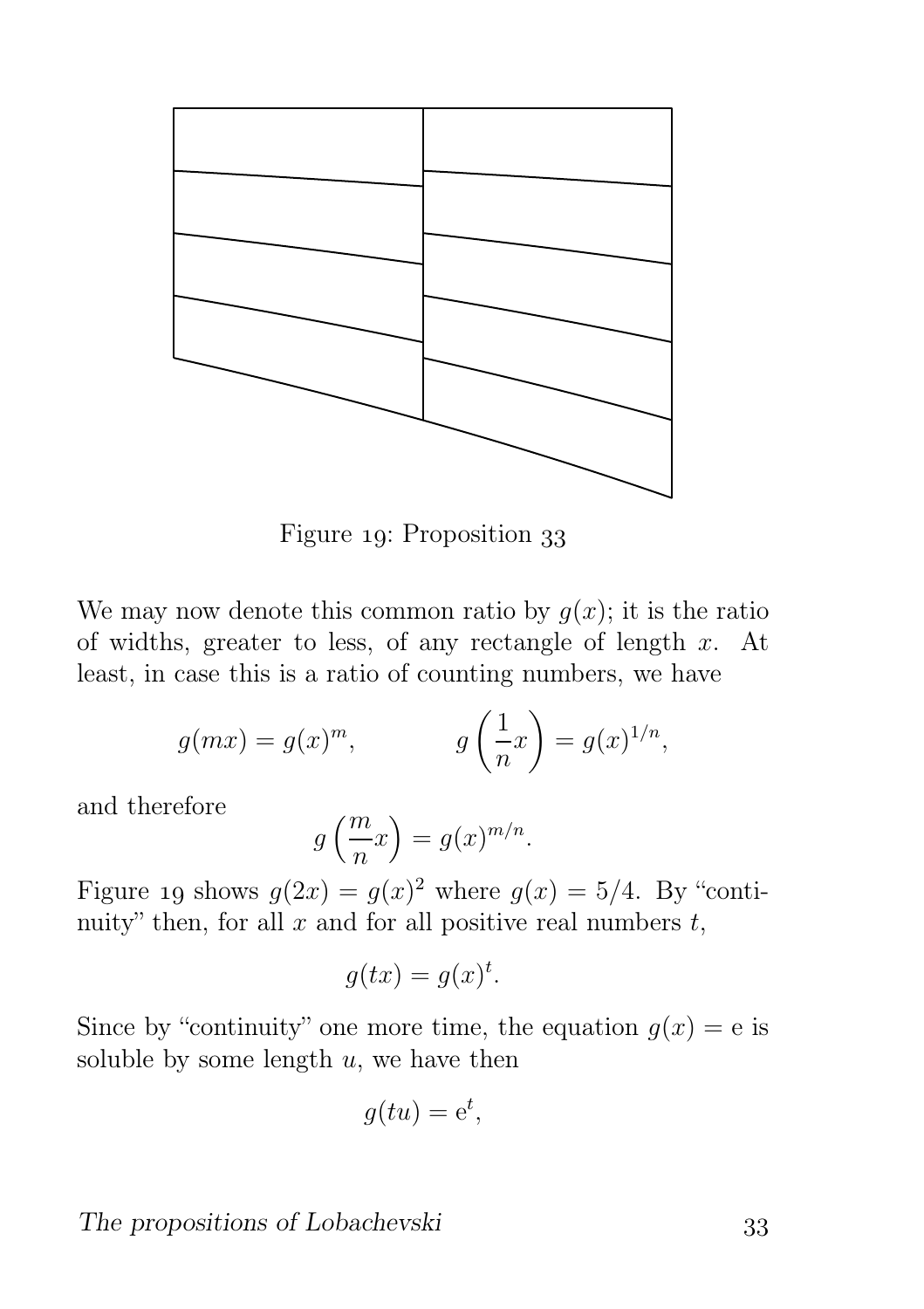Figure 19: Proposition 33

We may now denote this common ratio by $g(x)$; it is the ratio of widths, greater to less, of any rectangle of length $x$. At least, in case this is a ratio of counting numbers, we have

$$g(mx) = g(x)^m, \qquad g\left(\frac{1}{n}x\right) = g(x)^{1/n},$$

and therefore

$$g\left(\frac{m}{n}x\right) = g(x)^{m/n}.$$

Figure 19 shows $g(2x) = g(x)^2$ where $g(x) = 5/4$. By "continuity" then, for all $x$ and for all positive real numbers $t$,

$$g(tx) = g(x)^t.$$

Since by "continuity" one more time, the equation $g(x) = \mathrm{e}$ is soluble by some length $u$, we have then

$$g(tu) = \mathrm{e}^t,$$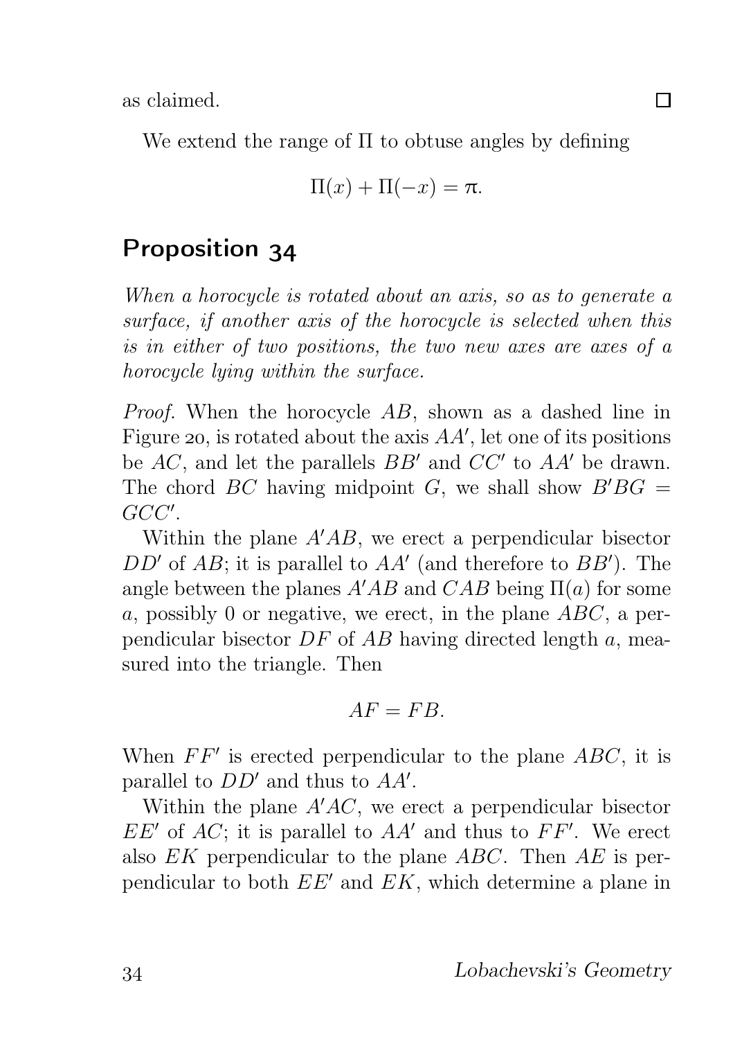as claimed. □

We extend the range of $\Pi$ to obtuse angles by defining

$$\Pi(x) + \Pi(-x) = \pi.$$

## Proposition 34

*When a horocycle is rotated about an axis, so as to generate a surface, if another axis of the horocycle is selected when this is in either of two positions, the two new axes are axes of a horocycle lying within the surface.*

*Proof.* When the horocycle $AB$, shown as a dashed line in Figure 20, is rotated about the axis $AA'$, let one of its positions be $AC$, and let the parallels $BB'$ and $CC'$ to $AA'$ be drawn. The chord $BC$ having midpoint $G$, we shall show $B'BG = GCC'$.

Within the plane $A'AB$, we erect a perpendicular bisector $DD'$ of $AB$; it is parallel to $AA'$ (and therefore to $BB'$). The angle between the planes $A'AB$ and $CAB$ being $\Pi(a)$ for some $a$, possibly 0 or negative, we erect, in the plane $ABC$, a perpendicular bisector $DF$ of $AB$ having directed length $a$, measured into the triangle. Then

$$AF = FB.$$

When $FF'$ is erected perpendicular to the plane $ABC$, it is parallel to $DD'$ and thus to $AA'$.

Within the plane $A'AC$, we erect a perpendicular bisector $EE'$ of $AC$; it is parallel to $AA'$ and thus to $FF'$. We erect also $EK$ perpendicular to the plane $ABC$. Then $AE$ is perpendicular to both $EE'$ and $EK$, which determine a plane in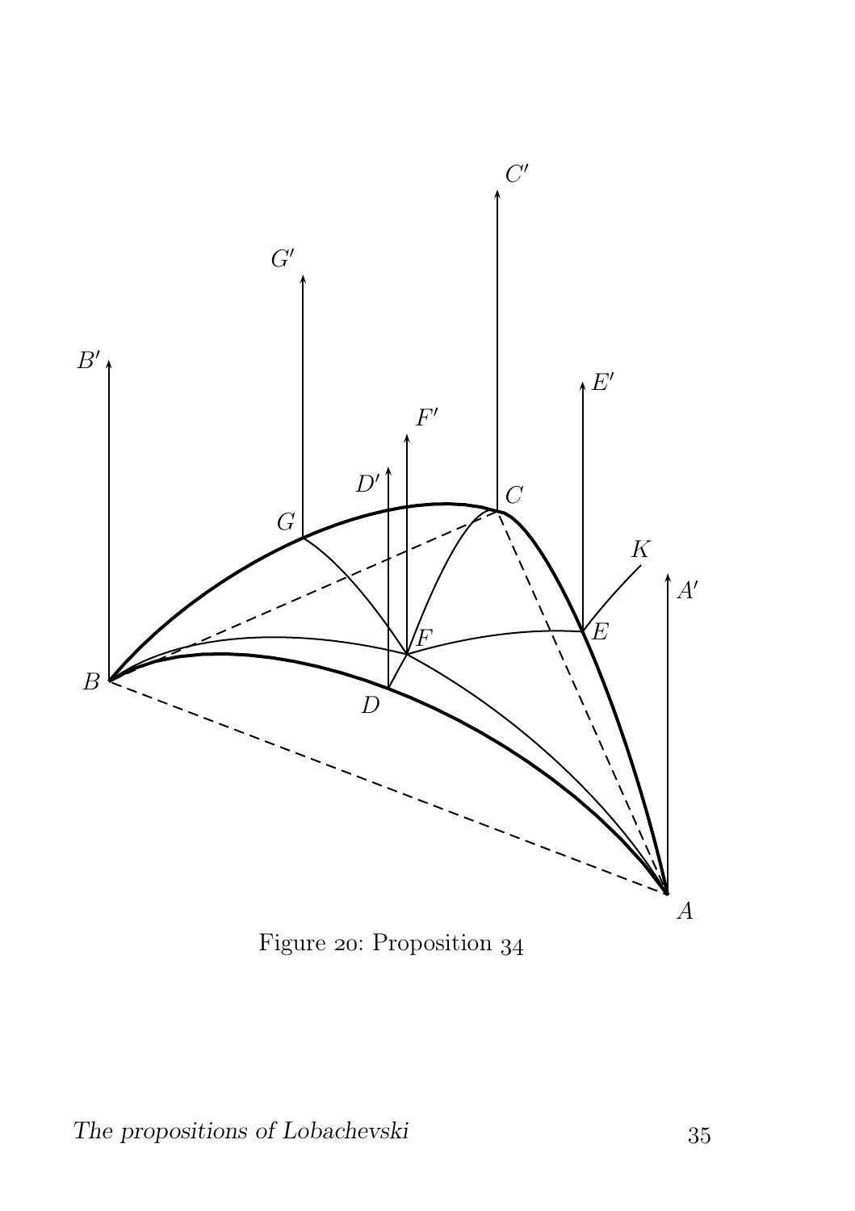Figure 20: Proposition 34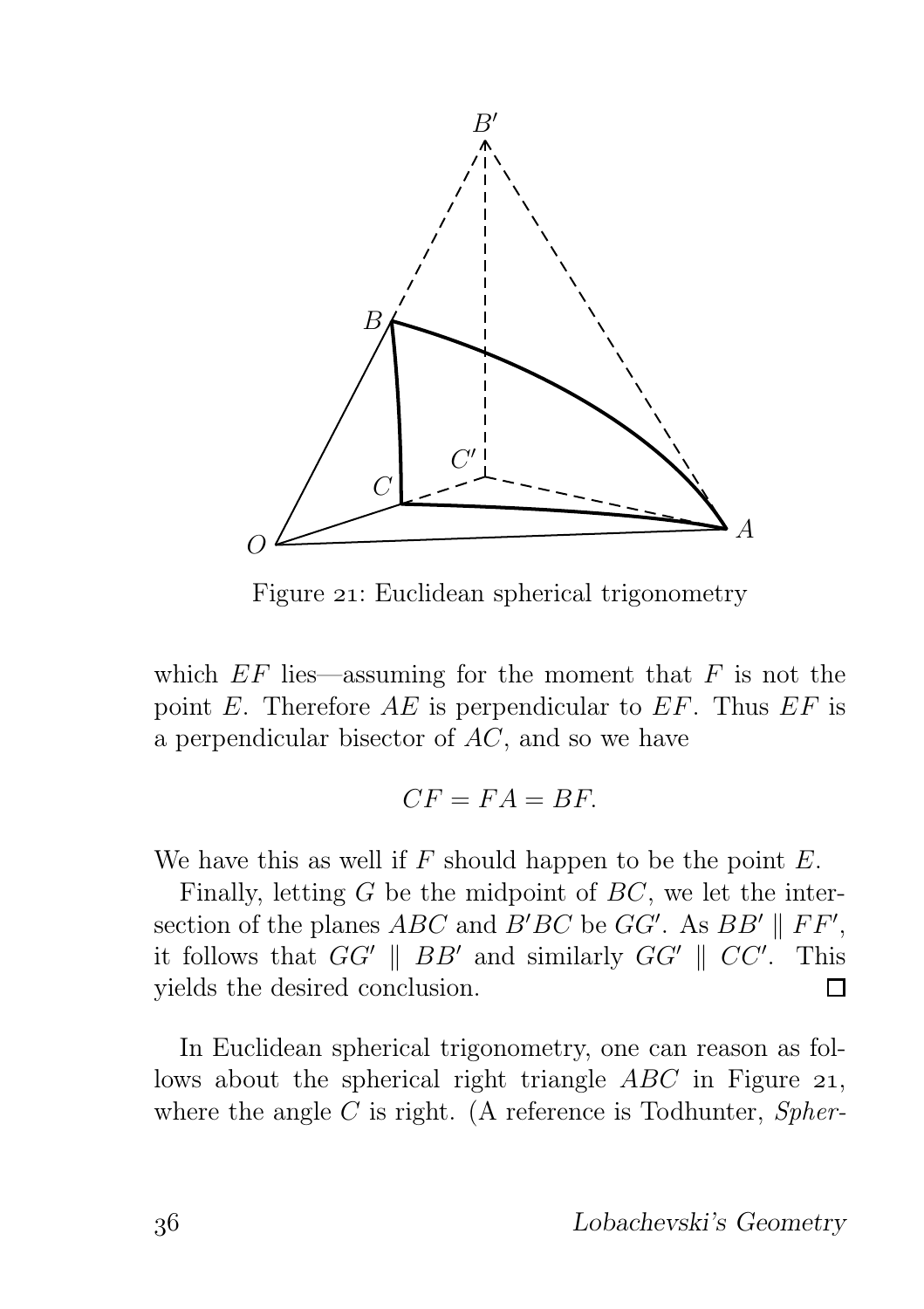Figure 21: Euclidean spherical trigonometry

which $EF$ lies—assuming for the moment that $F$ is not the point $E$. Therefore $AE$ is perpendicular to $EF$. Thus $EF$ is a perpendicular bisector of $AC$, and so we have

$$CF = FA = BF.$$

We have this as well if $F$ should happen to be the point $E$.

Finally, letting $G$ be the midpoint of $BC$, we let the intersection of the planes $ABC$ and $B'BC$ be $GG'$. As $BB' \parallel FF'$, it follows that $GG' \parallel BB'$ and similarly $GG' \parallel CC'$. This yields the desired conclusion. □

In Euclidean spherical trigonometry, one can reason as follows about the spherical right triangle $ABC$ in Figure 21, where the angle $C$ is right. (A reference is Todhunter, *Spher-*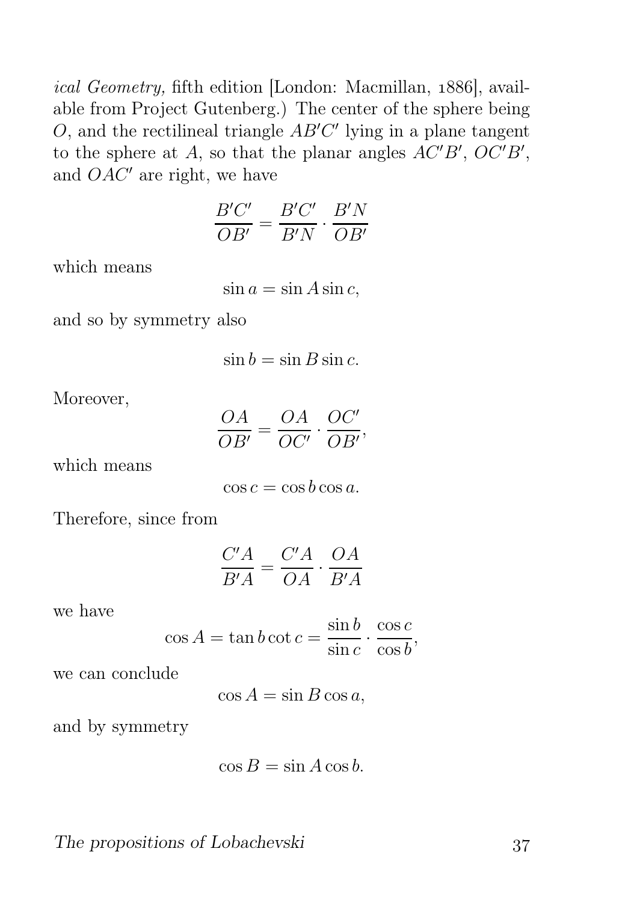*ical Geometry,* fifth edition [London: Macmillan, 1886], available from Project Gutenberg.) The center of the sphere being $O$, and the rectilineal triangle $AB'C'$ lying in a plane tangent to the sphere at $A$, so that the planar angles $AC'B'$, $OC'B'$, and $OAC'$ are right, we have

$$\frac{B'C'}{OB'} = \frac{B'C'}{B'N} \cdot \frac{B'N}{OB'}$$

which means

$$\sin a = \sin A \sin c,$$

and so by symmetry also

$$\sin b = \sin B \sin c.$$

Moreover,

$$\frac{OA}{OB'} = \frac{OA}{OC'} \cdot \frac{OC'}{OB'},$$

which means

$$\cos c = \cos b \cos a.$$

Therefore, since from

$$\frac{C'A}{B'A} = \frac{C'A}{OA} \cdot \frac{OA}{B'A}$$

we have

$$\cos A = \tan b \cot c = \frac{\sin b}{\sin c} \cdot \frac{\cos c}{\cos b},$$

we can conclude

$$\cos A = \sin B \cos a,$$

and by symmetry

$$\cos B = \sin A \cos b.$$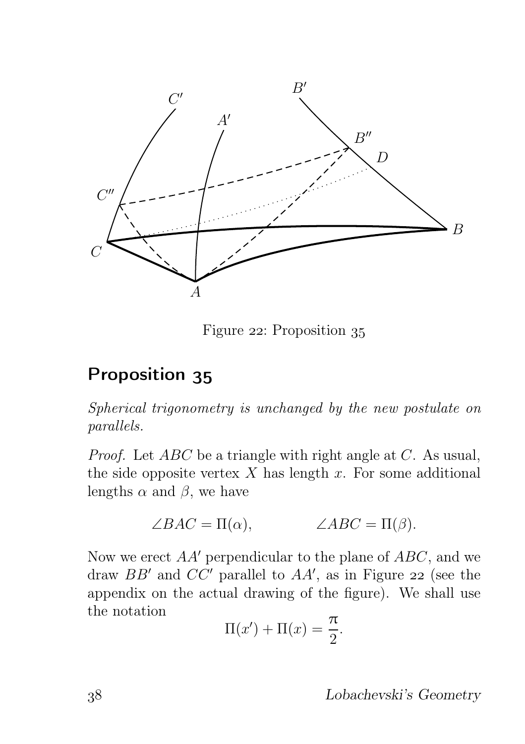Figure 22: Proposition 35

## Proposition 35

*Spherical trigonometry is unchanged by the new postulate on parallels.*

*Proof.* Let $ABC$ be a triangle with right angle at $C$. As usual, the side opposite vertex $X$ has length $x$. For some additional lengths $\alpha$ and $\beta$, we have

$$\angle BAC = \Pi(\alpha), \qquad \angle ABC = \Pi(\beta).$$

Now we erect $AA'$ perpendicular to the plane of $ABC$, and we draw $BB'$ and $CC'$ parallel to $AA'$, as in Figure 22 (see the appendix on the actual drawing of the figure). We shall use the notation

$$\Pi(x') + \Pi(x) = \frac{\pi}{2}.$$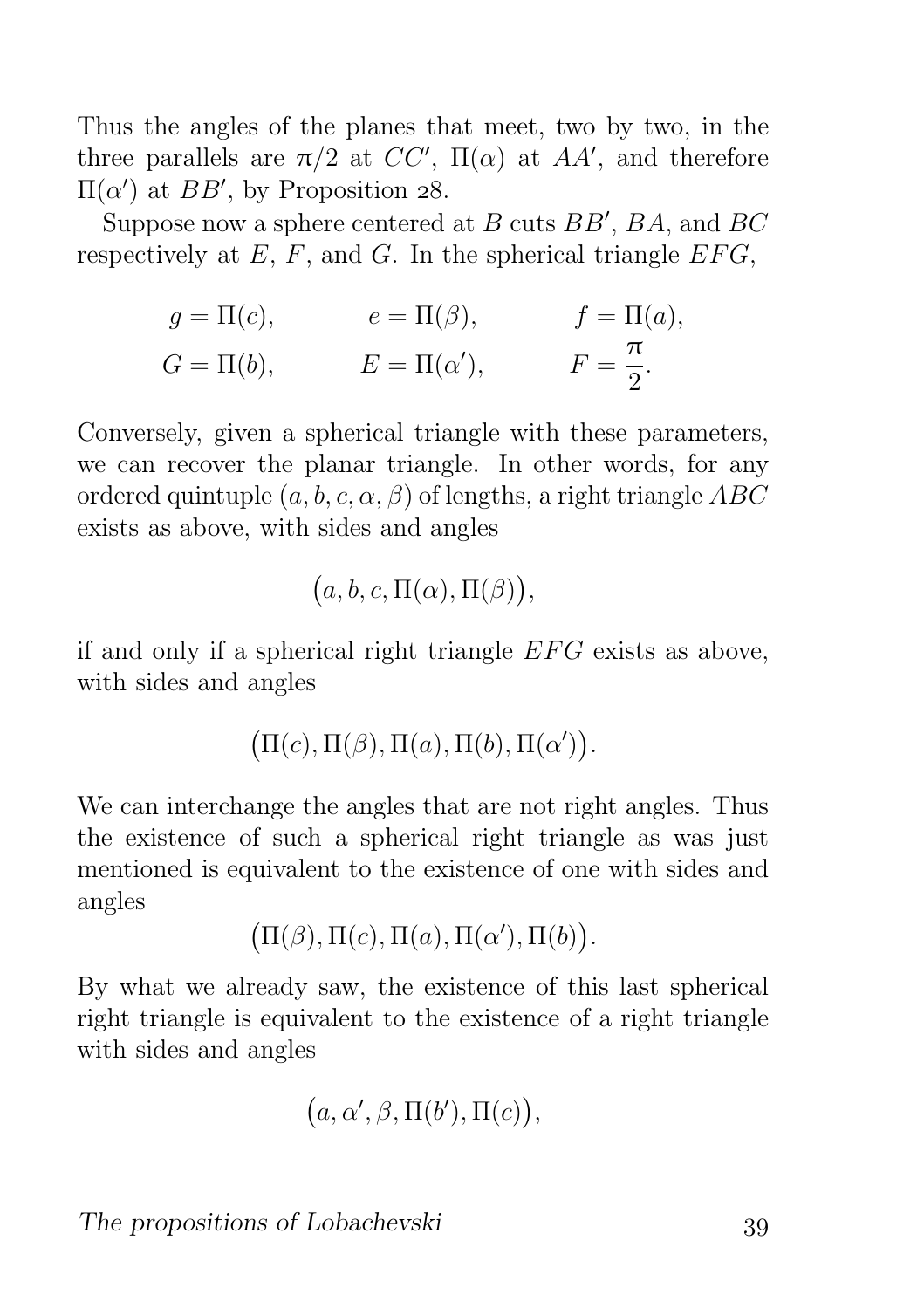Thus the angles of the planes that meet, two by two, in the three parallels are $\pi/2$ at $CC'$, $\Pi(\alpha)$ at $AA'$, and therefore $\Pi(\alpha')$ at $BB'$, by Proposition 28.

Suppose now a sphere centered at $B$ cuts $BB'$, $BA$, and $BC$ respectively at $E$, $F$, and $G$. In the spherical triangle $EFG$,

$$g = \Pi(c), \qquad e = \Pi(\beta), \qquad f = \Pi(a),$$
$$G = \Pi(b), \qquad E = \Pi(\alpha'), \qquad F = \frac{\pi}{2}.$$

Conversely, given a spherical triangle with these parameters, we can recover the planar triangle. In other words, for any ordered quintuple $(a, b, c, \alpha, \beta)$ of lengths, a right triangle $ABC$ exists as above, with sides and angles

$$\big(a, b, c, \Pi(\alpha), \Pi(\beta)\big),$$

if and only if a spherical right triangle $EFG$ exists as above, with sides and angles

$$\big(\Pi(c), \Pi(\beta), \Pi(a), \Pi(b), \Pi(\alpha')\big).$$

We can interchange the angles that are not right angles. Thus the existence of such a spherical right triangle as was just mentioned is equivalent to the existence of one with sides and angles

$$\big(\Pi(\beta), \Pi(c), \Pi(a), \Pi(\alpha'), \Pi(b)\big).$$

By what we already saw, the existence of this last spherical right triangle is equivalent to the existence of a right triangle with sides and angles

$$\big(a, \alpha', \beta, \Pi(b'), \Pi(c)\big),$$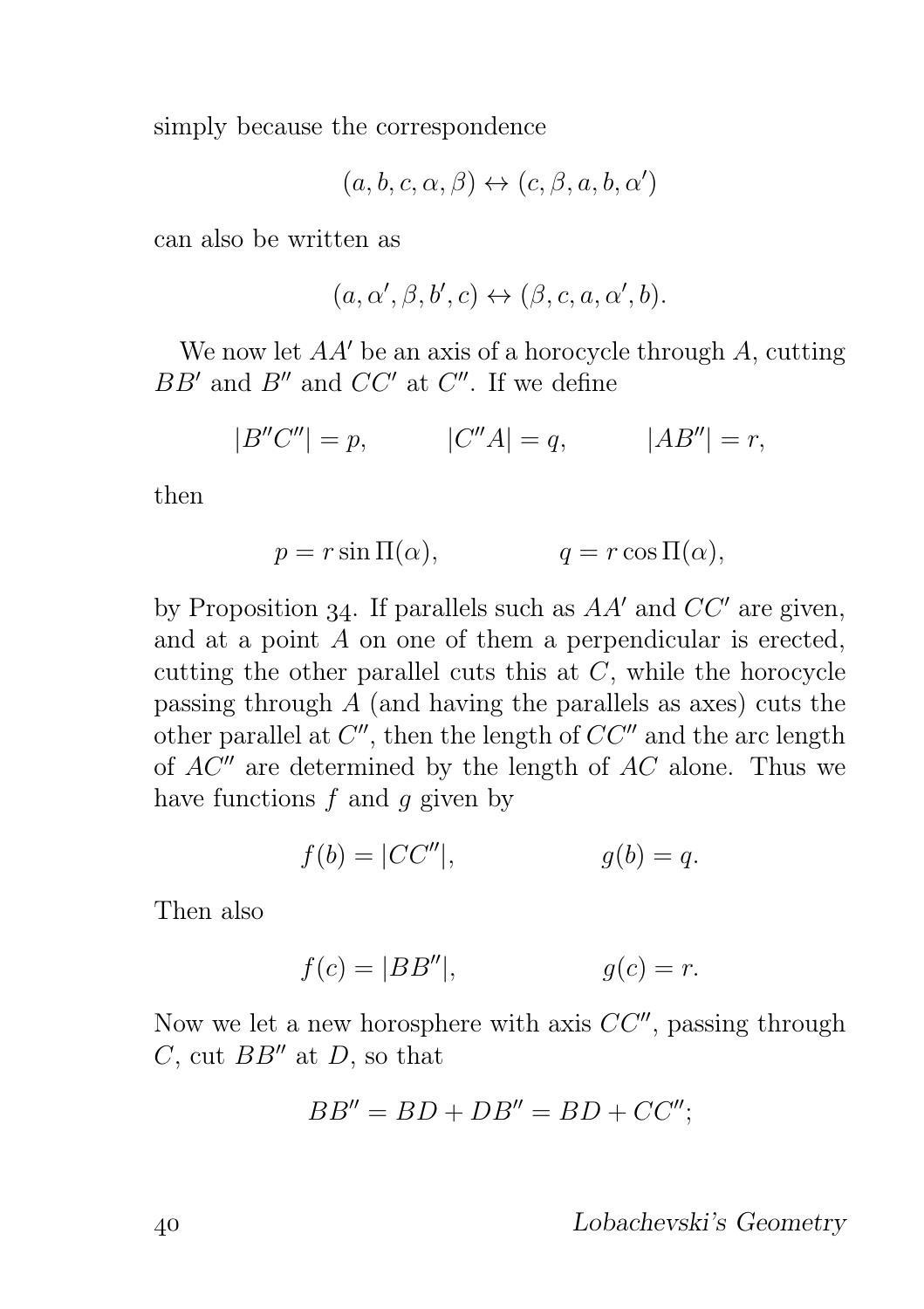simply because the correspondence

$$(a, b, c, \alpha, \beta) \leftrightarrow (c, \beta, a, b, \alpha')$$

can also be written as

$$(a, \alpha', \beta, b', c) \leftrightarrow (\beta, c, a, \alpha', b).$$

We now let $AA'$ be an axis of a horocycle through $A$, cutting $BB'$ and $B''$ and $CC'$ at $C''$. If we define

$$|B''C''| = p, \qquad |C''A| = q, \qquad |AB''| = r,$$

then

$$p = r \sin \Pi(\alpha), \qquad q = r \cos \Pi(\alpha),$$

by Proposition 34. If parallels such as $AA'$ and $CC'$ are given, and at a point $A$ on one of them a perpendicular is erected, cutting the other parallel cuts this at $C$, while the horocycle passing through $A$ (and having the parallels as axes) cuts the other parallel at $C''$, then the length of $CC''$ and the arc length of $AC''$ are determined by the length of $AC$ alone. Thus we have functions $f$ and $g$ given by

$$f(b) = |CC''|, \qquad g(b) = q.$$

Then also

$$f(c) = |BB''|, \qquad g(c) = r.$$

Now we let a new horosphere with axis $CC''$, passing through $C$, cut $BB''$ at $D$, so that

$$BB'' = BD + DB'' = BD + CC'';$$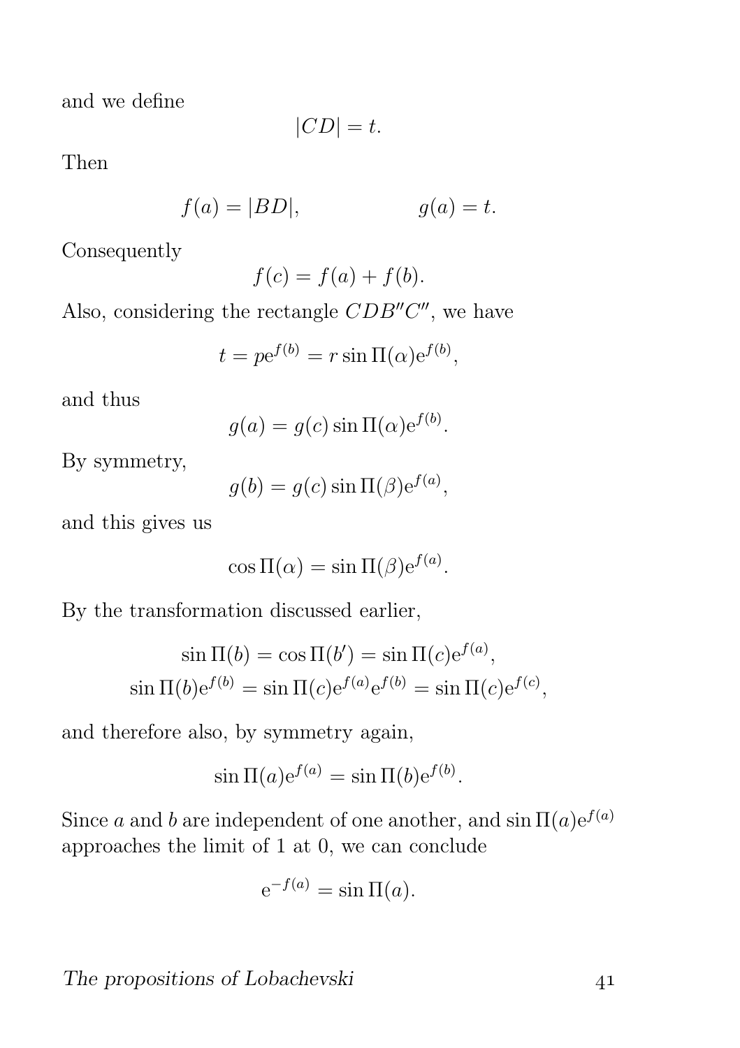and we define

$$|CD| = t.$$

Then

$$f(a) = |BD|, \qquad\qquad g(a) = t.$$

Consequently

$$f(c) = f(a) + f(b).$$

Also, considering the rectangle $CDB''C''$, we have

$$t = p\mathrm{e}^{f(b)} = r \sin \Pi(\alpha) \mathrm{e}^{f(b)},$$

and thus

$$g(a) = g(c) \sin \Pi(\alpha) \mathrm{e}^{f(b)}.$$

By symmetry,

$$g(b) = g(c) \sin \Pi(\beta) \mathrm{e}^{f(a)},$$

and this gives us

$$\cos \Pi(\alpha) = \sin \Pi(\beta) \mathrm{e}^{f(a)}.$$

By the transformation discussed earlier,

$$\sin \Pi(b) = \cos \Pi(b') = \sin \Pi(c) \mathrm{e}^{f(a)},$$
$$\sin \Pi(b) \mathrm{e}^{f(b)} = \sin \Pi(c) \mathrm{e}^{f(a)} \mathrm{e}^{f(b)} = \sin \Pi(c) \mathrm{e}^{f(c)},$$

and therefore also, by symmetry again,

$$\sin \Pi(a) \mathrm{e}^{f(a)} = \sin \Pi(b) \mathrm{e}^{f(b)}.$$

Since $a$ and $b$ are independent of one another, and $\sin \Pi(a) \mathrm{e}^{f(a)}$ approaches the limit of 1 at 0, we can conclude

$$\mathrm{e}^{-f(a)} = \sin \Pi(a).$$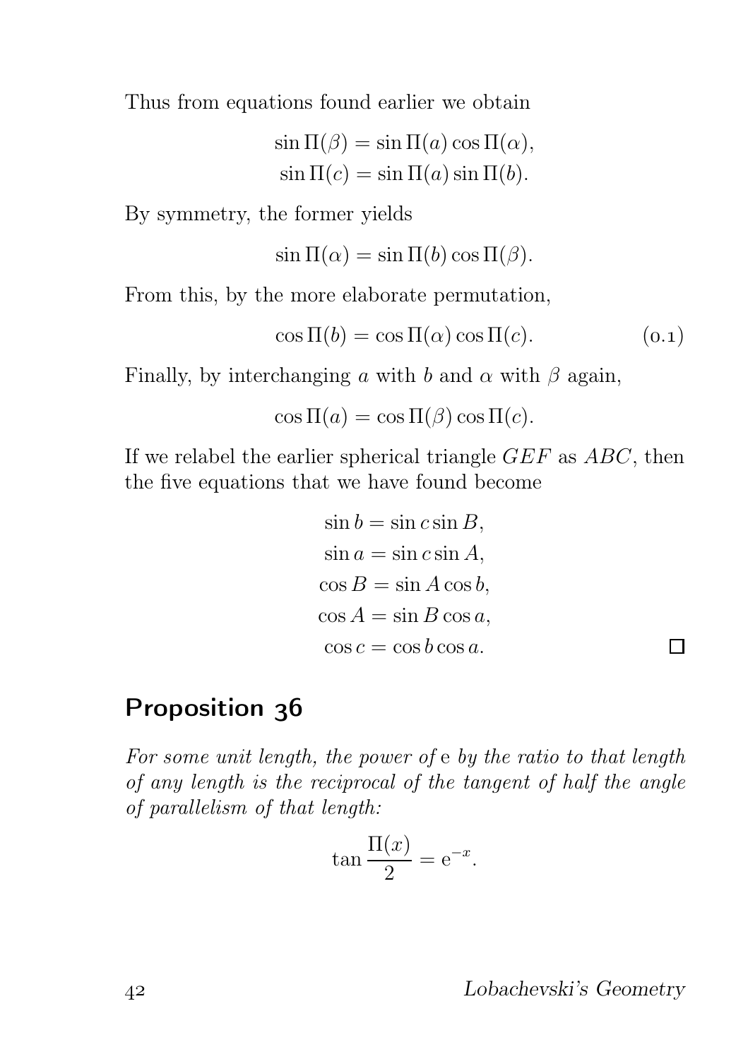Thus from equations found earlier we obtain

$$\sin \Pi(\beta) = \sin \Pi(a) \cos \Pi(\alpha),$$
$$\sin \Pi(c) = \sin \Pi(a) \sin \Pi(b).$$

By symmetry, the former yields

$$\sin \Pi(\alpha) = \sin \Pi(b) \cos \Pi(\beta).$$

From this, by the more elaborate permutation,

$$\cos \Pi(b) = \cos \Pi(\alpha) \cos \Pi(c). \tag{0.1}$$

Finally, by interchanging $a$ with $b$ and $\alpha$ with $\beta$ again,

$$\cos \Pi(a) = \cos \Pi(\beta) \cos \Pi(c).$$

If we relabel the earlier spherical triangle $GEF$ as $ABC$, then the five equations that we have found become

$$\begin{aligned}
\sin b &= \sin c \sin B, \\
\sin a &= \sin c \sin A, \\
\cos B &= \sin A \cos b, \\
\cos A &= \sin B \cos a, \\
\cos c &= \cos b \cos a.
\end{aligned}$$

□

## Proposition 36

*For some unit length, the power of* e *by the ratio to that length of any length is the reciprocal of the tangent of half the angle of parallelism of that length:*

$$\tan \frac{\Pi(x)}{2} = \mathrm{e}^{-x}.$$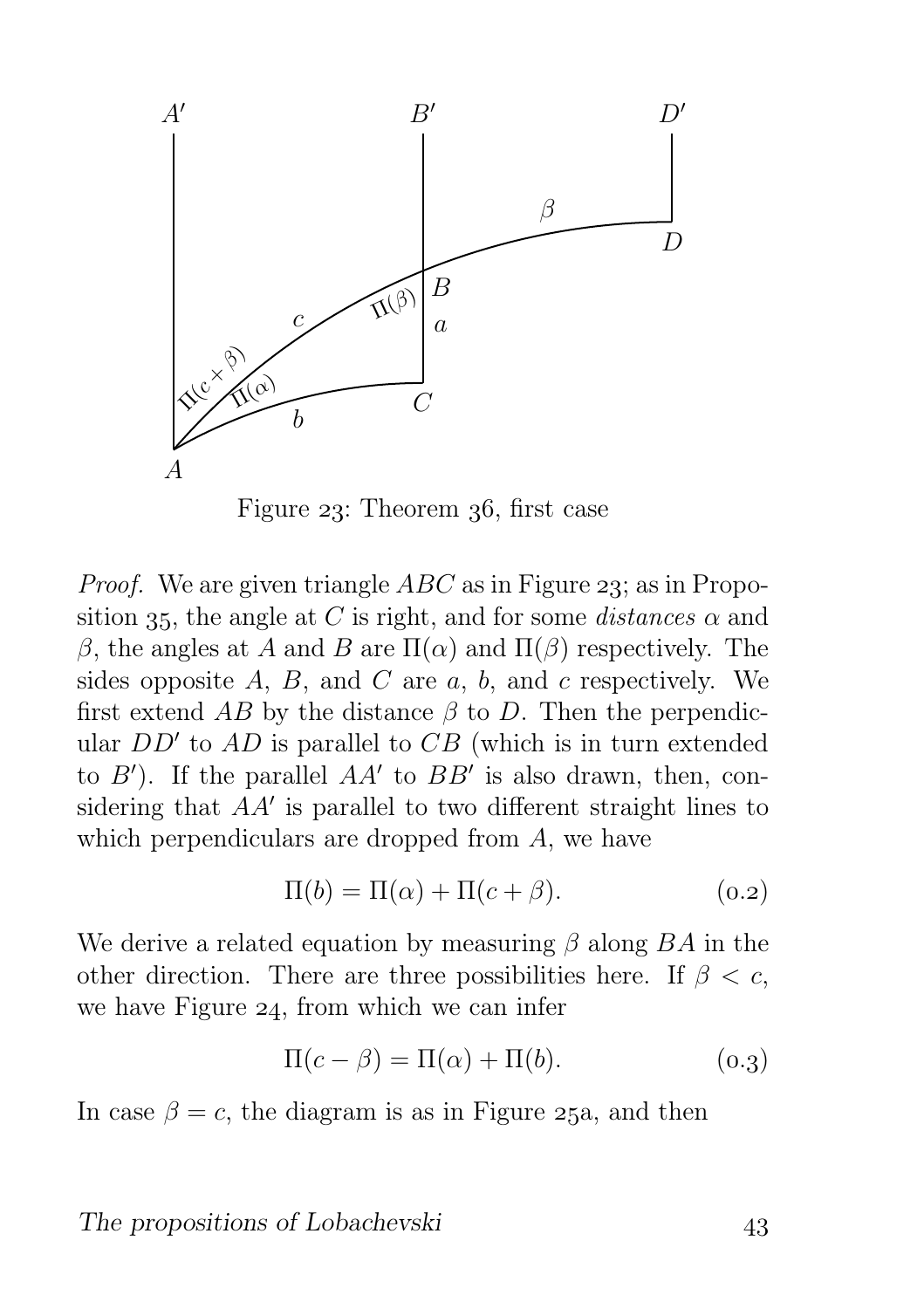Figure 23: Theorem 36, first case

*Proof.* We are given triangle $ABC$ as in Figure 23; as in Proposition 35, the angle at $C$ is right, and for some *distances* $\alpha$ and $\beta$, the angles at $A$ and $B$ are $\Pi(\alpha)$ and $\Pi(\beta)$ respectively. The sides opposite $A$, $B$, and $C$ are $a$, $b$, and $c$ respectively. We first extend $AB$ by the distance $\beta$ to $D$. Then the perpendicular $DD'$ to $AD$ is parallel to $CB$ (which is in turn extended to $B'$). If the parallel $AA'$ to $BB'$ is also drawn, then, considering that $AA'$ is parallel to two different straight lines to which perpendiculars are dropped from $A$, we have

$$\Pi(b) = \Pi(\alpha) + \Pi(c + \beta). \tag{0.2}$$

We derive a related equation by measuring $\beta$ along $BA$ in the other direction. There are three possibilities here. If $\beta < c$, we have Figure 24, from which we can infer

$$\Pi(c - \beta) = \Pi(\alpha) + \Pi(b). \tag{0.3}$$

In case $\beta = c$, the diagram is as in Figure 25a, and then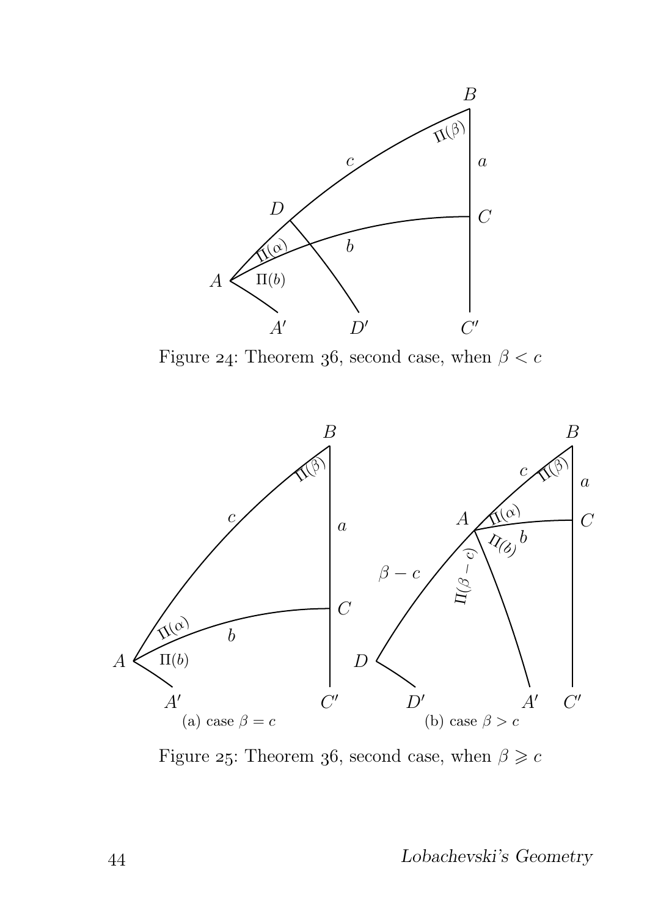Figure 24: Theorem 36, second case, when $\beta < c$

(a) case $\beta = c$

(b) case $\beta > c$

Figure 25: Theorem 36, second case, when $\beta \geqslant c$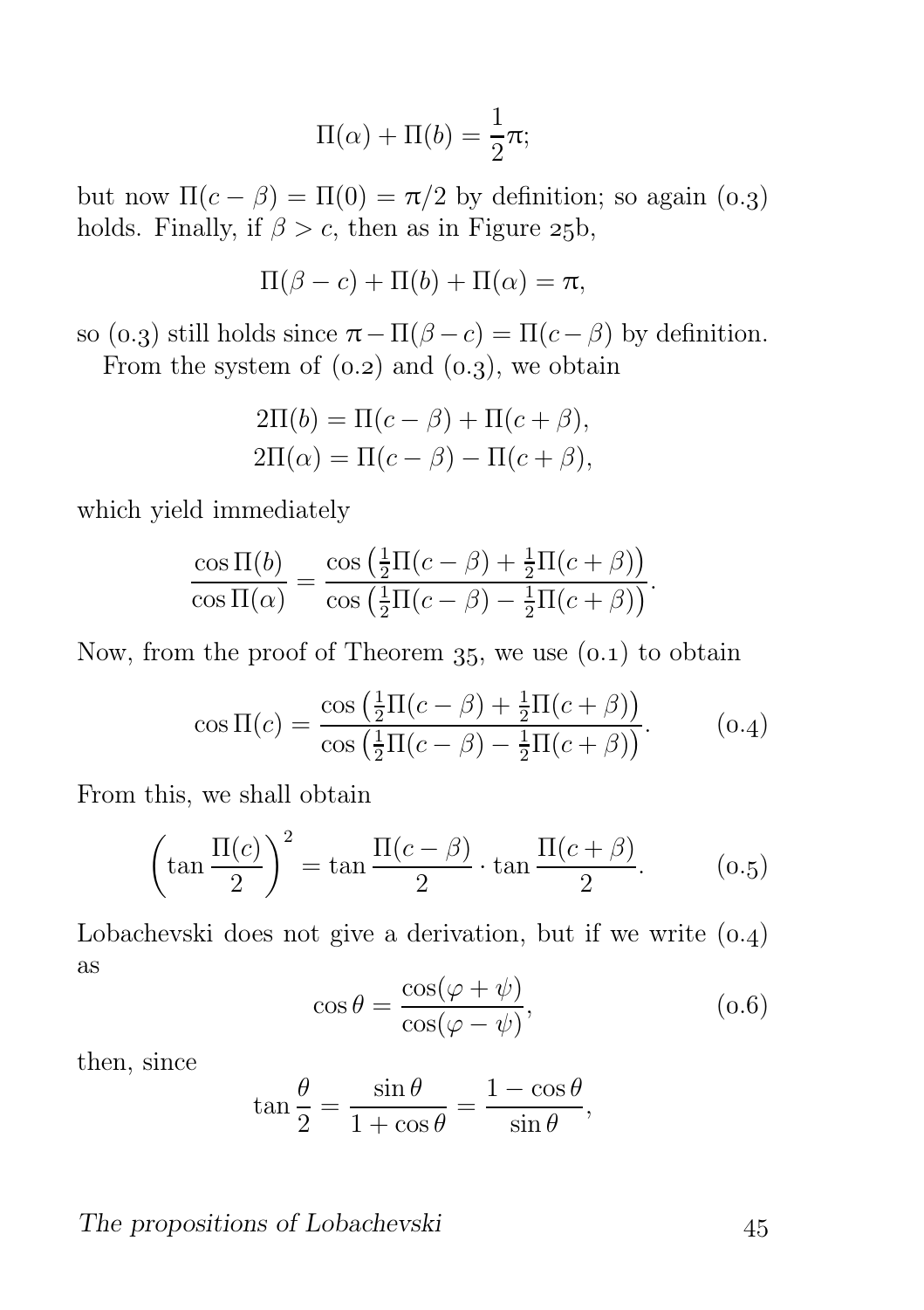$$\Pi(\alpha) + \Pi(b) = \frac{1}{2}\pi;$$

but now $\Pi(c - \beta) = \Pi(0) = \pi/2$ by definition; so again (0.3) holds. Finally, if $\beta > c$, then as in Figure 25b,

$$\Pi(\beta - c) + \Pi(b) + \Pi(\alpha) = \pi,$$

so (0.3) still holds since $\pi - \Pi(\beta - c) = \Pi(c - \beta)$ by definition.

From the system of (0.2) and (0.3), we obtain

$$\begin{aligned} 2\Pi(b) &= \Pi(c - \beta) + \Pi(c + \beta), \\ 2\Pi(\alpha) &= \Pi(c - \beta) - \Pi(c + \beta), \end{aligned}$$

which yield immediately

$$\frac{\cos \Pi(b)}{\cos \Pi(\alpha)} = \frac{\cos\left(\frac{1}{2}\Pi(c - \beta) + \frac{1}{2}\Pi(c + \beta)\right)}{\cos\left(\frac{1}{2}\Pi(c - \beta) - \frac{1}{2}\Pi(c + \beta)\right)}.$$

Now, from the proof of Theorem 35, we use (0.1) to obtain

$$\cos \Pi(c) = \frac{\cos\left(\frac{1}{2}\Pi(c - \beta) + \frac{1}{2}\Pi(c + \beta)\right)}{\cos\left(\frac{1}{2}\Pi(c - \beta) - \frac{1}{2}\Pi(c + \beta)\right)}. \qquad (0.4)$$

From this, we shall obtain

$$\left(\tan \frac{\Pi(c)}{2}\right)^2 = \tan \frac{\Pi(c - \beta)}{2} \cdot \tan \frac{\Pi(c + \beta)}{2}. \qquad (0.5)$$

Lobachevski does not give a derivation, but if we write (0.4) as

$$\cos \theta = \frac{\cos(\varphi + \psi)}{\cos(\varphi - \psi)}, \qquad (0.6)$$

then, since

$$\tan \frac{\theta}{2} = \frac{\sin \theta}{1 + \cos \theta} = \frac{1 - \cos \theta}{\sin \theta},$$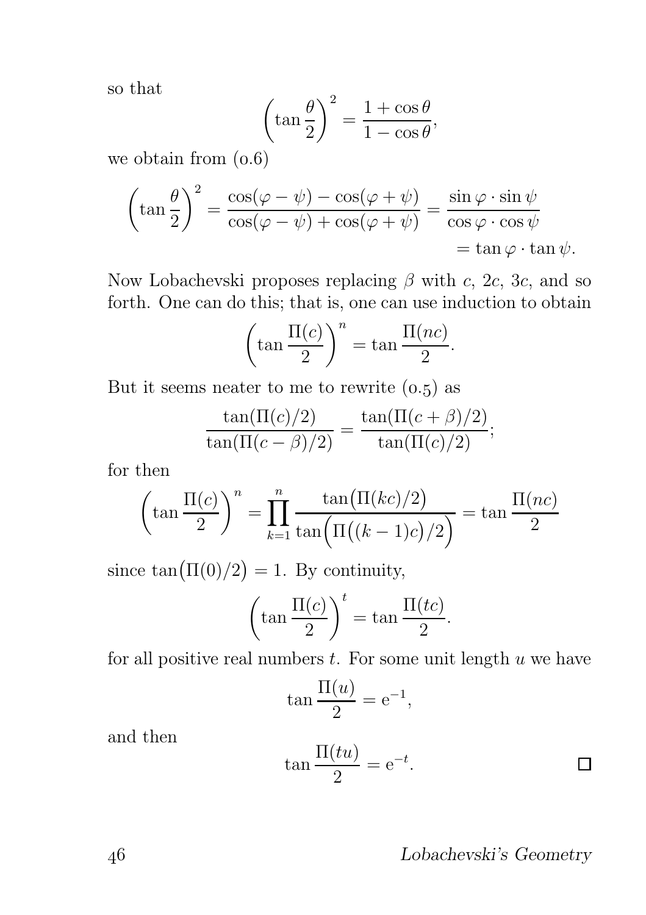so that

$$\left(\tan\frac{\theta}{2}\right)^2 = \frac{1+\cos\theta}{1-\cos\theta},$$

we obtain from (0.6)

$$\left(\tan\frac{\theta}{2}\right)^2 = \frac{\cos(\varphi-\psi)-\cos(\varphi+\psi)}{\cos(\varphi-\psi)+\cos(\varphi+\psi)} = \frac{\sin\varphi\cdot\sin\psi}{\cos\varphi\cdot\cos\psi} = \tan\varphi\cdot\tan\psi.$$

Now Lobachevski proposes replacing $\beta$ with $c$, $2c$, $3c$, and so forth. One can do this; that is, one can use induction to obtain

$$\left(\tan\frac{\Pi(c)}{2}\right)^n = \tan\frac{\Pi(nc)}{2}.$$

But it seems neater to me to rewrite (0.5) as

$$\frac{\tan(\Pi(c)/2)}{\tan(\Pi(c-\beta)/2)} = \frac{\tan(\Pi(c+\beta)/2)}{\tan(\Pi(c)/2)};$$

for then

$$\left(\tan\frac{\Pi(c)}{2}\right)^n = \prod_{k=1}^{n}\frac{\tan\bigl(\Pi(kc)/2\bigr)}{\tan\Bigl(\Pi\bigl((k-1)c\bigr)/2\Bigr)} = \tan\frac{\Pi(nc)}{2}$$

since $\tan\bigl(\Pi(0)/2\bigr)=1$. By continuity,

$$\left(\tan\frac{\Pi(c)}{2}\right)^t = \tan\frac{\Pi(tc)}{2}.$$

for all positive real numbers $t$. For some unit length $u$ we have

$$\tan\frac{\Pi(u)}{2} = \mathrm{e}^{-1},$$

and then

$$\tan\frac{\Pi(tu)}{2} = \mathrm{e}^{-t}.$$

□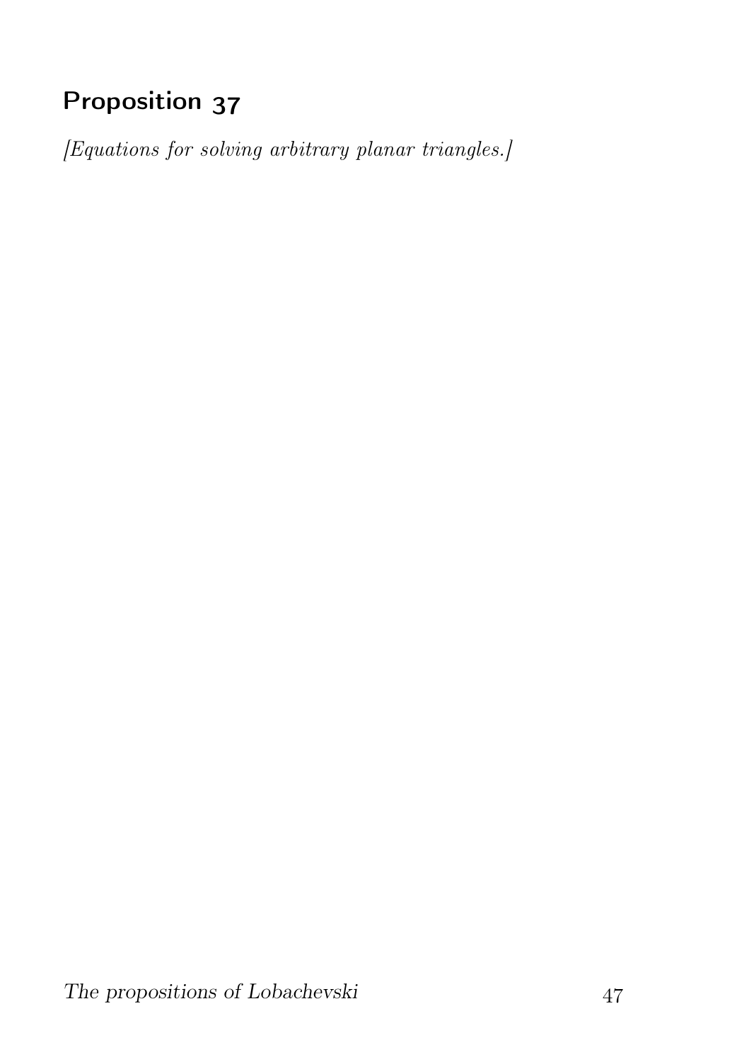## Proposition 37

*[Equations for solving arbitrary planar triangles.]*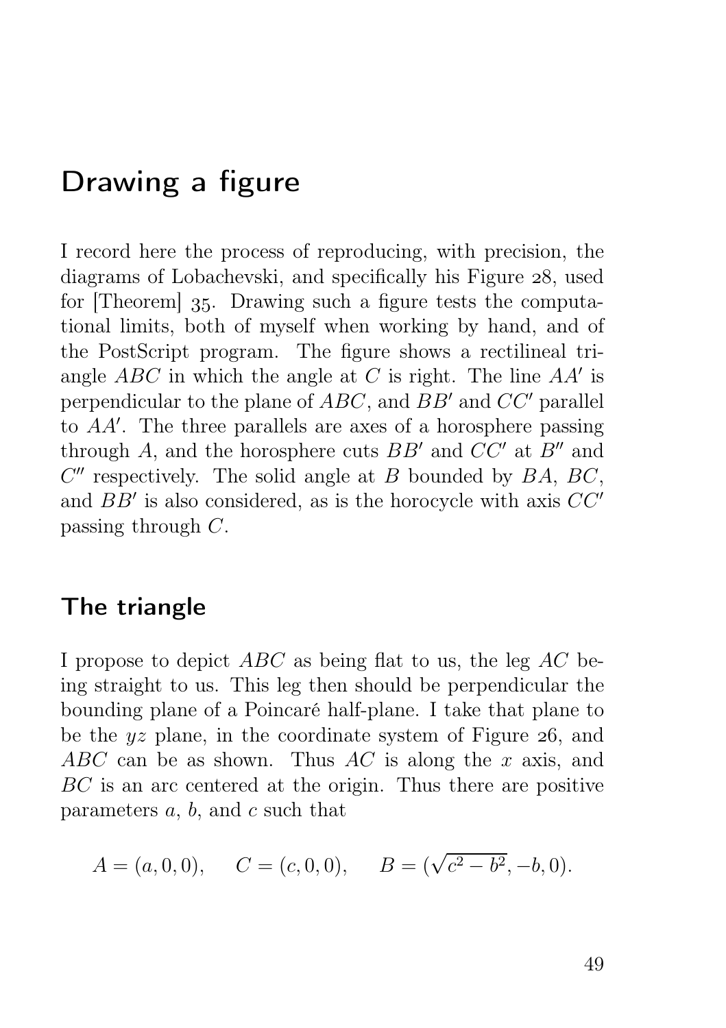# Drawing a figure

I record here the process of reproducing, with precision, the diagrams of Lobachevski, and specifically his Figure 28, used for [Theorem] 35. Drawing such a figure tests the computational limits, both of myself when working by hand, and of the PostScript program. The figure shows a rectilineal triangle $ABC$ in which the angle at $C$ is right. The line $AA'$ is perpendicular to the plane of $ABC$, and $BB'$ and $CC'$ parallel to $AA'$. The three parallels are axes of a horosphere passing through $A$, and the horosphere cuts $BB'$ and $CC'$ at $B''$ and $C''$ respectively. The solid angle at $B$ bounded by $BA$, $BC$, and $BB'$ is also considered, as is the horocycle with axis $CC'$ passing through $C$.

## The triangle

I propose to depict $ABC$ as being flat to us, the leg $AC$ being straight to us. This leg then should be perpendicular the bounding plane of a Poincaré half-plane. I take that plane to be the $yz$ plane, in the coordinate system of Figure 26, and $ABC$ can be as shown. Thus $AC$ is along the $x$ axis, and $BC$ is an arc centered at the origin. Thus there are positive parameters $a$, $b$, and $c$ such that

$$A = (a, 0, 0), \qquad C = (c, 0, 0), \qquad B = (\sqrt{c^2 - b^2}, -b, 0).$$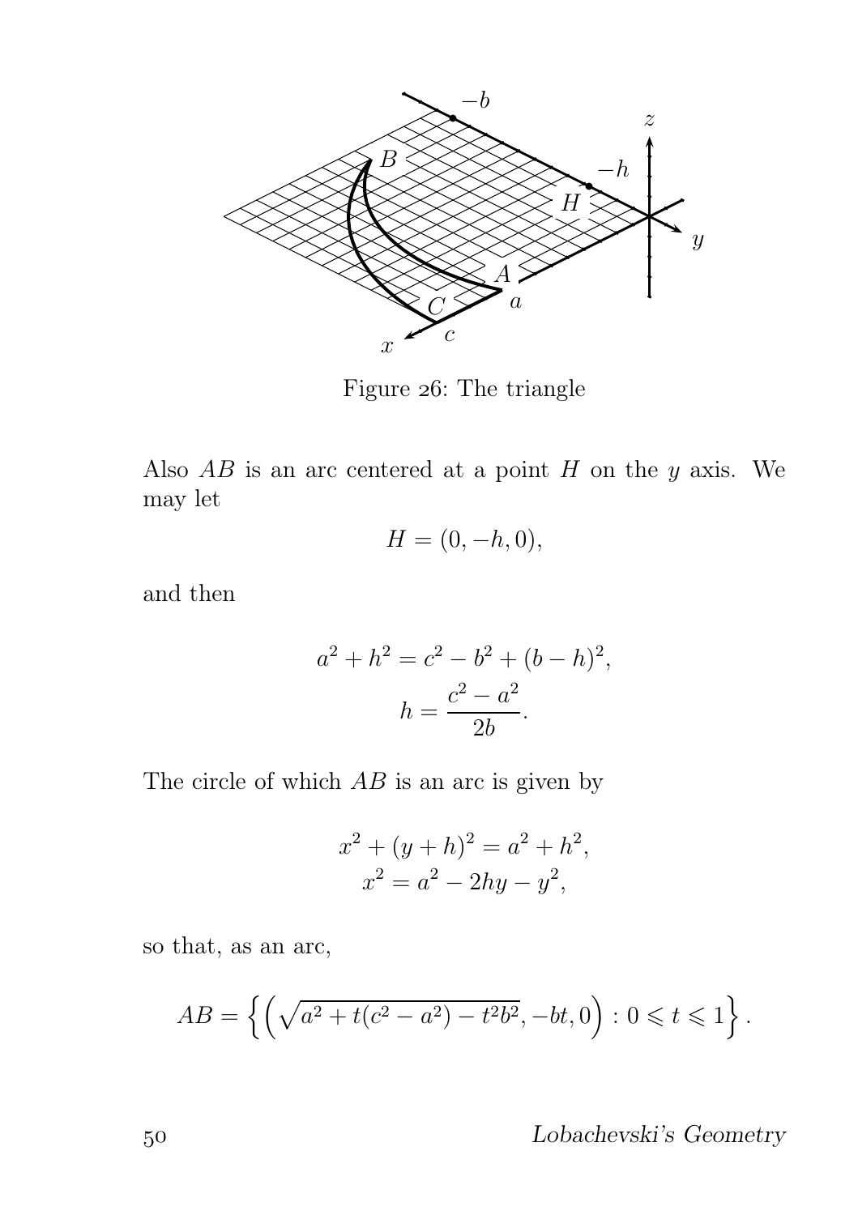Figure 26: The triangle

Also $AB$ is an arc centered at a point $H$ on the $y$ axis. We may let

$$H = (0, -h, 0),$$

and then

$$a^2 + h^2 = c^2 - b^2 + (b - h)^2,$$
$$h = \frac{c^2 - a^2}{2b}.$$

The circle of which $AB$ is an arc is given by

$$x^2 + (y + h)^2 = a^2 + h^2,$$
$$x^2 = a^2 - 2hy - y^2,$$

so that, as an arc,

$$AB = \left\{ \left( \sqrt{a^2 + t(c^2 - a^2) - t^2 b^2}, -bt, 0 \right) : 0 \leqslant t \leqslant 1 \right\}.$$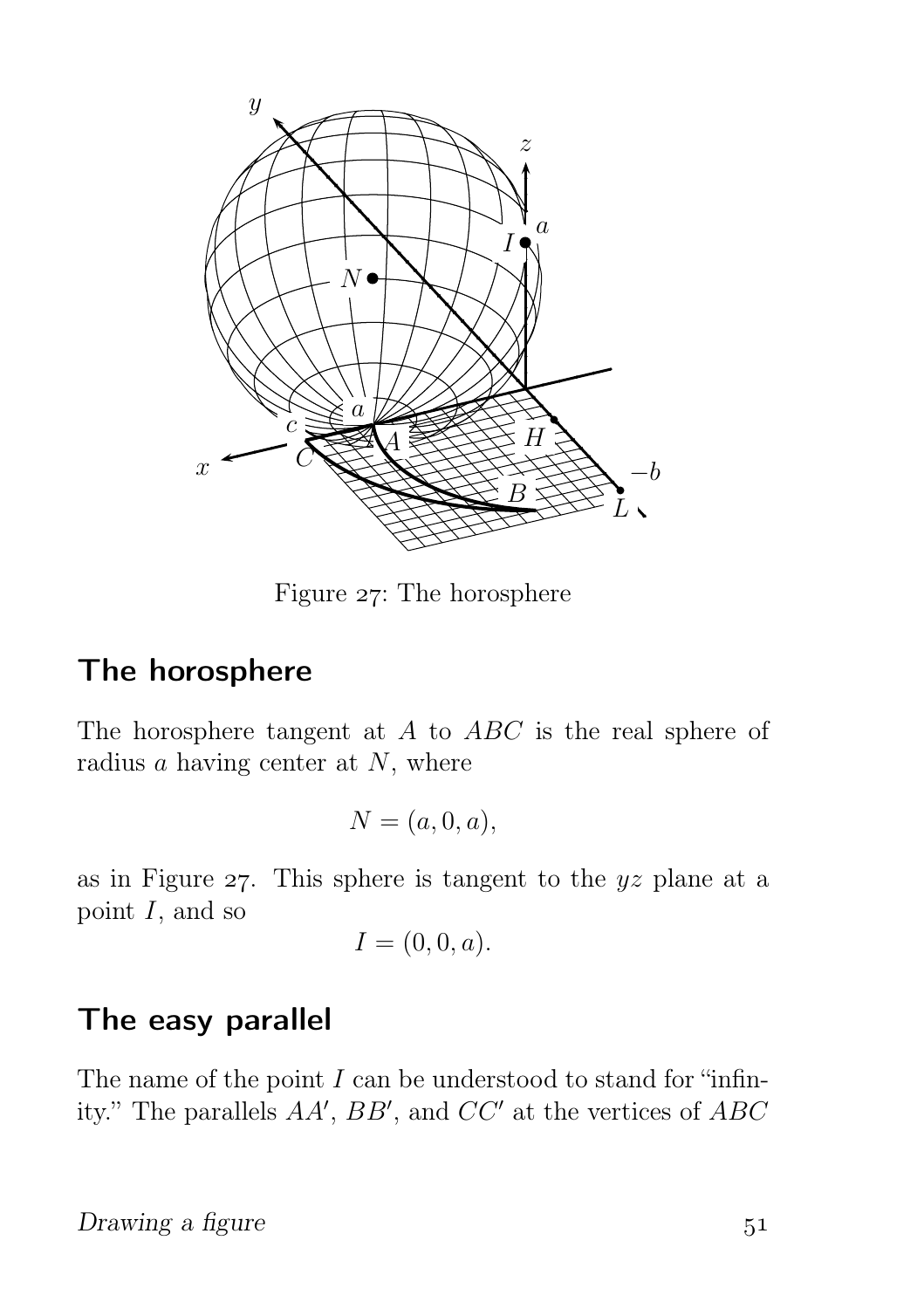Figure 27: The horosphere

## The horosphere

The horosphere tangent at $A$ to $ABC$ is the real sphere of radius $a$ having center at $N$, where

$$N = (a, 0, a),$$

as in Figure 27. This sphere is tangent to the $yz$ plane at a point $I$, and so

$$I = (0, 0, a).$$

## The easy parallel

The name of the point $I$ can be understood to stand for "infinity." The parallels $AA'$, $BB'$, and $CC'$ at the vertices of $ABC$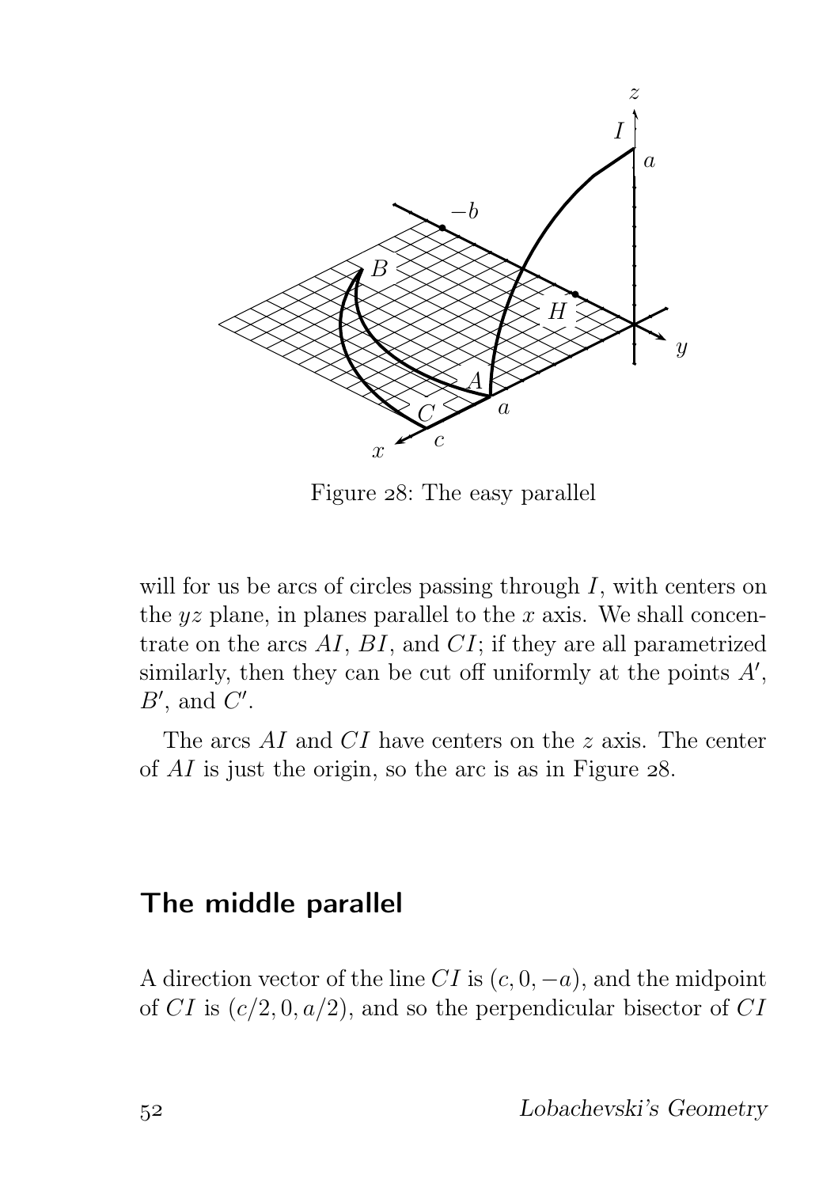Figure 28: The easy parallel

will for us be arcs of circles passing through $I$, with centers on the $yz$ plane, in planes parallel to the $x$ axis. We shall concentrate on the arcs $AI$, $BI$, and $CI$; if they are all parametrized similarly, then they can be cut off uniformly at the points $A'$, $B'$, and $C'$.

The arcs $AI$ and $CI$ have centers on the $z$ axis. The center of $AI$ is just the origin, so the arc is as in Figure 28.

## The middle parallel

A direction vector of the line $CI$ is $(c, 0, -a)$, and the midpoint of $CI$ is $(c/2, 0, a/2)$, and so the perpendicular bisector of $CI$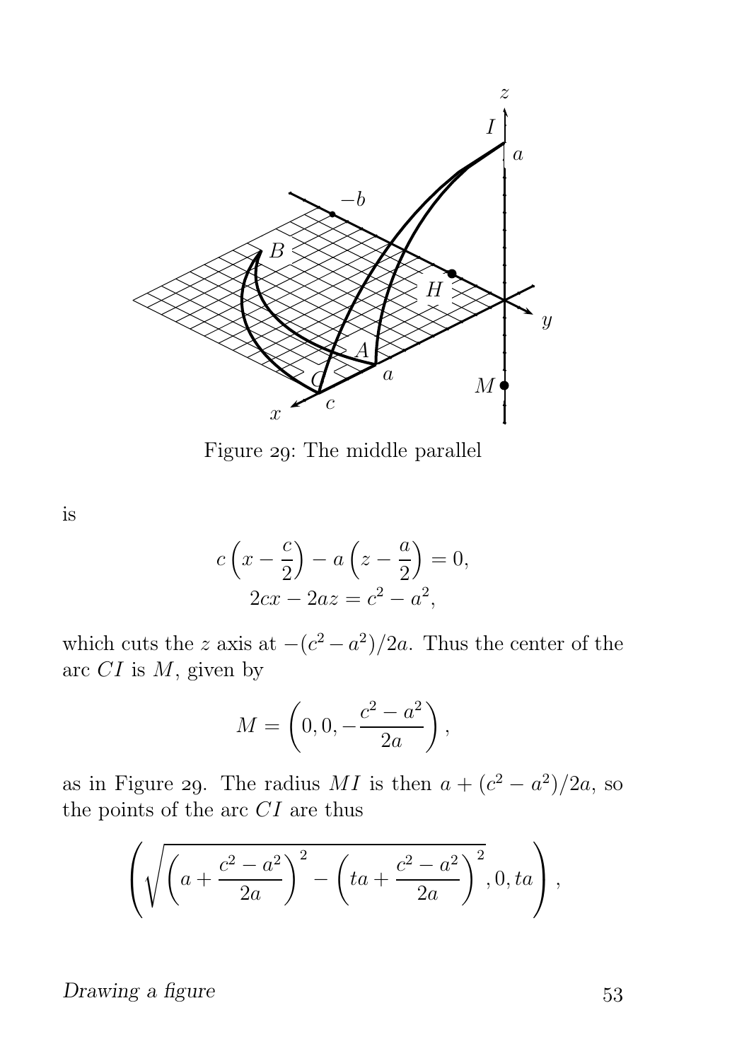Figure 29: The middle parallel

is

$$c\left(x - \frac{c}{2}\right) - a\left(z - \frac{a}{2}\right) = 0,$$
$$2cx - 2az = c^2 - a^2,$$

which cuts the $z$ axis at $-(c^2 - a^2)/2a$. Thus the center of the arc $CI$ is $M$, given by

$$M = \left(0, 0, -\frac{c^2 - a^2}{2a}\right),$$

as in Figure 29. The radius $MI$ is then $a + (c^2 - a^2)/2a$, so the points of the arc $CI$ are thus

$$\left(\sqrt{\left(a + \frac{c^2 - a^2}{2a}\right)^2 - \left(ta + \frac{c^2 - a^2}{2a}\right)^2}, 0, ta\right),$$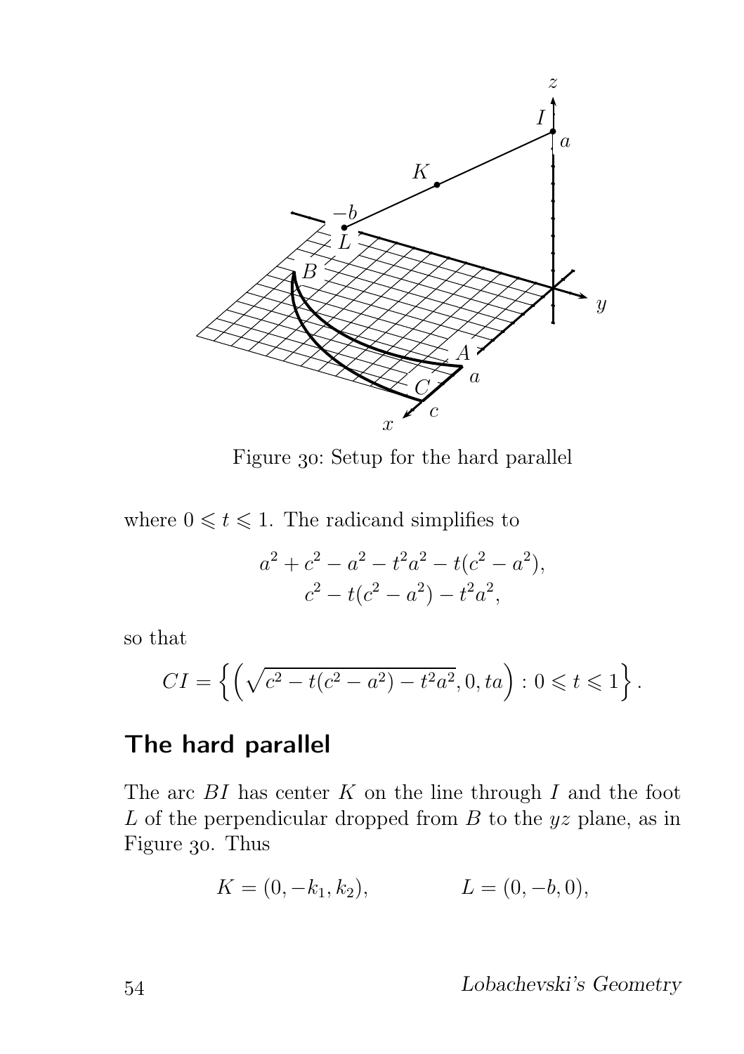Figure 30: Setup for the hard parallel

where $0 \leqslant t \leqslant 1$. The radicand simplifies to

$$a^2 + c^2 - a^2 - t^2a^2 - t(c^2 - a^2),$$
$$c^2 - t(c^2 - a^2) - t^2a^2,$$

so that

$$CI = \left\{ \left( \sqrt{c^2 - t(c^2 - a^2) - t^2a^2}, 0, ta \right) : 0 \leqslant t \leqslant 1 \right\}.$$

## The hard parallel

The arc $BI$ has center $K$ on the line through $I$ and the foot $L$ of the perpendicular dropped from $B$ to the $yz$ plane, as in Figure 30. Thus

$$K = (0, -k_1, k_2), \qquad\qquad L = (0, -b, 0),$$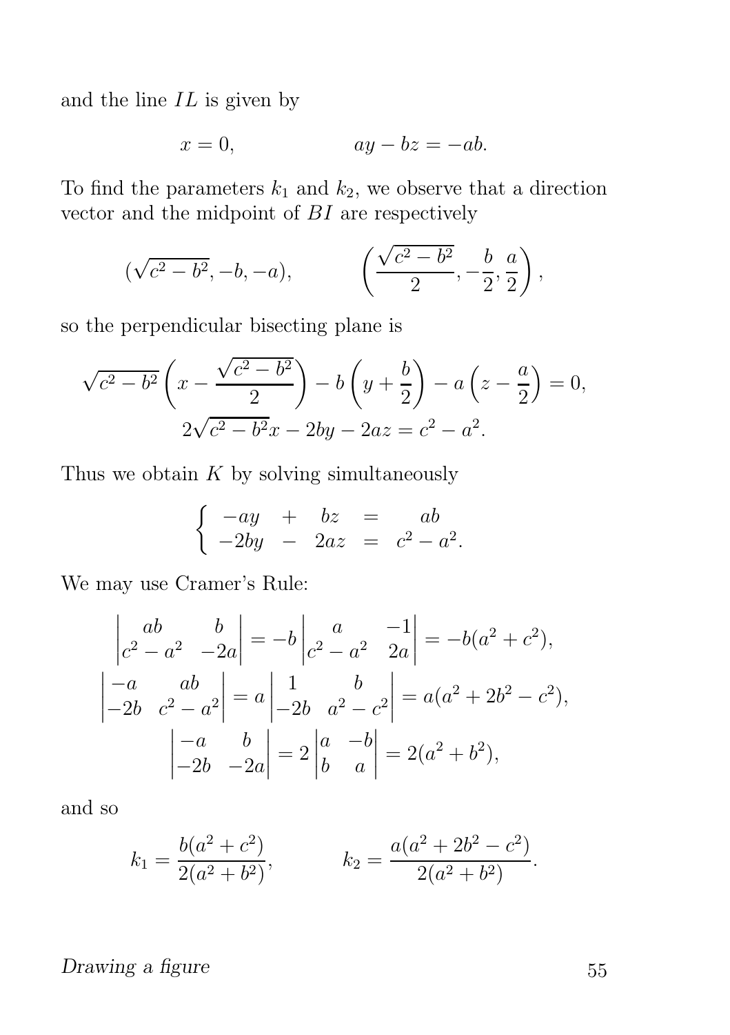and the line $IL$ is given by

$$x = 0, \qquad\qquad ay - bz = -ab.$$

To find the parameters $k_1$ and $k_2$, we observe that a direction vector and the midpoint of $BI$ are respectively

$$(\sqrt{c^2 - b^2}, -b, -a), \qquad\qquad \left(\frac{\sqrt{c^2 - b^2}}{2}, -\frac{b}{2}, \frac{a}{2}\right),$$

so the perpendicular bisecting plane is

$$\sqrt{c^2 - b^2}\left(x - \frac{\sqrt{c^2 - b^2}}{2}\right) - b\left(y + \frac{b}{2}\right) - a\left(z - \frac{a}{2}\right) = 0,$$
$$2\sqrt{c^2 - b^2}x - 2by - 2az = c^2 - a^2.$$

Thus we obtain $K$ by solving simultaneously

$$\begin{cases} -ay & + & bz & = & ab \\ -2by & - & 2az & = & c^2 - a^2. \end{cases}$$

We may use Cramer's Rule:

$$\begin{vmatrix} ab & b \\ c^2 - a^2 & -2a \end{vmatrix} = -b\begin{vmatrix} a & -1 \\ c^2 - a^2 & 2a \end{vmatrix} = -b(a^2 + c^2),$$
$$\begin{vmatrix} -a & ab \\ -2b & c^2 - a^2 \end{vmatrix} = a\begin{vmatrix} 1 & b \\ -2b & a^2 - c^2 \end{vmatrix} = a(a^2 + 2b^2 - c^2),$$
$$\begin{vmatrix} -a & b \\ -2b & -2a \end{vmatrix} = 2\begin{vmatrix} a & -b \\ b & a \end{vmatrix} = 2(a^2 + b^2),$$

and so

$$k_1 = \frac{b(a^2 + c^2)}{2(a^2 + b^2)}, \qquad\qquad k_2 = \frac{a(a^2 + 2b^2 - c^2)}{2(a^2 + b^2)}.$$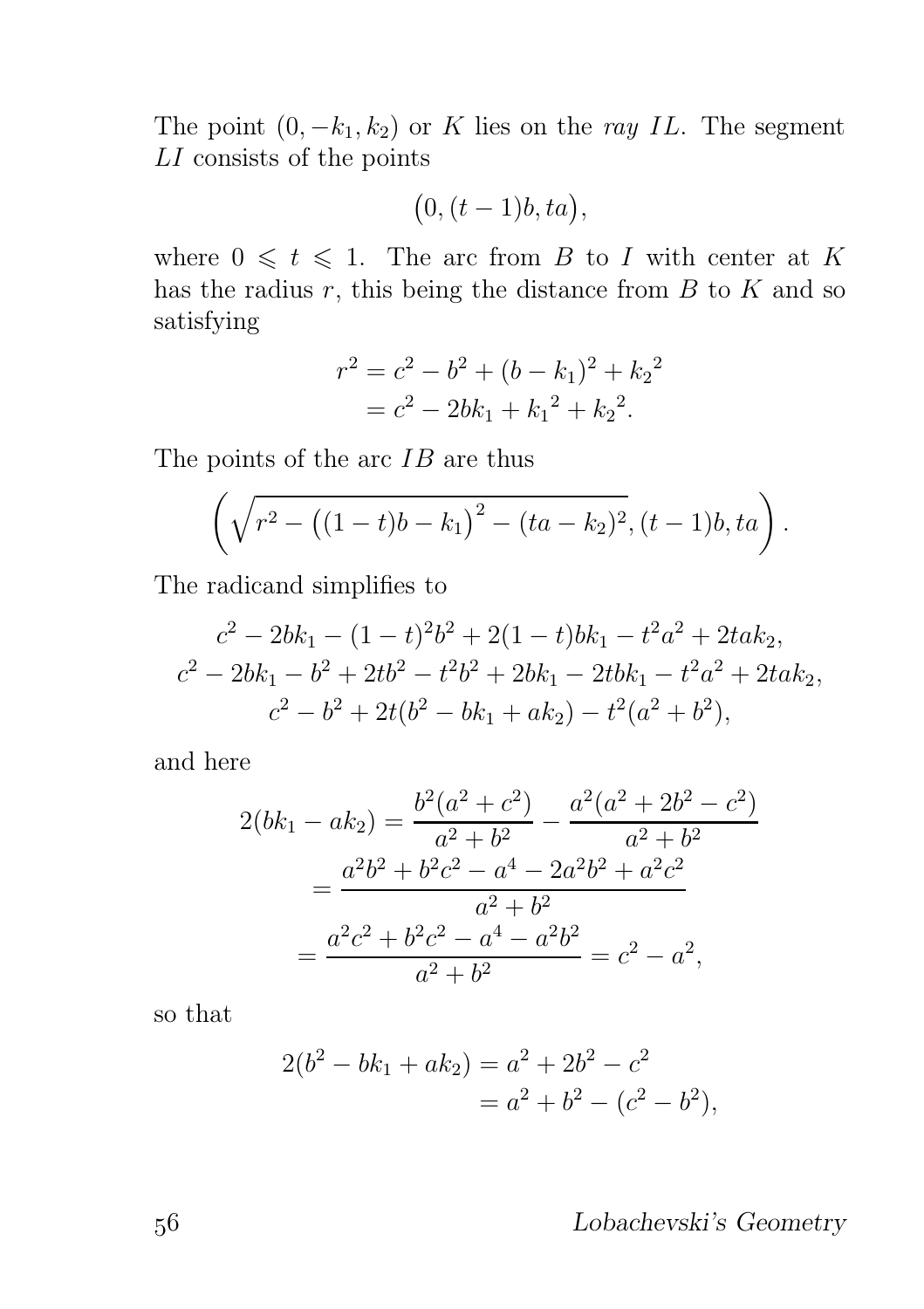The point $(0, -k_1, k_2)$ or $K$ lies on the *ray* $IL$. The segment $LI$ consists of the points

$$\bigl(0, (t-1)b, ta\bigr),$$

where $0 \leqslant t \leqslant 1$. The arc from $B$ to $I$ with center at $K$ has the radius $r$, this being the distance from $B$ to $K$ and so satisfying

$$\begin{aligned} r^2 &= c^2 - b^2 + (b - k_1)^2 + {k_2}^2 \\ &= c^2 - 2bk_1 + {k_1}^2 + {k_2}^2. \end{aligned}$$

The points of the arc $IB$ are thus

$$\left(\sqrt{r^2 - \bigl((1-t)b - k_1\bigr)^2 - (ta - k_2)^2}, (t-1)b, ta\right).$$

The radicand simplifies to

$$\begin{gathered} c^2 - 2bk_1 - (1-t)^2 b^2 + 2(1-t)bk_1 - t^2a^2 + 2tak_2, \\ c^2 - 2bk_1 - b^2 + 2tb^2 - t^2b^2 + 2bk_1 - 2tbk_1 - t^2a^2 + 2tak_2, \\ c^2 - b^2 + 2t(b^2 - bk_1 + ak_2) - t^2(a^2 + b^2), \end{gathered}$$

and here

$$\begin{aligned} 2(bk_1 - ak_2) &= \frac{b^2(a^2 + c^2)}{a^2 + b^2} - \frac{a^2(a^2 + 2b^2 - c^2)}{a^2 + b^2} \\ &= \frac{a^2b^2 + b^2c^2 - a^4 - 2a^2b^2 + a^2c^2}{a^2 + b^2} \\ &= \frac{a^2c^2 + b^2c^2 - a^4 - a^2b^2}{a^2 + b^2} = c^2 - a^2, \end{aligned}$$

so that

$$\begin{aligned} 2(b^2 - bk_1 + ak_2) &= a^2 + 2b^2 - c^2 \\ &= a^2 + b^2 - (c^2 - b^2), \end{aligned}$$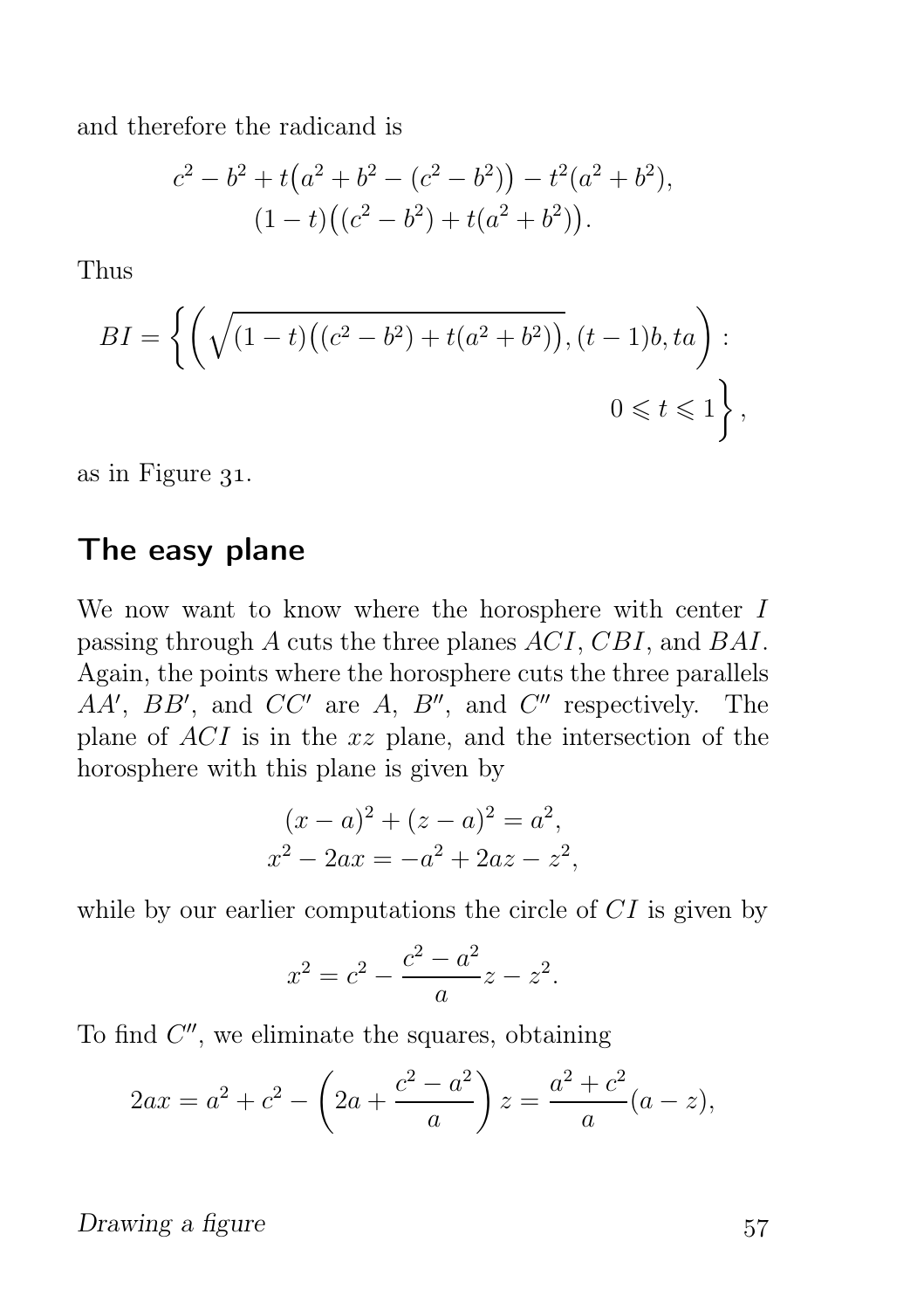and therefore the radicand is

$$
\begin{gathered}
c^2 - b^2 + t\big(a^2 + b^2 - (c^2 - b^2)\big) - t^2(a^2 + b^2), \\
(1-t)\big((c^2 - b^2) + t(a^2 + b^2)\big).
\end{gathered}
$$

Thus

$$
BI = \left\{ \left( \sqrt{(1-t)\big((c^2 - b^2) + t(a^2 + b^2)\big)}, (t-1)b, ta \right) : 0 \leqslant t \leqslant 1 \right\},
$$

as in Figure 31.

## The easy plane

We now want to know where the horosphere with center $I$ passing through $A$ cuts the three planes $ACI$, $CBI$, and $BAI$. Again, the points where the horosphere cuts the three parallels $AA'$, $BB'$, and $CC'$ are $A$, $B''$, and $C''$ respectively. The plane of $ACI$ is in the $xz$ plane, and the intersection of the horosphere with this plane is given by

$$
\begin{gathered}
(x-a)^2 + (z-a)^2 = a^2, \\
x^2 - 2ax = -a^2 + 2az - z^2,
\end{gathered}
$$

while by our earlier computations the circle of $CI$ is given by

$$
x^2 = c^2 - \frac{c^2 - a^2}{a} z - z^2.
$$

To find $C''$, we eliminate the squares, obtaining

$$
2ax = a^2 + c^2 - \left( 2a + \frac{c^2 - a^2}{a} \right) z = \frac{a^2 + c^2}{a}(a - z),
$$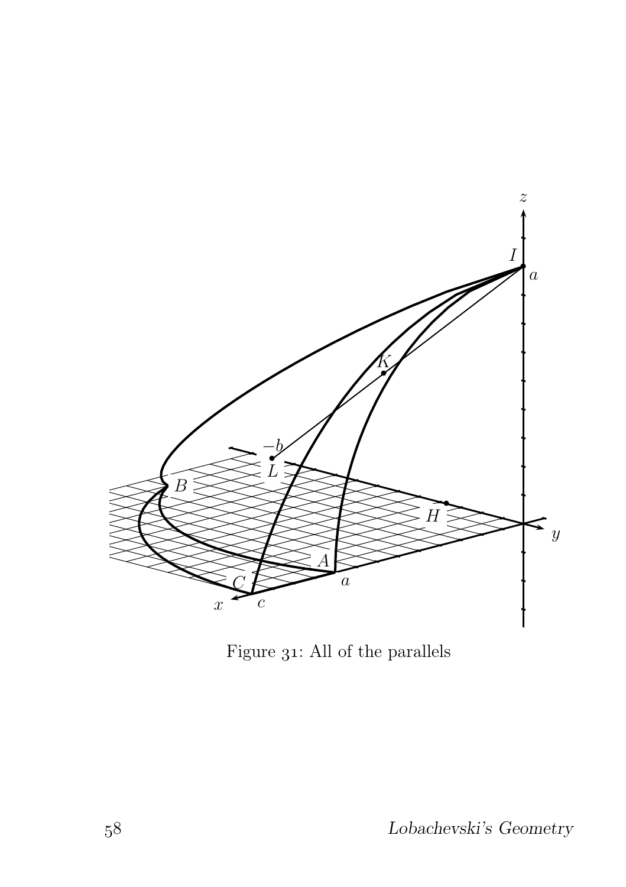Figure 31: All of the parallels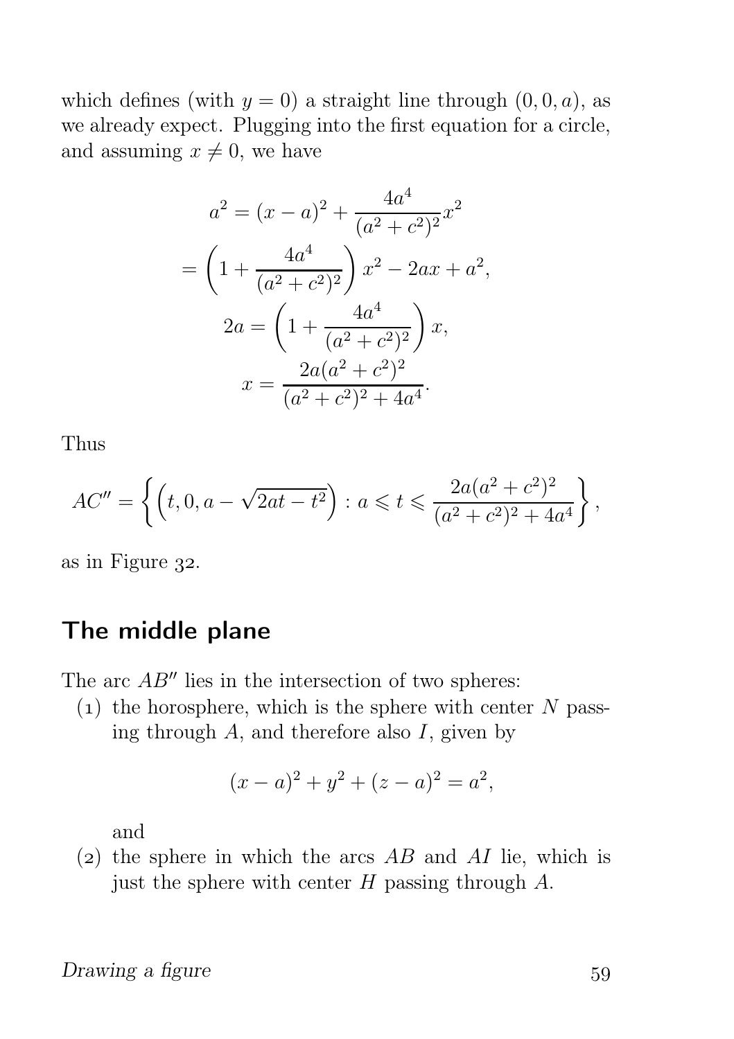which defines (with $y = 0$) a straight line through $(0, 0, a)$, as we already expect. Plugging into the first equation for a circle, and assuming $x \neq 0$, we have

$$
\begin{aligned}
a^2 &= (x-a)^2 + \frac{4a^4}{(a^2+c^2)^2}x^2 \\
&= \left(1 + \frac{4a^4}{(a^2+c^2)^2}\right)x^2 - 2ax + a^2, \\
2a &= \left(1 + \frac{4a^4}{(a^2+c^2)^2}\right)x, \\
x &= \frac{2a(a^2+c^2)^2}{(a^2+c^2)^2+4a^4}.
\end{aligned}
$$

Thus

$$
AC'' = \left\{ \left(t, 0, a - \sqrt{2at - t^2}\right) : a \leqslant t \leqslant \frac{2a(a^2+c^2)^2}{(a^2+c^2)^2+4a^4} \right\},
$$

as in Figure 32.

## The middle plane

The arc $AB''$ lies in the intersection of two spheres:

(1) the horosphere, which is the sphere with center $N$ passing through $A$, and therefore also $I$, given by

$$
(x-a)^2 + y^2 + (z-a)^2 = a^2,
$$

and

(2) the sphere in which the arcs $AB$ and $AI$ lie, which is just the sphere with center $H$ passing through $A$.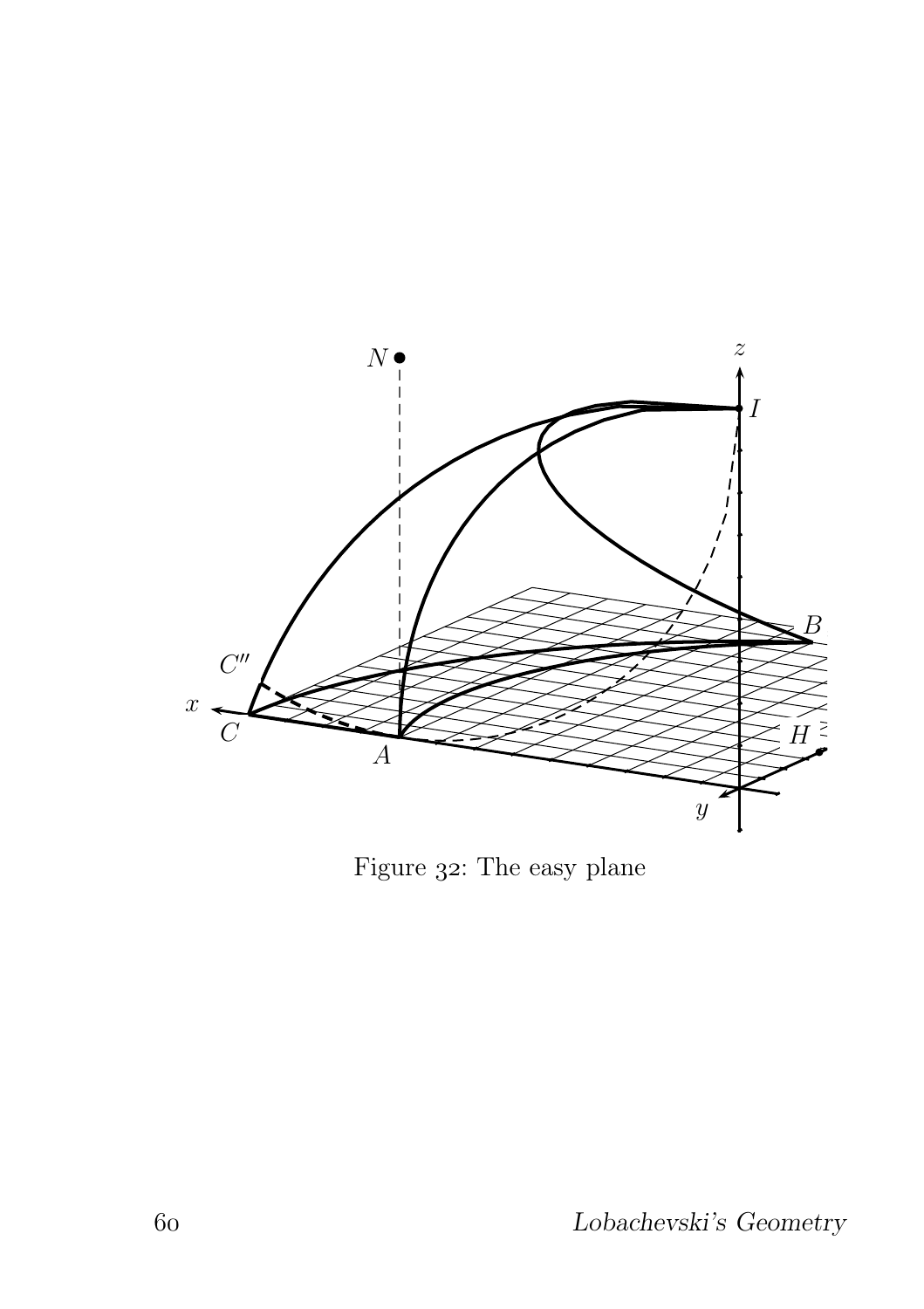Figure 32: The easy plane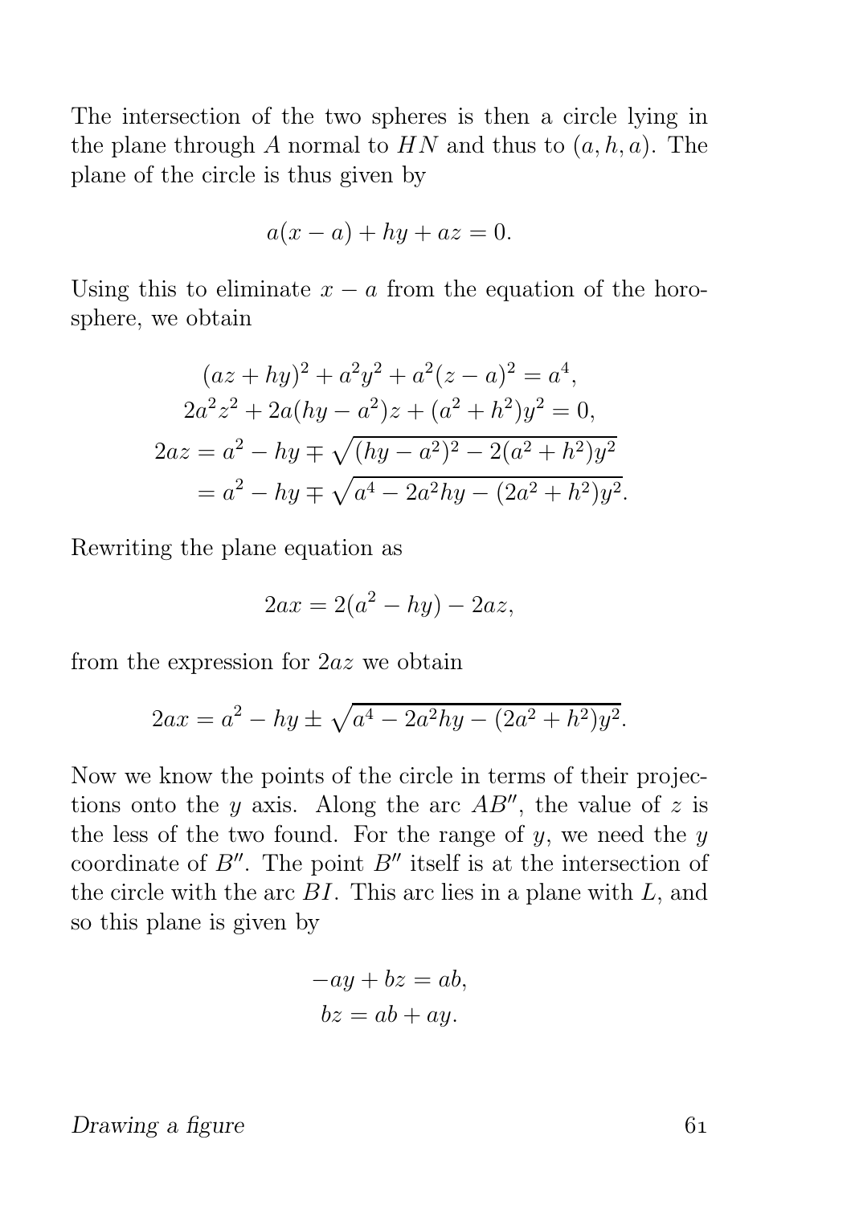The intersection of the two spheres is then a circle lying in the plane through $A$ normal to $HN$ and thus to $(a, h, a)$. The plane of the circle is thus given by

$$a(x - a) + hy + az = 0.$$

Using this to eliminate $x - a$ from the equation of the horosphere, we obtain

$$\begin{aligned}
(az + hy)^2 + a^2y^2 + a^2(z - a)^2 &= a^4, \\
2a^2z^2 + 2a(hy - a^2)z + (a^2 + h^2)y^2 &= 0, \\
2az = a^2 - hy &\mp \sqrt{(hy - a^2)^2 - 2(a^2 + h^2)y^2} \\
= a^2 - hy &\mp \sqrt{a^4 - 2a^2hy - (2a^2 + h^2)y^2}.
\end{aligned}$$

Rewriting the plane equation as

$$2ax = 2(a^2 - hy) - 2az,$$

from the expression for $2az$ we obtain

$$2ax = a^2 - hy \pm \sqrt{a^4 - 2a^2hy - (2a^2 + h^2)y^2}.$$

Now we know the points of the circle in terms of their projections onto the $y$ axis. Along the arc $AB''$, the value of $z$ is the less of the two found. For the range of $y$, we need the $y$ coordinate of $B''$. The point $B''$ itself is at the intersection of the circle with the arc $BI$. This arc lies in a plane with $L$, and so this plane is given by

$$\begin{aligned}
-ay + bz &= ab, \\
bz &= ab + ay.
\end{aligned}$$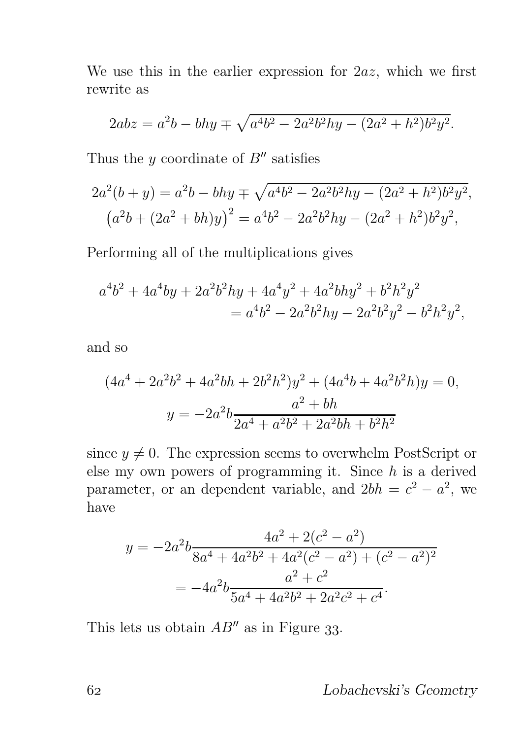We use this in the earlier expression for $2az$, which we first rewrite as

$$2abz = a^2b - bhy \mp \sqrt{a^4b^2 - 2a^2b^2hy - (2a^2 + h^2)b^2y^2}.$$

Thus the $y$ coordinate of $B''$ satisfies

$$2a^2(b + y) = a^2b - bhy \mp \sqrt{a^4b^2 - 2a^2b^2hy - (2a^2 + h^2)b^2y^2},$$
$$\left(a^2b + (2a^2 + bh)y\right)^2 = a^4b^2 - 2a^2b^2hy - (2a^2 + h^2)b^2y^2,$$

Performing all of the multiplications gives

$$a^4b^2 + 4a^4by + 2a^2b^2hy + 4a^4y^2 + 4a^2bhy^2 + b^2h^2y^2$$
$$= a^4b^2 - 2a^2b^2hy - 2a^2b^2y^2 - b^2h^2y^2,$$

and so

$$(4a^4 + 2a^2b^2 + 4a^2bh + 2b^2h^2)y^2 + (4a^4b + 4a^2b^2h)y = 0,$$
$$y = -2a^2b\frac{a^2 + bh}{2a^4 + a^2b^2 + 2a^2bh + b^2h^2}$$

since $y \neq 0$. The expression seems to overwhelm PostScript or else my own powers of programming it. Since $h$ is a derived parameter, or an dependent variable, and $2bh = c^2 - a^2$, we have

$$y = -2a^2b\frac{4a^2 + 2(c^2 - a^2)}{8a^4 + 4a^2b^2 + 4a^2(c^2 - a^2) + (c^2 - a^2)^2}$$
$$= -4a^2b\frac{a^2 + c^2}{5a^4 + 4a^2b^2 + 2a^2c^2 + c^4}.$$

This lets us obtain $AB''$ as in Figure 33.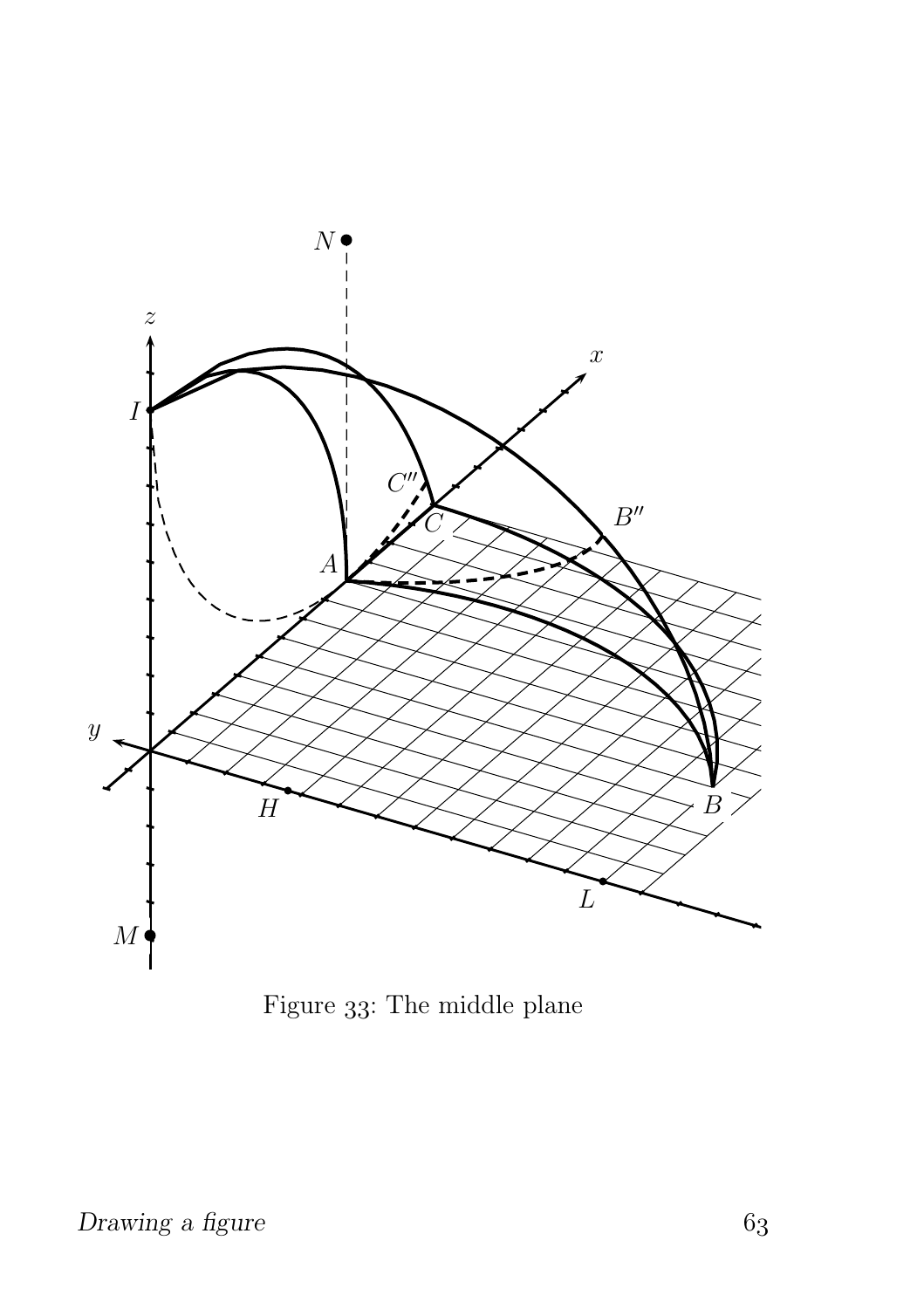Figure 33: The middle plane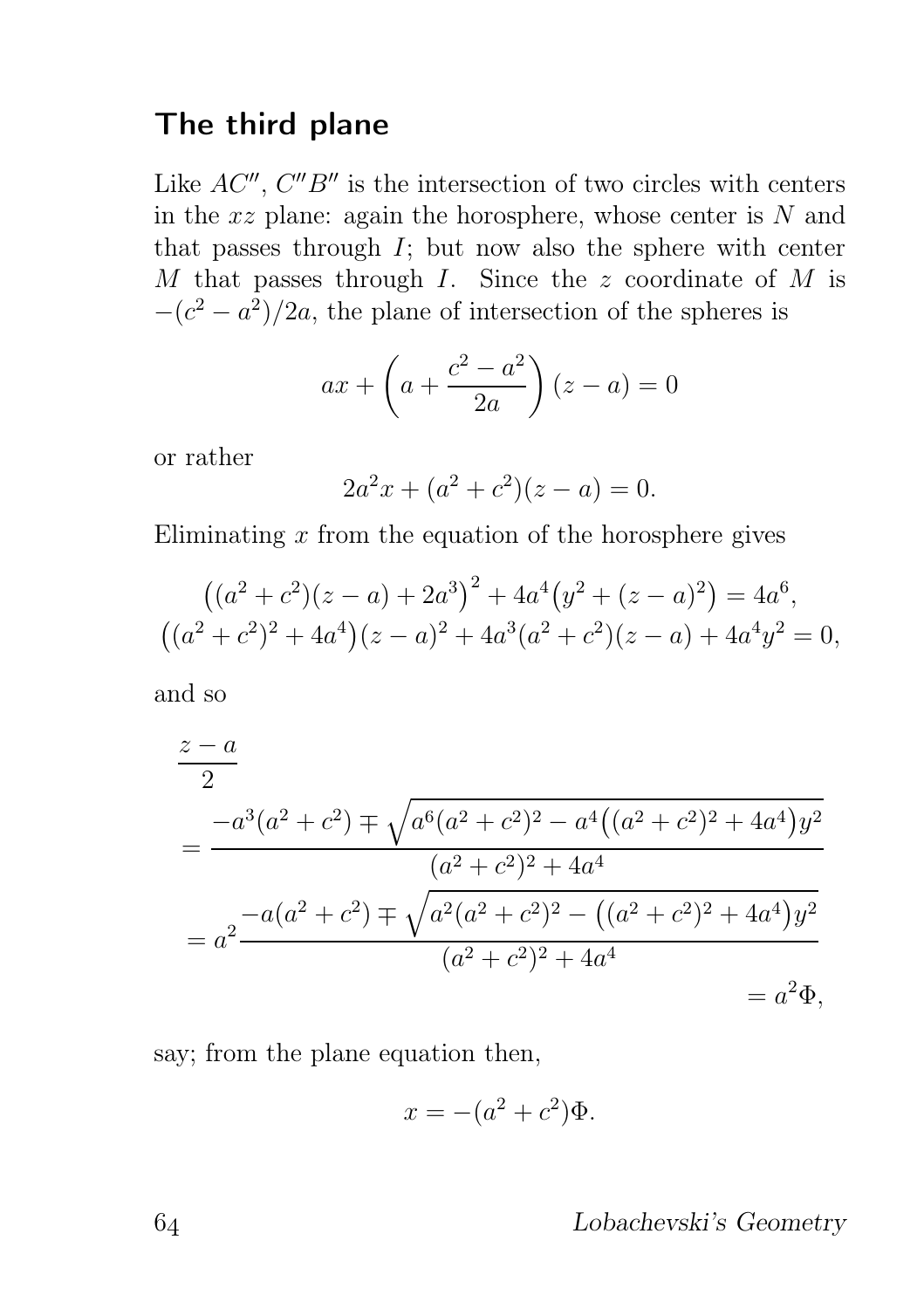## The third plane

Like $AC''$, $C''B''$ is the intersection of two circles with centers in the $xz$ plane: again the horosphere, whose center is $N$ and that passes through $I$; but now also the sphere with center $M$ that passes through $I$. Since the $z$ coordinate of $M$ is $-(c^2 - a^2)/2a$, the plane of intersection of the spheres is

$$ax + \left(a + \frac{c^2 - a^2}{2a}\right)(z - a) = 0$$

or rather

$$2a^2 x + (a^2 + c^2)(z - a) = 0.$$

Eliminating $x$ from the equation of the horosphere gives

$$\big((a^2 + c^2)(z - a) + 2a^3\big)^2 + 4a^4\big(y^2 + (z - a)^2\big) = 4a^6,$$
$$\big((a^2 + c^2)^2 + 4a^4\big)(z - a)^2 + 4a^3(a^2 + c^2)(z - a) + 4a^4 y^2 = 0,$$

and so

$$\begin{aligned}
&\frac{z - a}{2} \\
&= \frac{-a^3(a^2 + c^2) \mp \sqrt{a^6(a^2 + c^2)^2 - a^4\big((a^2 + c^2)^2 + 4a^4\big)y^2}}{(a^2 + c^2)^2 + 4a^4} \\
&= a^2 \frac{-a(a^2 + c^2) \mp \sqrt{a^2(a^2 + c^2)^2 - \big((a^2 + c^2)^2 + 4a^4\big)y^2}}{(a^2 + c^2)^2 + 4a^4} \\
&\qquad = a^2 \Phi,
\end{aligned}$$

say; from the plane equation then,

$$x = -(a^2 + c^2)\Phi.$$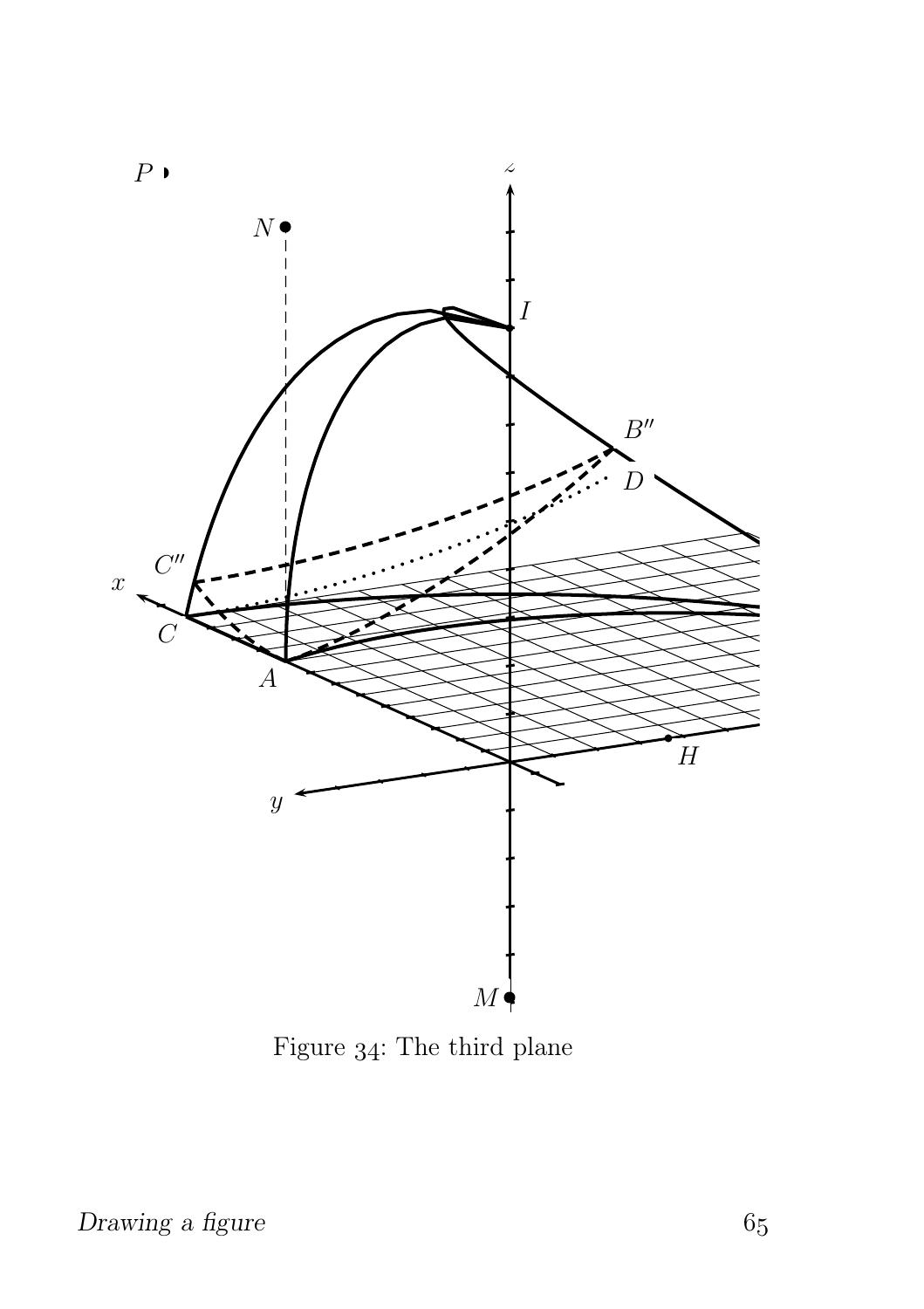Figure 34: The third plane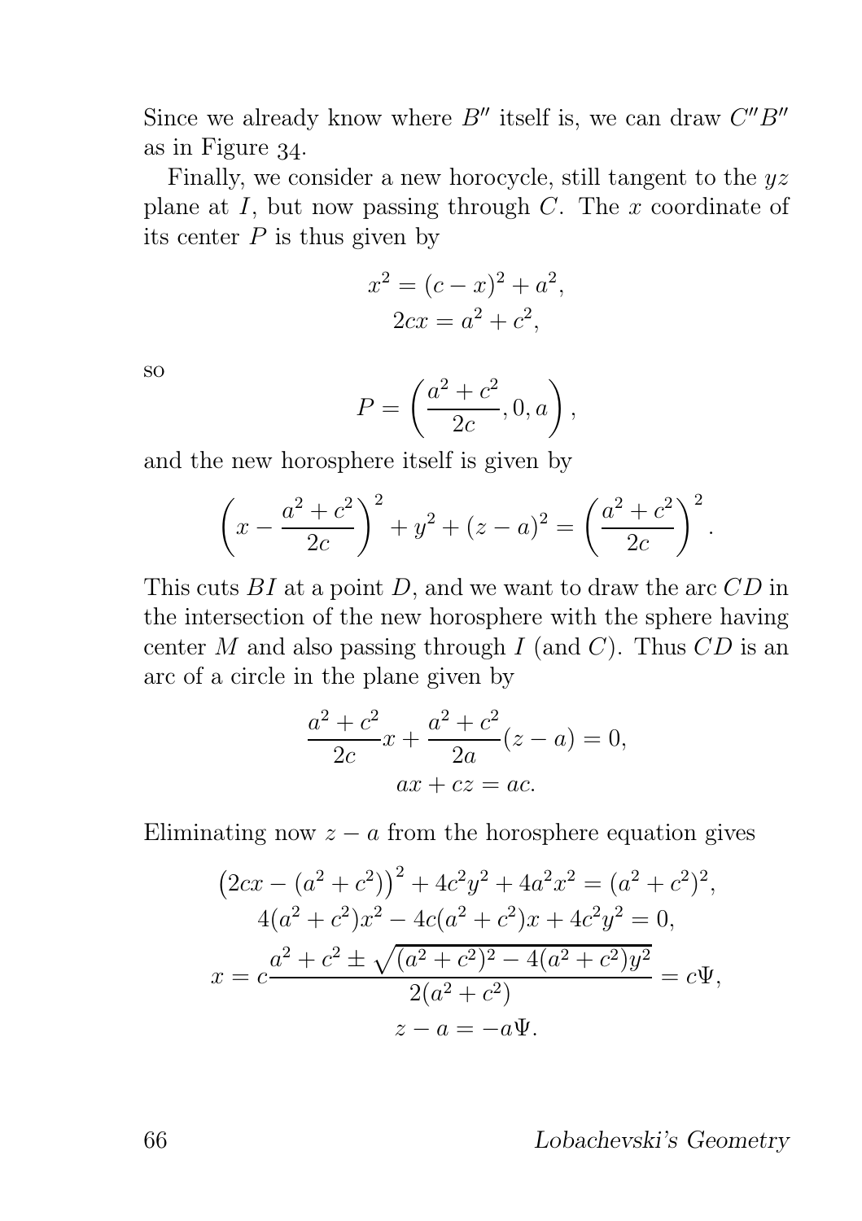Since we already know where $B''$ itself is, we can draw $C''B''$ as in Figure 34.

Finally, we consider a new horocycle, still tangent to the $yz$ plane at $I$, but now passing through $C$. The $x$ coordinate of its center $P$ is thus given by

$$x^2 = (c-x)^2 + a^2,$$
$$2cx = a^2 + c^2,$$

so

$$P = \left( \frac{a^2+c^2}{2c}, 0, a \right),$$

and the new horosphere itself is given by

$$\left( x - \frac{a^2+c^2}{2c} \right)^2 + y^2 + (z-a)^2 = \left( \frac{a^2+c^2}{2c} \right)^2.$$

This cuts $BI$ at a point $D$, and we want to draw the arc $CD$ in the intersection of the new horosphere with the sphere having center $M$ and also passing through $I$ (and $C$). Thus $CD$ is an arc of a circle in the plane given by

$$\frac{a^2+c^2}{2c}x + \frac{a^2+c^2}{2a}(z-a) = 0,$$
$$ax + cz = ac.$$

Eliminating now $z - a$ from the horosphere equation gives

$$\left(2cx - (a^2+c^2)\right)^2 + 4c^2y^2 + 4a^2x^2 = (a^2+c^2)^2,$$
$$4(a^2+c^2)x^2 - 4c(a^2+c^2)x + 4c^2y^2 = 0,$$
$$x = c\frac{a^2+c^2 \pm \sqrt{(a^2+c^2)^2 - 4(a^2+c^2)y^2}}{2(a^2+c^2)} = c\Psi,$$
$$z - a = -a\Psi.$$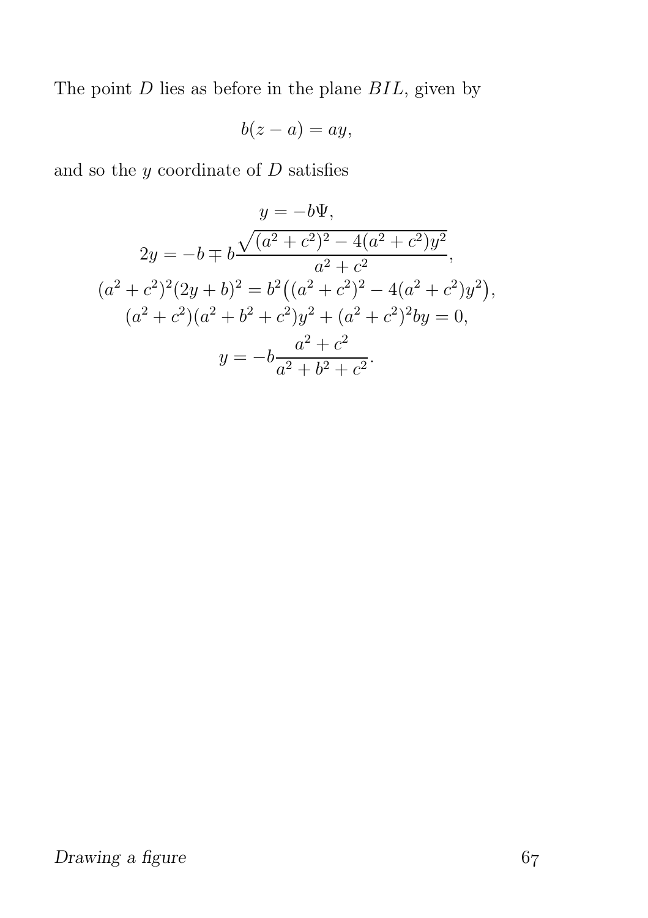The point $D$ lies as before in the plane $BIL$, given by

$$b(z-a) = ay,$$

and so the $y$ coordinate of $D$ satisfies

$$\begin{gathered}
y = -b\Psi, \\
2y = -b \mp b\frac{\sqrt{(a^2+c^2)^2 - 4(a^2+c^2)y^2}}{a^2+c^2}, \\
(a^2+c^2)^2(2y+b)^2 = b^2\big((a^2+c^2)^2 - 4(a^2+c^2)y^2\big), \\
(a^2+c^2)(a^2+b^2+c^2)y^2 + (a^2+c^2)^2by = 0, \\
y = -b\frac{a^2+c^2}{a^2+b^2+c^2}.
\end{gathered}$$